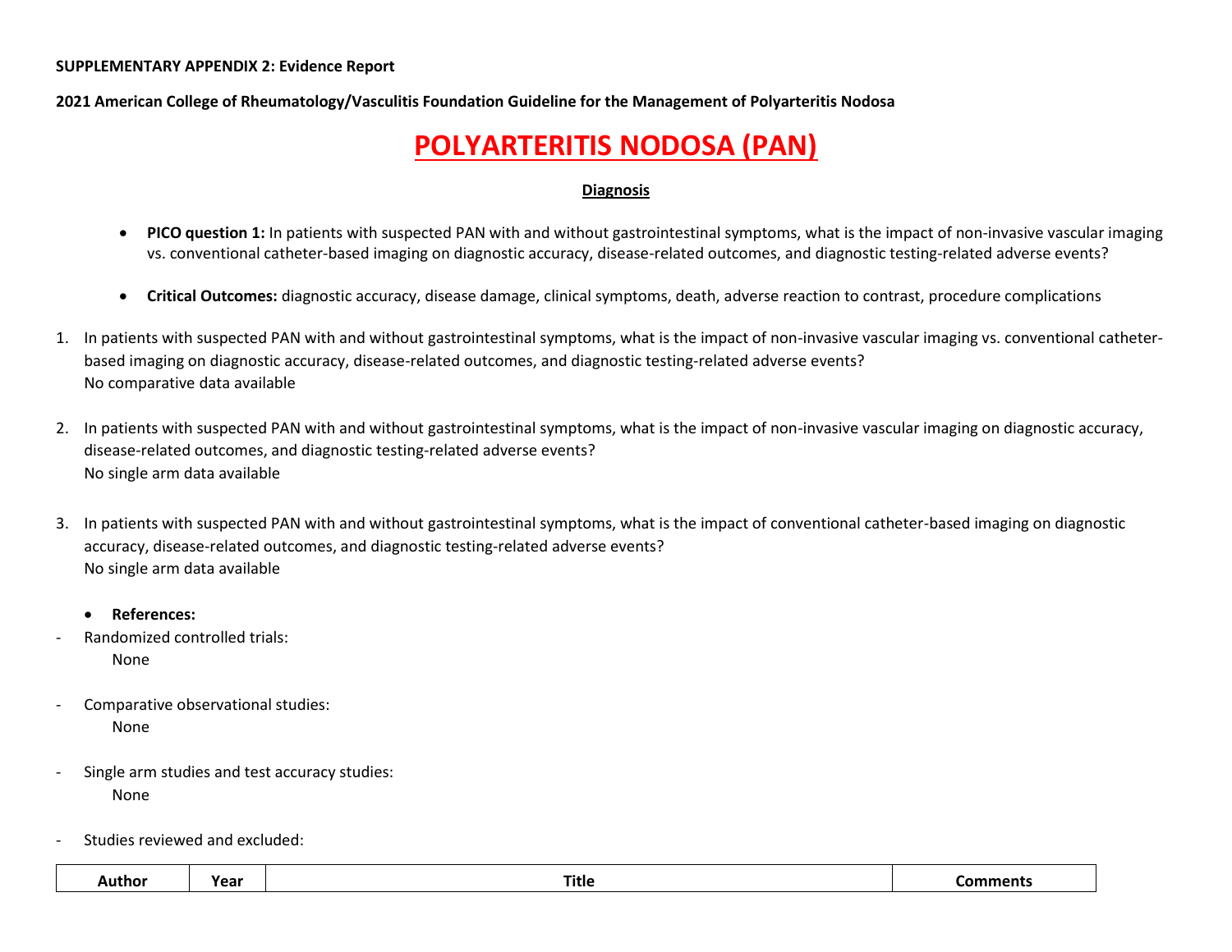**SUPPLEMENTARY APPENDIX 2: Evidence Report**

**2021 American College of Rheumatology/Vasculitis Foundation Guideline for the Management of Polyarteritis Nodosa**

# POLYARTERITIS NODOSA (PAN)

## Diagnosis

- **PICO question 1:** In patients with suspected PAN with and without gastrointestinal symptoms, what is the impact of non-invasive vascular imaging vs. conventional catheter-based imaging on diagnostic accuracy, disease-related outcomes, and diagnostic testing-related adverse events?

- **Critical Outcomes:** diagnostic accuracy, disease damage, clinical symptoms, death, adverse reaction to contrast, procedure complications

1. In patients with suspected PAN with and without gastrointestinal symptoms, what is the impact of non-invasive vascular imaging vs. conventional catheter-based imaging on diagnostic accuracy, disease-related outcomes, and diagnostic testing-related adverse events?
   No comparative data available

2. In patients with suspected PAN with and without gastrointestinal symptoms, what is the impact of non-invasive vascular imaging on diagnostic accuracy, disease-related outcomes, and diagnostic testing-related adverse events?
   No single arm data available

3. In patients with suspected PAN with and without gastrointestinal symptoms, what is the impact of conventional catheter-based imaging on diagnostic accuracy, disease-related outcomes, and diagnostic testing-related adverse events?
   No single arm data available

- **References:**

- Randomized controlled trials:
  None

- Comparative observational studies:
  None

- Single arm studies and test accuracy studies:
  None

- Studies reviewed and excluded:

| Author | Year | Title | Comments |
|---|---|---|---|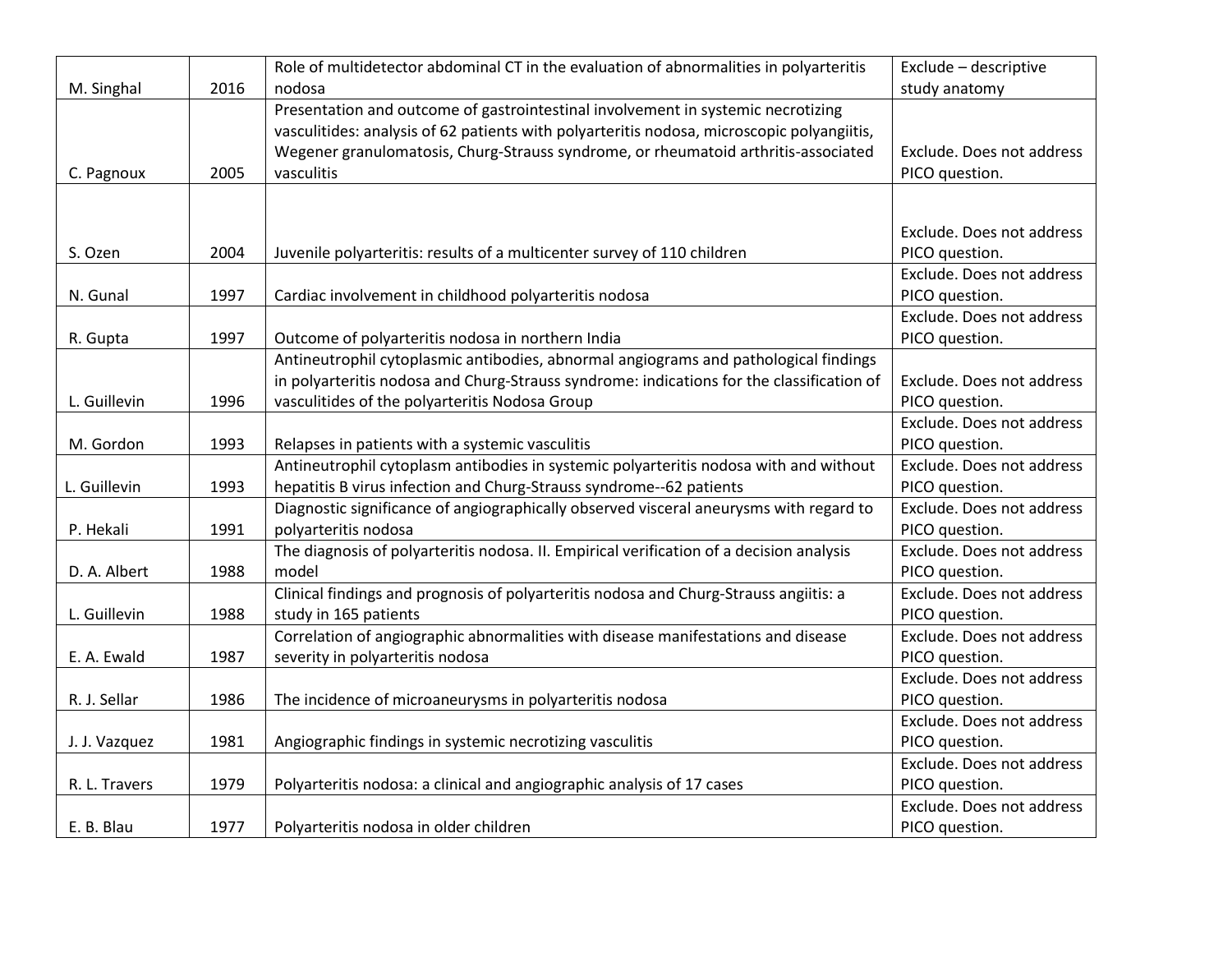| M. Singhal | 2016 | Role of multidetector abdominal CT in the evaluation of abnormalities in polyarteritis nodosa | Exclude – descriptive study anatomy |
|---|---|---|---|
| C. Pagnoux | 2005 | Presentation and outcome of gastrointestinal involvement in systemic necrotizing vasculitides: analysis of 62 patients with polyarteritis nodosa, microscopic polyangiitis, Wegener granulomatosis, Churg-Strauss syndrome, or rheumatoid arthritis-associated vasculitis | Exclude. Does not address PICO question. |
| S. Ozen | 2004 | Juvenile polyarteritis: results of a multicenter survey of 110 children | Exclude. Does not address PICO question. |
| N. Gunal | 1997 | Cardiac involvement in childhood polyarteritis nodosa | Exclude. Does not address PICO question. |
| R. Gupta | 1997 | Outcome of polyarteritis nodosa in northern India | Exclude. Does not address PICO question. |
| L. Guillevin | 1996 | Antineutrophil cytoplasmic antibodies, abnormal angiograms and pathological findings in polyarteritis nodosa and Churg-Strauss syndrome: indications for the classification of vasculitides of the polyarteritis Nodosa Group | Exclude. Does not address PICO question. |
| M. Gordon | 1993 | Relapses in patients with a systemic vasculitis | Exclude. Does not address PICO question. |
| L. Guillevin | 1993 | Antineutrophil cytoplasm antibodies in systemic polyarteritis nodosa with and without hepatitis B virus infection and Churg-Strauss syndrome--62 patients | Exclude. Does not address PICO question. |
| P. Hekali | 1991 | Diagnostic significance of angiographically observed visceral aneurysms with regard to polyarteritis nodosa | Exclude. Does not address PICO question. |
| D. A. Albert | 1988 | The diagnosis of polyarteritis nodosa. II. Empirical verification of a decision analysis model | Exclude. Does not address PICO question. |
| L. Guillevin | 1988 | Clinical findings and prognosis of polyarteritis nodosa and Churg-Strauss angiitis: a study in 165 patients | Exclude. Does not address PICO question. |
| E. A. Ewald | 1987 | Correlation of angiographic abnormalities with disease manifestations and disease severity in polyarteritis nodosa | Exclude. Does not address PICO question. |
| R. J. Sellar | 1986 | The incidence of microaneurysms in polyarteritis nodosa | Exclude. Does not address PICO question. |
| J. J. Vazquez | 1981 | Angiographic findings in systemic necrotizing vasculitis | Exclude. Does not address PICO question. |
| R. L. Travers | 1979 | Polyarteritis nodosa: a clinical and angiographic analysis of 17 cases | Exclude. Does not address PICO question. |
| E. B. Blau | 1977 | Polyarteritis nodosa in older children | Exclude. Does not address PICO question. |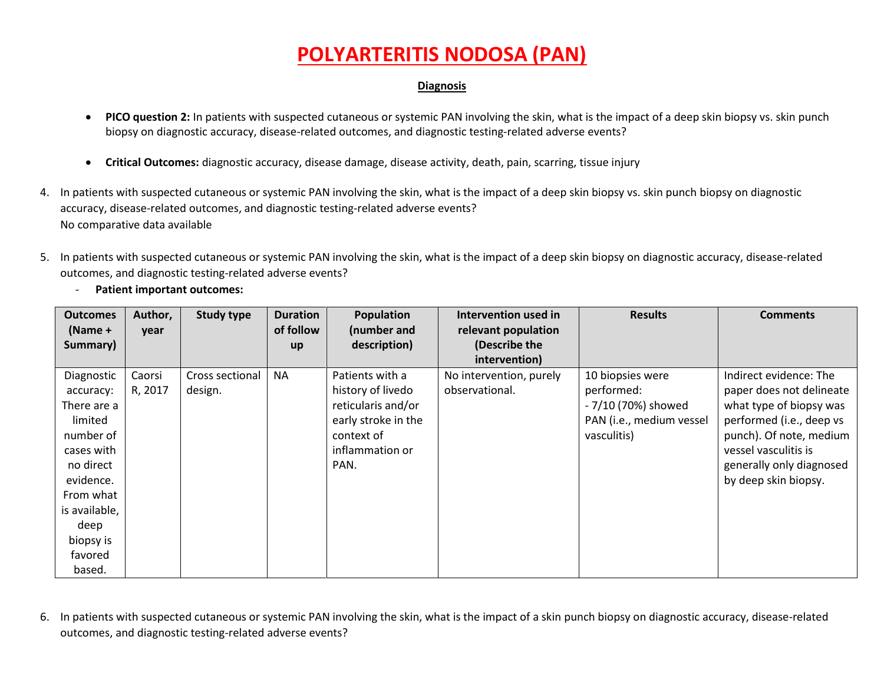# POLYARTERITIS NODOSA (PAN)

## Diagnosis

- **PICO question 2:** In patients with suspected cutaneous or systemic PAN involving the skin, what is the impact of a deep skin biopsy vs. skin punch biopsy on diagnostic accuracy, disease-related outcomes, and diagnostic testing-related adverse events?
- **Critical Outcomes:** diagnostic accuracy, disease damage, disease activity, death, pain, scarring, tissue injury

4. In patients with suspected cutaneous or systemic PAN involving the skin, what is the impact of a deep skin biopsy vs. skin punch biopsy on diagnostic accuracy, disease-related outcomes, and diagnostic testing-related adverse events?
   No comparative data available

5. In patients with suspected cutaneous or systemic PAN involving the skin, what is the impact of a deep skin biopsy on diagnostic accuracy, disease-related outcomes, and diagnostic testing-related adverse events?
   - **Patient important outcomes:**

| Outcomes (Name + Summary) | Author, year | Study type | Duration of follow up | Population (number and description) | Intervention used in relevant population (Describe the intervention) | Results | Comments |
|---|---|---|---|---|---|---|---|
| Diagnostic accuracy: There are a limited number of cases with no direct evidence. From what is available, deep biopsy is favored based. | Caorsi R, 2017 | Cross sectional design. | NA | Patients with a history of livedo reticularis and/or early stroke in the context of inflammation or PAN. | No intervention, purely observational. | 10 biopsies were performed:<br>- 7/10 (70%) showed PAN (i.e., medium vessel vasculitis) | Indirect evidence: The paper does not delineate what type of biopsy was performed (i.e., deep vs punch). Of note, medium vessel vasculitis is generally only diagnosed by deep skin biopsy. |

6. In patients with suspected cutaneous or systemic PAN involving the skin, what is the impact of a skin punch biopsy on diagnostic accuracy, disease-related outcomes, and diagnostic testing-related adverse events?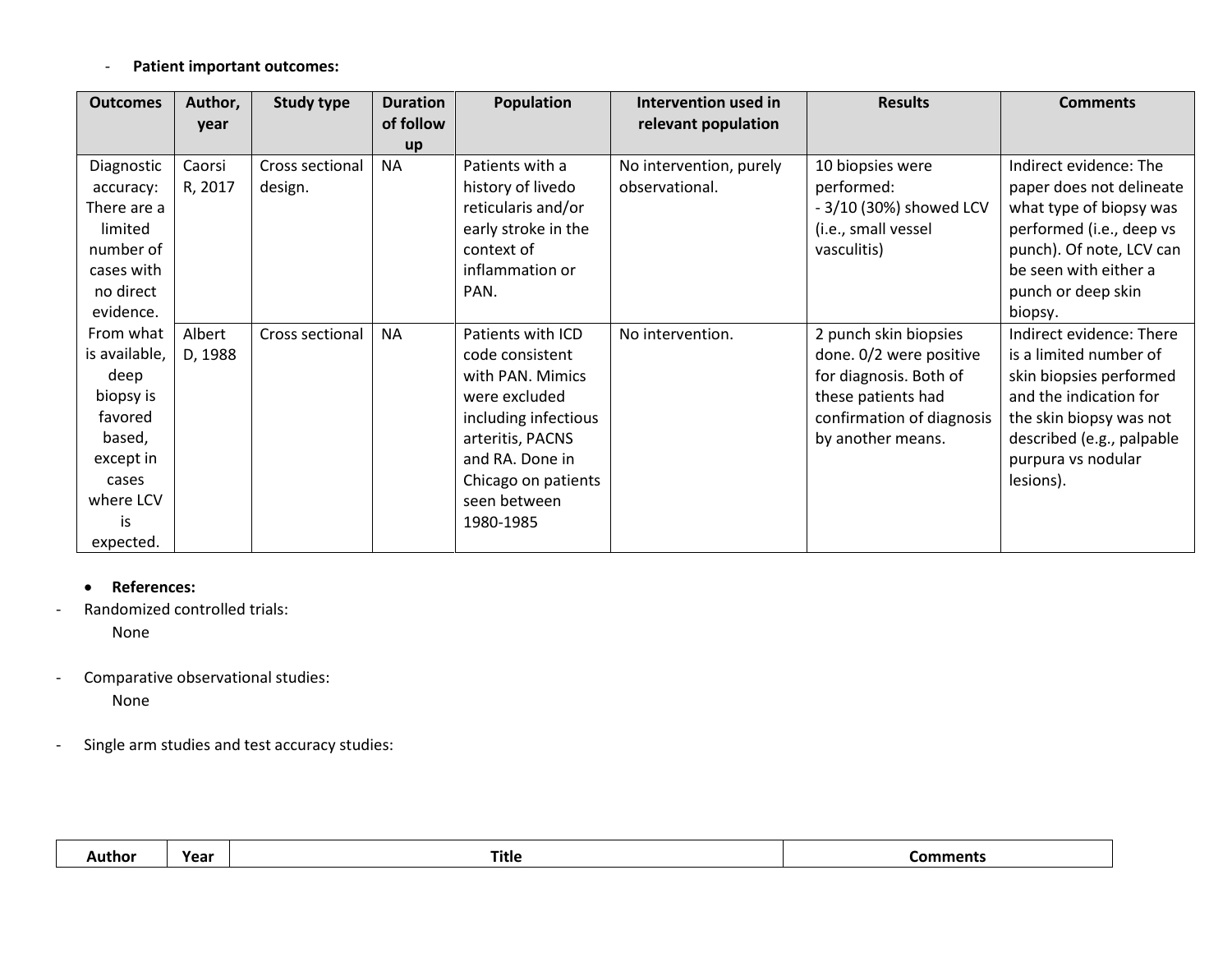- **Patient important outcomes:**

| Outcomes | Author, year | Study type | Duration of follow up | Population | Intervention used in relevant population | Results | Comments |
|---|---|---|---|---|---|---|---|
| Diagnostic accuracy: There are a limited number of cases with no direct evidence. From what is available, deep biopsy is favored based, except in cases where LCV is expected. | Caorsi R, 2017 | Cross sectional design. | NA | Patients with a history of livedo reticularis and/or early stroke in the context of inflammation or PAN. | No intervention, purely observational. | 10 biopsies were performed:<br>- 3/10 (30%) showed LCV (i.e., small vessel vasculitis) | Indirect evidence: The paper does not delineate what type of biopsy was performed (i.e., deep vs punch). Of note, LCV can be seen with either a punch or deep skin biopsy. |
| | Albert D, 1988 | Cross sectional | NA | Patients with ICD code consistent with PAN. Mimics were excluded including infectious arteritis, PACNS and RA. Done in Chicago on patients seen between 1980-1985 | No intervention. | 2 punch skin biopsies done. 0/2 were positive for diagnosis. Both of these patients had confirmation of diagnosis by another means. | Indirect evidence: There is a limited number of skin biopsies performed and the indication for the skin biopsy was not described (e.g., palpable purpura vs nodular lesions). |

- **References:**

- Randomized controlled trials:

  None

- Comparative observational studies:

  None

- Single arm studies and test accuracy studies:

| Author | Year | Title | Comments |
|---|---|---|---|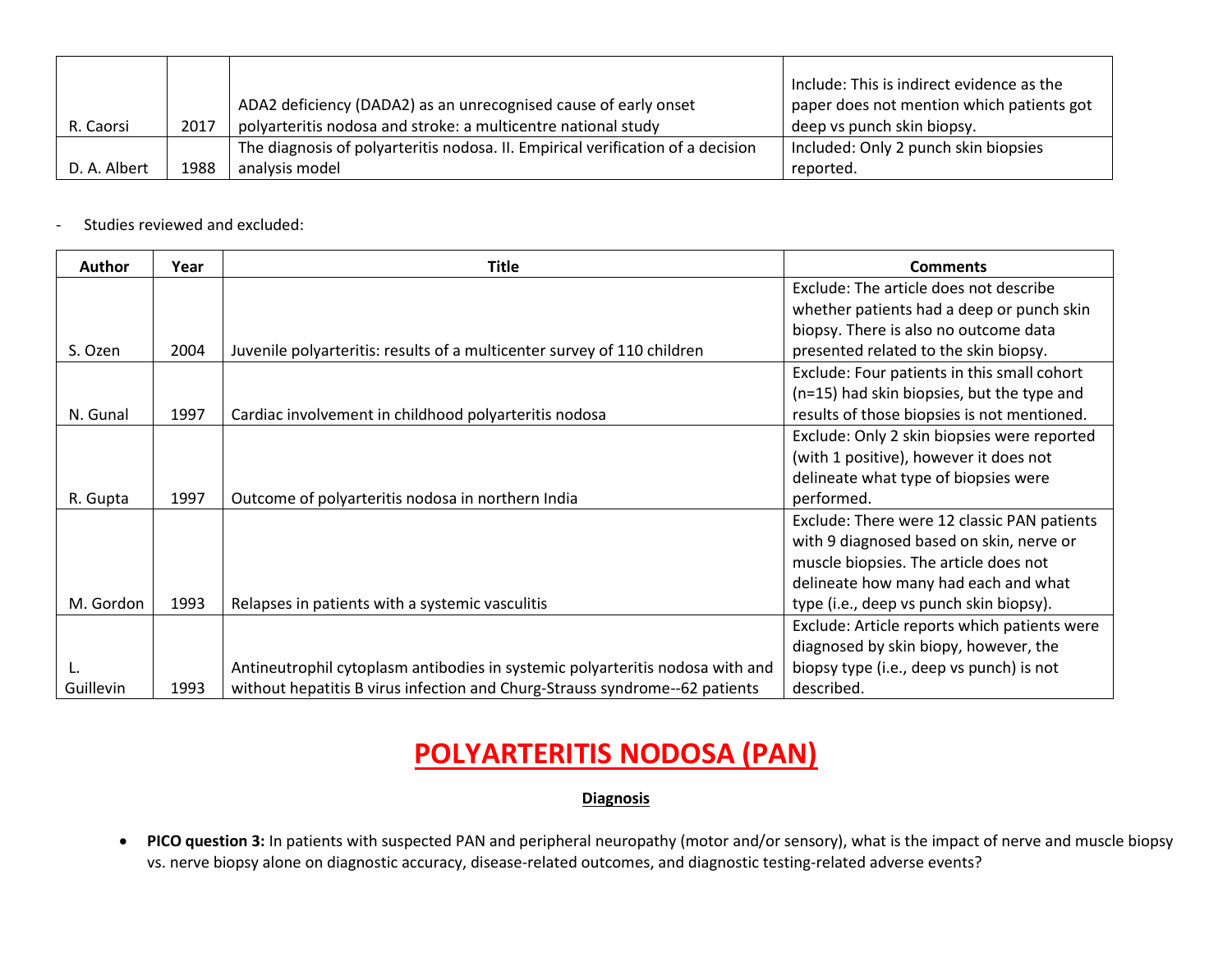| | | | |
|---|---|---|---|
| R. Caorsi | 2017 | ADA2 deficiency (DADA2) as an unrecognised cause of early onset polyarteritis nodosa and stroke: a multicentre national study | Include: This is indirect evidence as the paper does not mention which patients got deep vs punch skin biopsy. |
| D. A. Albert | 1988 | The diagnosis of polyarteritis nodosa. II. Empirical verification of a decision analysis model | Included: Only 2 punch skin biopsies reported. |

- Studies reviewed and excluded:

| Author | Year | Title | Comments |
|---|---|---|---|
| S. Ozen | 2004 | Juvenile polyarteritis: results of a multicenter survey of 110 children | Exclude: The article does not describe whether patients had a deep or punch skin biopsy. There is also no outcome data presented related to the skin biopsy. |
| N. Gunal | 1997 | Cardiac involvement in childhood polyarteritis nodosa | Exclude: Four patients in this small cohort (n=15) had skin biopsies, but the type and results of those biopsies is not mentioned. |
| R. Gupta | 1997 | Outcome of polyarteritis nodosa in northern India | Exclude: Only 2 skin biopsies were reported (with 1 positive), however it does not delineate what type of biopsies were performed. |
| M. Gordon | 1993 | Relapses in patients with a systemic vasculitis | Exclude: There were 12 classic PAN patients with 9 diagnosed based on skin, nerve or muscle biopsies. The article does not delineate how many had each and what type (i.e., deep vs punch skin biopsy). |
| L. Guillevin | 1993 | Antineutrophil cytoplasm antibodies in systemic polyarteritis nodosa with and without hepatitis B virus infection and Churg-Strauss syndrome--62 patients | Exclude: Article reports which patients were diagnosed by skin biopy, however, the biopsy type (i.e., deep vs punch) is not described. |

# POLYARTERITIS NODOSA (PAN)

## Diagnosis

- **PICO question 3:** In patients with suspected PAN and peripheral neuropathy (motor and/or sensory), what is the impact of nerve and muscle biopsy vs. nerve biopsy alone on diagnostic accuracy, disease-related outcomes, and diagnostic testing-related adverse events?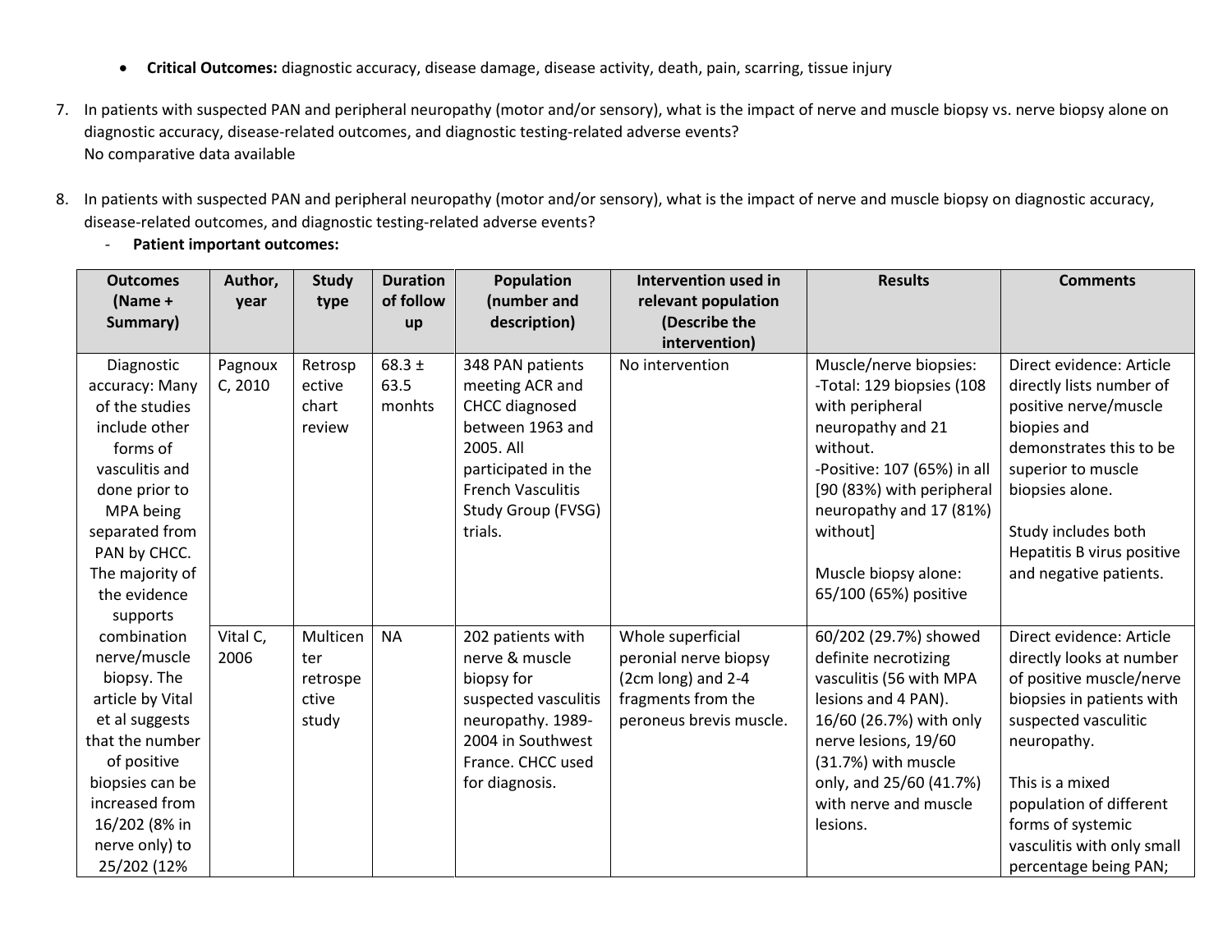- **Critical Outcomes:** diagnostic accuracy, disease damage, disease activity, death, pain, scarring, tissue injury

7. In patients with suspected PAN and peripheral neuropathy (motor and/or sensory), what is the impact of nerve and muscle biopsy vs. nerve biopsy alone on diagnostic accuracy, disease-related outcomes, and diagnostic testing-related adverse events?
   No comparative data available

8. In patients with suspected PAN and peripheral neuropathy (motor and/or sensory), what is the impact of nerve and muscle biopsy on diagnostic accuracy, disease-related outcomes, and diagnostic testing-related adverse events?
   - **Patient important outcomes:**

| Outcomes (Name + Summary) | Author, year | Study type | Duration of follow up | Population (number and description) | Intervention used in relevant population (Describe the intervention) | Results | Comments |
|---|---|---|---|---|---|---|---|
| Diagnostic accuracy: Many of the studies include other forms of vasculitis and done prior to MPA being separated from PAN by CHCC. The majority of the evidence supports combination nerve/muscle biopsy. The article by Vital et al suggests that the number of positive biopsies can be increased from 16/202 (8% in nerve only) to 25/202 (12% | Pagnoux C, 2010 | Retrospective chart review | 68.3 ± 63.5 monhts | 348 PAN patients meeting ACR and CHCC diagnosed between 1963 and 2005. All participated in the French Vasculitis Study Group (FVSG) trials. | No intervention | Muscle/nerve biopsies:<br>-Total: 129 biopsies (108 with peripheral neuropathy and 21 without.<br>-Positive: 107 (65%) in all [90 (83%) with peripheral neuropathy and 17 (81%) without]<br><br>Muscle biopsy alone: 65/100 (65%) positive | Direct evidence: Article directly lists number of positive nerve/muscle biopies and demonstrates this to be superior to muscle biopsies alone.<br><br>Study includes both Hepatitis B virus positive and negative patients. |
| | Vital C, 2006 | Multicenter retrospective study | NA | 202 patients with nerve & muscle biopsy for suspected vasculitis neuropathy. 1989-2004 in Southwest France. CHCC used for diagnosis. | Whole superficial peronial nerve biopsy (2cm long) and 2-4 fragments from the peroneus brevis muscle. | 60/202 (29.7%) showed definite necrotizing vasculitis (56 with MPA lesions and 4 PAN). 16/60 (26.7%) with only nerve lesions, 19/60 (31.7%) with muscle only, and 25/60 (41.7%) with nerve and muscle lesions. | Direct evidence: Article directly looks at number of positive muscle/nerve biopsies in patients with suspected vasculitic neuropathy.<br><br>This is a mixed population of different forms of systemic vasculitis with only small percentage being PAN; |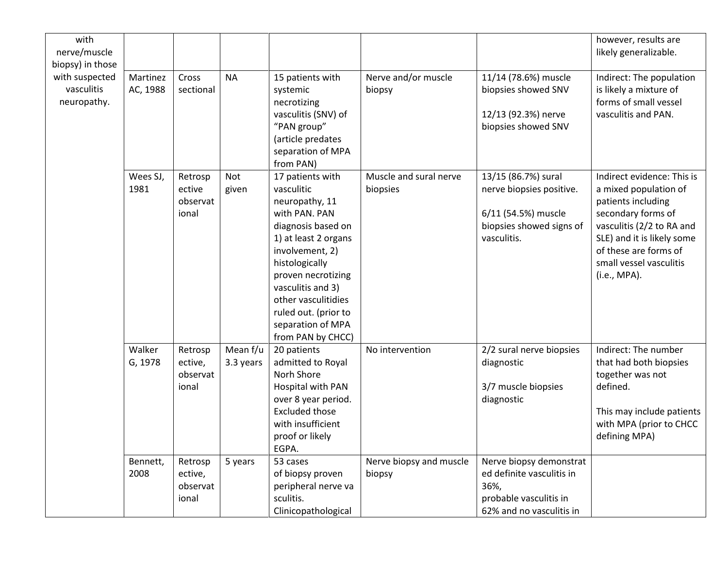| | | | | | | | |
|---|---|---|---|---|---|---|---|
| with nerve/muscle biopsy) in those with suspected vasculitis neuropathy. | | | | | | | however, results are likely generalizable. |
| | Martinez AC, 1988 | Cross sectional | NA | 15 patients with systemic necrotizing vasculitis (SNV) of "PAN group" (article predates separation of MPA from PAN) | Nerve and/or muscle biopsy | 11/14 (78.6%) muscle biopsies showed SNV<br><br>12/13 (92.3%) nerve biopsies showed SNV | Indirect: The population is likely a mixture of forms of small vessel vasculitis and PAN. |
| | Wees SJ, 1981 | Retrospective observational | Not given | 17 patients with vasculitic neuropathy, 11 with PAN. PAN diagnosis based on 1) at least 2 organs involvement, 2) histologically proven necrotizing vasculitis and 3) other vasculitidies ruled out. (prior to separation of MPA from PAN by CHCC) | Muscle and sural nerve biopsies | 13/15 (86.7%) sural nerve biopsies positive.<br><br>6/11 (54.5%) muscle biopsies showed signs of vasculitis. | Indirect evidence: This is a mixed population of patients including secondary forms of vasculitis (2/2 to RA and SLE) and it is likely some of these are forms of small vessel vasculitis (i.e., MPA). |
| | Walker G, 1978 | Retrospective, observational | Mean f/u 3.3 years | 20 patients admitted to Royal Norh Shore Hospital with PAN over 8 year period. Excluded those with insufficient proof or likely EGPA. | No intervention | 2/2 sural nerve biopsies diagnostic<br><br>3/7 muscle biopsies diagnostic | Indirect: The number that had both biopsies together was not defined.<br><br>This may include patients with MPA (prior to CHCC defining MPA) |
| | Bennett, 2008 | Retrospective, observational | 5 years | 53 cases of biopsy proven peripheral nerve vasculitis. Clinicopathological | Nerve biopsy and muscle biopsy | Nerve biopsy demonstrated definite vasculitis in 36%, probable vasculitis in 62% and no vasculitis in | |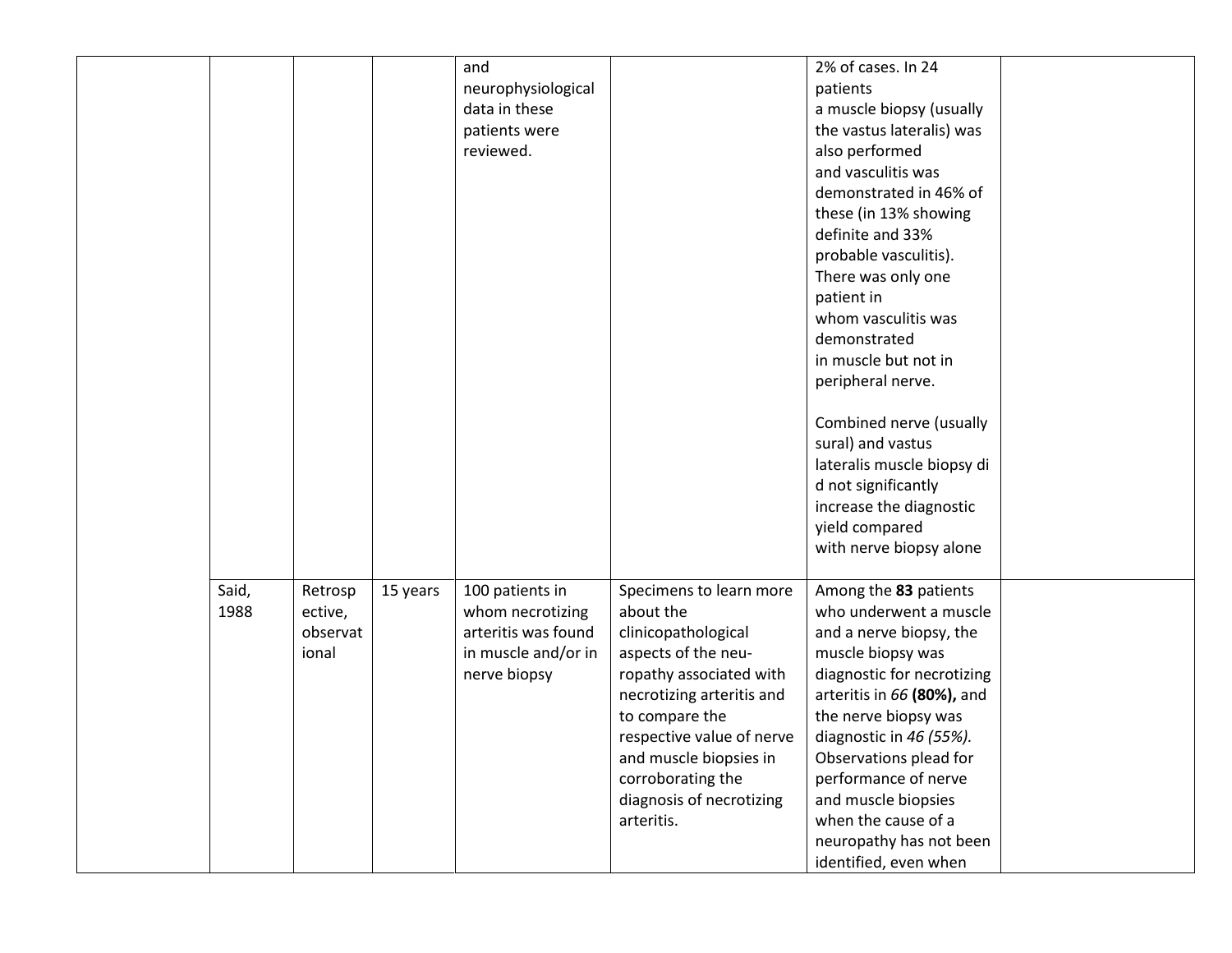| | | | | | | | |
|---|---|---|---|---|---|---|---|
| | | | | and neurophysiological data in these patients were reviewed. | | 2% of cases. In 24 patients a muscle biopsy (usually the vastus lateralis) was also performed and vasculitis was demonstrated in 46% of these (in 13% showing definite and 33% probable vasculitis). There was only one patient in whom vasculitis was demonstrated in muscle but not in peripheral nerve.<br><br>Combined nerve (usually sural) and vastus lateralis muscle biopsy di d not significantly increase the diagnostic yield compared with nerve biopsy alone | |
| | Said, 1988 | Retrospective, observational | 15 years | 100 patients in whom necrotizing arteritis was found in muscle and/or in nerve biopsy | Specimens to learn more about the clinicopathological aspects of the neu-ropathy associated with necrotizing arteritis and to compare the respective value of nerve and muscle biopsies in corroborating the diagnosis of necrotizing arteritis. | Among the **83** patients who underwent a muscle and a nerve biopsy, the muscle biopsy was diagnostic for necrotizing arteritis in *66* **(80%),** and the nerve biopsy was diagnostic in *46 (55%).* Observations plead for performance of nerve and muscle biopsies when the cause of a neuropathy has not been identified, even when | |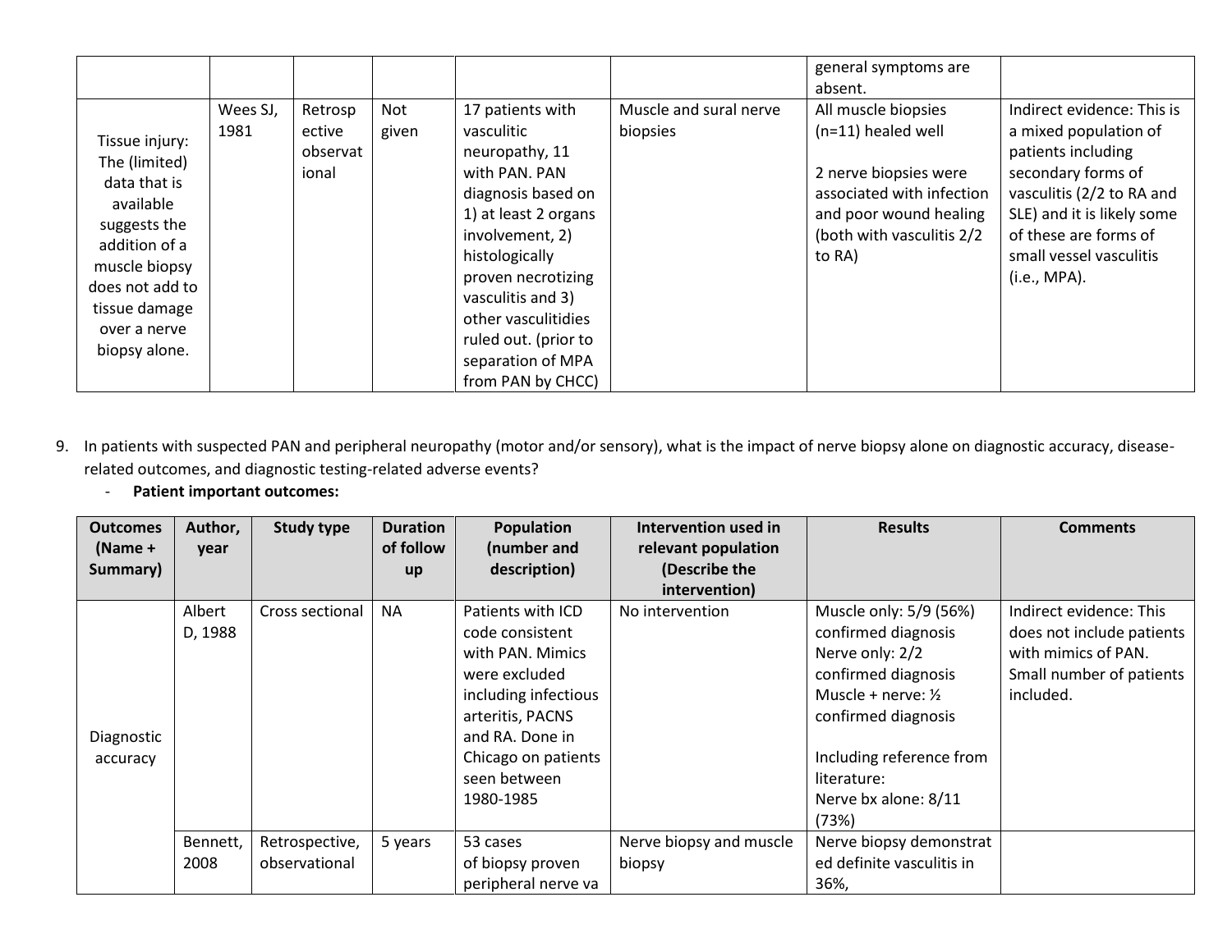| | | | | | | general symptoms are absent. | |
|---|---|---|---|---|---|---|---|
| Tissue injury: The (limited) data that is available suggests the addition of a muscle biopsy does not add to tissue damage over a nerve biopsy alone. | Wees SJ, 1981 | Retrospective observational | Not given | 17 patients with vasculitic neuropathy, 11 with PAN. PAN diagnosis based on 1) at least 2 organs involvement, 2) histologically proven necrotizing vasculitis and 3) other vasculitidies ruled out. (prior to separation of MPA from PAN by CHCC) | Muscle and sural nerve biopsies | All muscle biopsies (n=11) healed well<br><br>2 nerve biopsies were associated with infection and poor wound healing (both with vasculitis 2/2 to RA) | Indirect evidence: This is a mixed population of patients including secondary forms of vasculitis (2/2 to RA and SLE) and it is likely some of these are forms of small vessel vasculitis (i.e., MPA). |

9. In patients with suspected PAN and peripheral neuropathy (motor and/or sensory), what is the impact of nerve biopsy alone on diagnostic accuracy, disease-related outcomes, and diagnostic testing-related adverse events?
   - **Patient important outcomes:**

| Outcomes (Name + Summary) | Author, year | Study type | Duration of follow up | Population (number and description) | Intervention used in relevant population (Describe the intervention) | Results | Comments |
|---|---|---|---|---|---|---|---|
| Diagnostic accuracy | Albert D, 1988 | Cross sectional | NA | Patients with ICD code consistent with PAN. Mimics were excluded including infectious arteritis, PACNS and RA. Done in Chicago on patients seen between 1980-1985 | No intervention | Muscle only: 5/9 (56%) confirmed diagnosis<br>Nerve only: 2/2 confirmed diagnosis<br>Muscle + nerve: ½ confirmed diagnosis<br><br>Including reference from literature:<br>Nerve bx alone: 8/11 (73%) | Indirect evidence: This does not include patients with mimics of PAN. Small number of patients included. |
| | Bennett, 2008 | Retrospective, observational | 5 years | 53 cases of biopsy proven peripheral nerve va | Nerve biopsy and muscle biopsy | Nerve biopsy demonstrated definite vasculitis in 36%, | |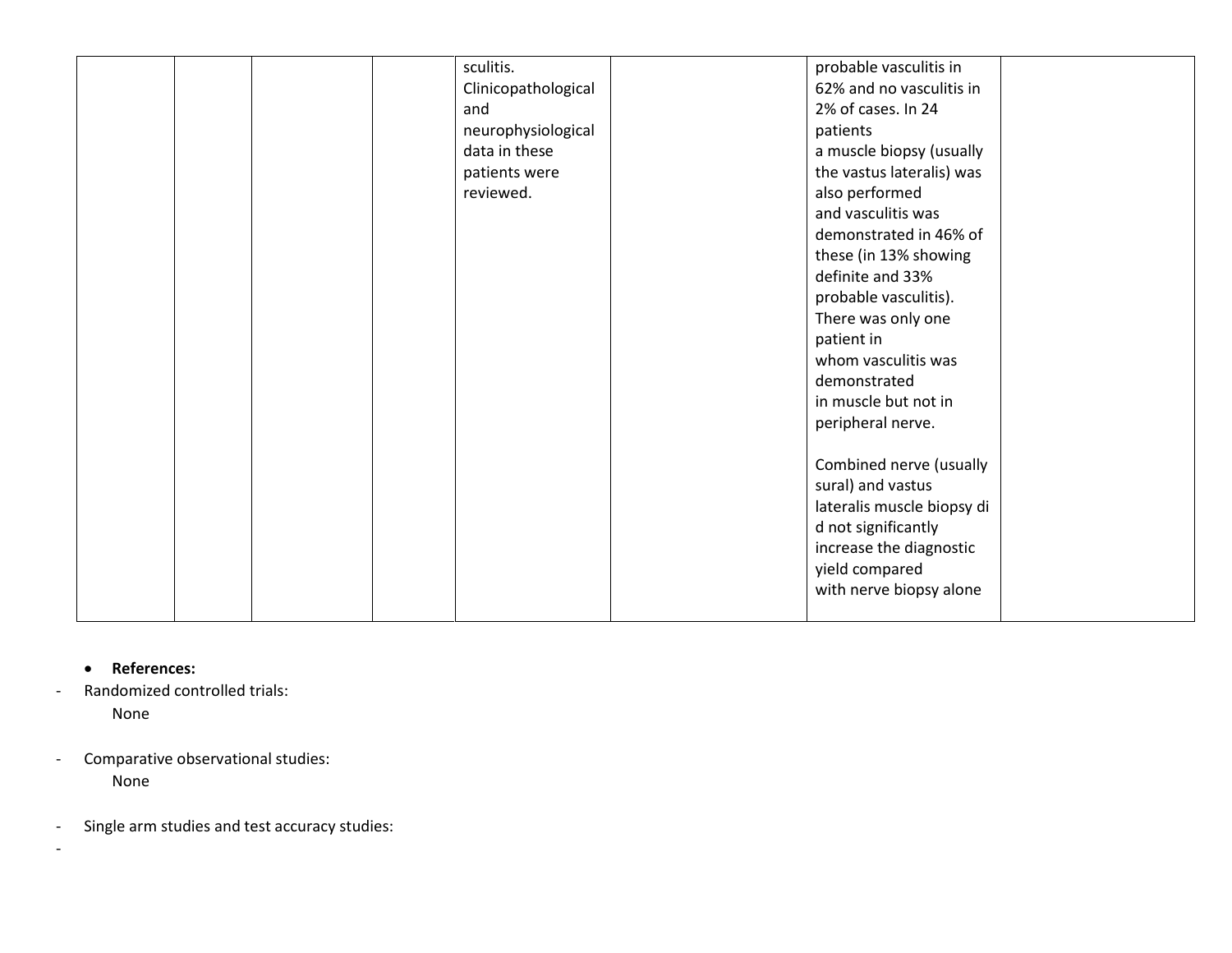| | | | | | | | |
|---|---|---|---|---|---|---|---|
| | | | | sculitis. Clinicopathological and neurophysiological data in these patients were reviewed. | | probable vasculitis in 62% and no vasculitis in 2% of cases. In 24 patients a muscle biopsy (usually the vastus lateralis) was also performed and vasculitis was demonstrated in 46% of these (in 13% showing definite and 33% probable vasculitis). There was only one patient in whom vasculitis was demonstrated in muscle but not in peripheral nerve.<br><br>Combined nerve (usually sural) and vastus lateralis muscle biopsy di d not significantly increase the diagnostic yield compared with nerve biopsy alone | |

- **References:**

- Randomized controlled trials:
  None

- Comparative observational studies:
  None

- Single arm studies and test accuracy studies:
-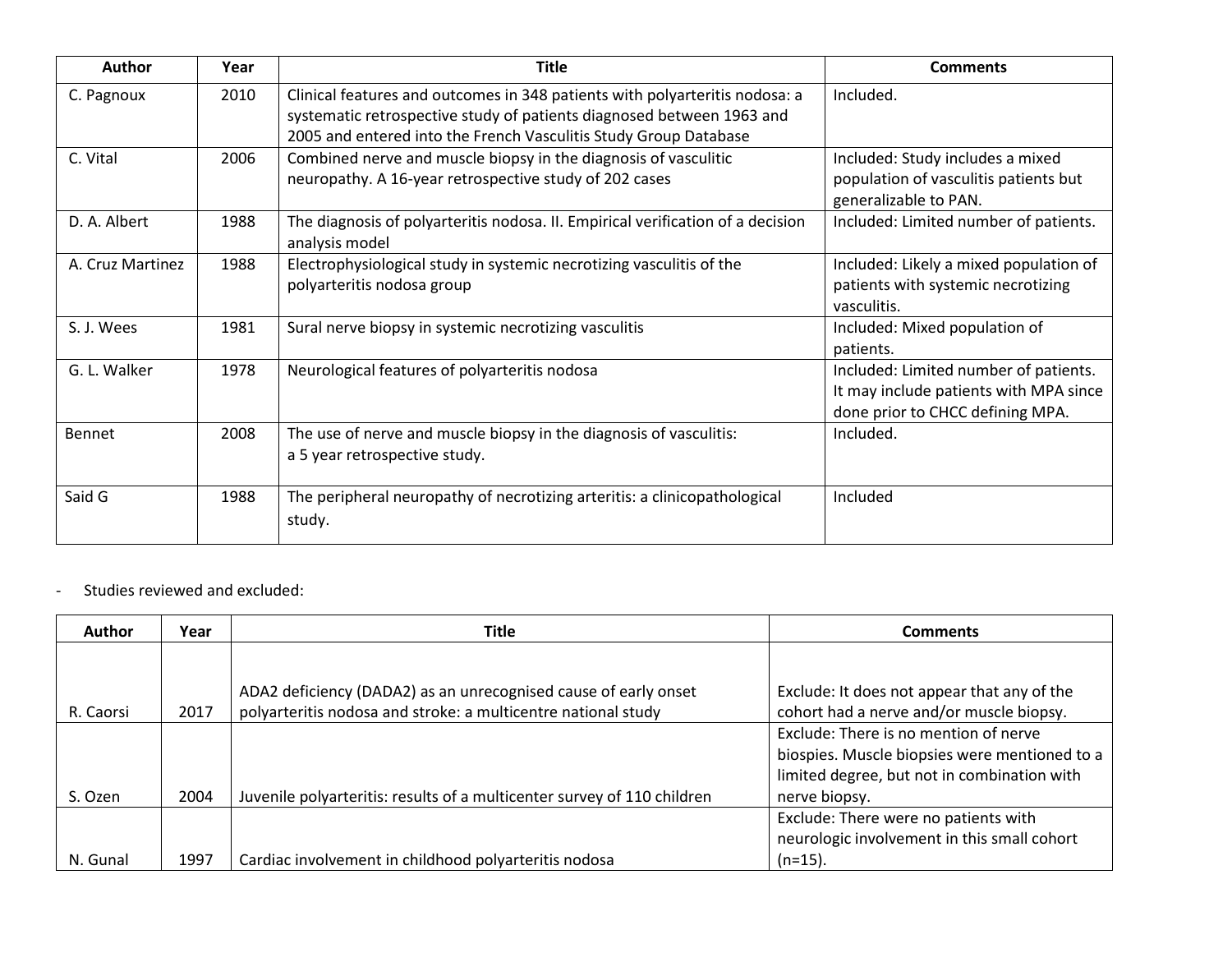| Author | Year | Title | Comments |
| --- | --- | --- | --- |
| C. Pagnoux | 2010 | Clinical features and outcomes in 348 patients with polyarteritis nodosa: a systematic retrospective study of patients diagnosed between 1963 and 2005 and entered into the French Vasculitis Study Group Database | Included. |
| C. Vital | 2006 | Combined nerve and muscle biopsy in the diagnosis of vasculitic neuropathy. A 16-year retrospective study of 202 cases | Included: Study includes a mixed population of vasculitis patients but generalizable to PAN. |
| D. A. Albert | 1988 | The diagnosis of polyarteritis nodosa. II. Empirical verification of a decision analysis model | Included: Limited number of patients. |
| A. Cruz Martinez | 1988 | Electrophysiological study in systemic necrotizing vasculitis of the polyarteritis nodosa group | Included: Likely a mixed population of patients with systemic necrotizing vasculitis. |
| S. J. Wees | 1981 | Sural nerve biopsy in systemic necrotizing vasculitis | Included: Mixed population of patients. |
| G. L. Walker | 1978 | Neurological features of polyarteritis nodosa | Included: Limited number of patients. It may include patients with MPA since done prior to CHCC defining MPA. |
| Bennet | 2008 | The use of nerve and muscle biopsy in the diagnosis of vasculitis: a 5 year retrospective study. | Included. |
| Said G | 1988 | The peripheral neuropathy of necrotizing arteritis: a clinicopathological study. | Included |

- Studies reviewed and excluded:

| Author | Year | Title | Comments |
| --- | --- | --- | --- |
| R. Caorsi | 2017 | ADA2 deficiency (DADA2) as an unrecognised cause of early onset polyarteritis nodosa and stroke: a multicentre national study | Exclude: It does not appear that any of the cohort had a nerve and/or muscle biopsy. |
| S. Ozen | 2004 | Juvenile polyarteritis: results of a multicenter survey of 110 children | Exclude: There is no mention of nerve biopsies. Muscle biopsies were mentioned to a limited degree, but not in combination with nerve biopsy. |
| N. Gunal | 1997 | Cardiac involvement in childhood polyarteritis nodosa | Exclude: There were no patients with neurologic involvement in this small cohort (n=15). |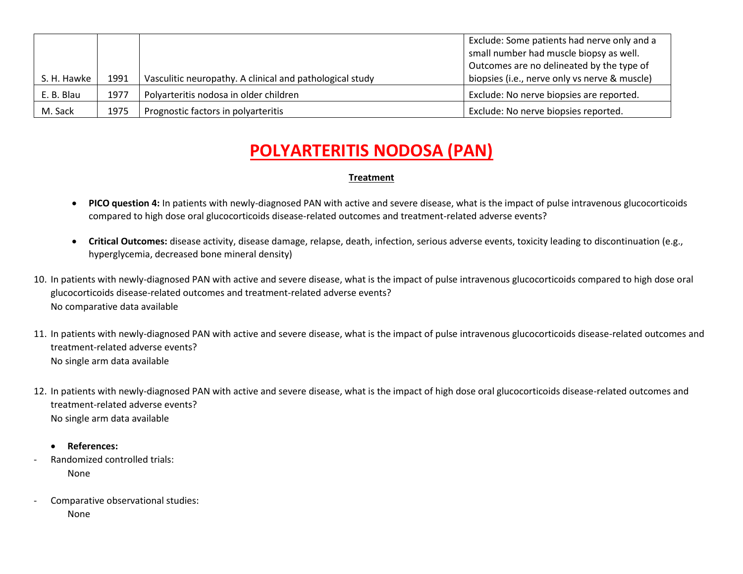| | | | |
|---|---|---|---|
| S. H. Hawke | 1991 | Vasculitic neuropathy. A clinical and pathological study | Exclude: Some patients had nerve only and a small number had muscle biopsy as well. Outcomes are no delineated by the type of biopsies (i.e., nerve only vs nerve & muscle) |
| E. B. Blau | 1977 | Polyarteritis nodosa in older children | Exclude: No nerve biopsies are reported. |
| M. Sack | 1975 | Prognostic factors in polyarteritis | Exclude: No nerve biopsies reported. |

# POLYARTERITIS NODOSA (PAN)

## Treatment

- **PICO question 4:** In patients with newly-diagnosed PAN with active and severe disease, what is the impact of pulse intravenous glucocorticoids compared to high dose oral glucocorticoids disease-related outcomes and treatment-related adverse events?

- **Critical Outcomes:** disease activity, disease damage, relapse, death, infection, serious adverse events, toxicity leading to discontinuation (e.g., hyperglycemia, decreased bone mineral density)

10. In patients with newly-diagnosed PAN with active and severe disease, what is the impact of pulse intravenous glucocorticoids compared to high dose oral glucocorticoids disease-related outcomes and treatment-related adverse events?
    No comparative data available

11. In patients with newly-diagnosed PAN with active and severe disease, what is the impact of pulse intravenous glucocorticoids disease-related outcomes and treatment-related adverse events?
    No single arm data available

12. In patients with newly-diagnosed PAN with active and severe disease, what is the impact of high dose oral glucocorticoids disease-related outcomes and treatment-related adverse events?
    No single arm data available

- **References:**

- Randomized controlled trials:
  None

- Comparative observational studies:
  None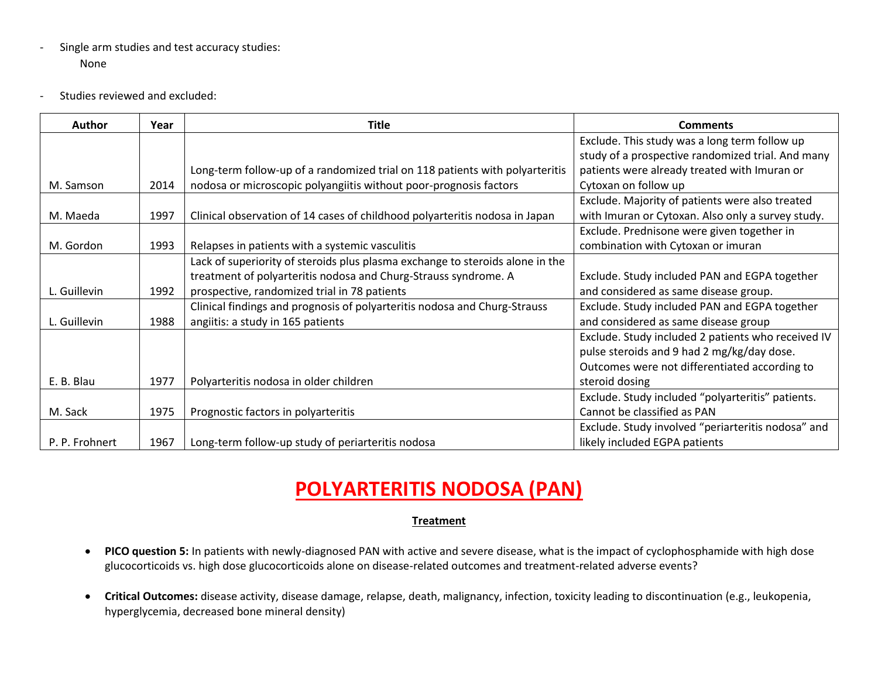- Single arm studies and test accuracy studies:
  None

- Studies reviewed and excluded:

| Author | Year | Title | Comments |
|---|---|---|---|
| M. Samson | 2014 | Long-term follow-up of a randomized trial on 118 patients with polyarteritis nodosa or microscopic polyangiitis without poor-prognosis factors | Exclude. This study was a long term follow up study of a prospective randomized trial. And many patients were already treated with Imuran or Cytoxan on follow up |
| M. Maeda | 1997 | Clinical observation of 14 cases of childhood polyarteritis nodosa in Japan | Exclude. Majority of patients were also treated with Imuran or Cytoxan. Also only a survey study. |
| M. Gordon | 1993 | Relapses in patients with a systemic vasculitis | Exclude. Prednisone were given together in combination with Cytoxan or imuran |
| L. Guillevin | 1992 | Lack of superiority of steroids plus plasma exchange to steroids alone in the treatment of polyarteritis nodosa and Churg-Strauss syndrome. A prospective, randomized trial in 78 patients | Exclude. Study included PAN and EGPA together and considered as same disease group. |
| L. Guillevin | 1988 | Clinical findings and prognosis of polyarteritis nodosa and Churg-Strauss angiitis: a study in 165 patients | Exclude. Study included PAN and EGPA together and considered as same disease group |
| E. B. Blau | 1977 | Polyarteritis nodosa in older children | Exclude. Study included 2 patients who received IV pulse steroids and 9 had 2 mg/kg/day dose. Outcomes were not differentiated according to steroid dosing |
| M. Sack | 1975 | Prognostic factors in polyarteritis | Exclude. Study included "polyarteritis" patients. Cannot be classified as PAN |
| P. P. Frohnert | 1967 | Long-term follow-up study of periarteritis nodosa | Exclude. Study involved "periarteritis nodosa" and likely included EGPA patients |

# POLYARTERITIS NODOSA (PAN)

## Treatment

- **PICO question 5:** In patients with newly-diagnosed PAN with active and severe disease, what is the impact of cyclophosphamide with high dose glucocorticoids vs. high dose glucocorticoids alone on disease-related outcomes and treatment-related adverse events?

- **Critical Outcomes:** disease activity, disease damage, relapse, death, malignancy, infection, toxicity leading to discontinuation (e.g., leukopenia, hyperglycemia, decreased bone mineral density)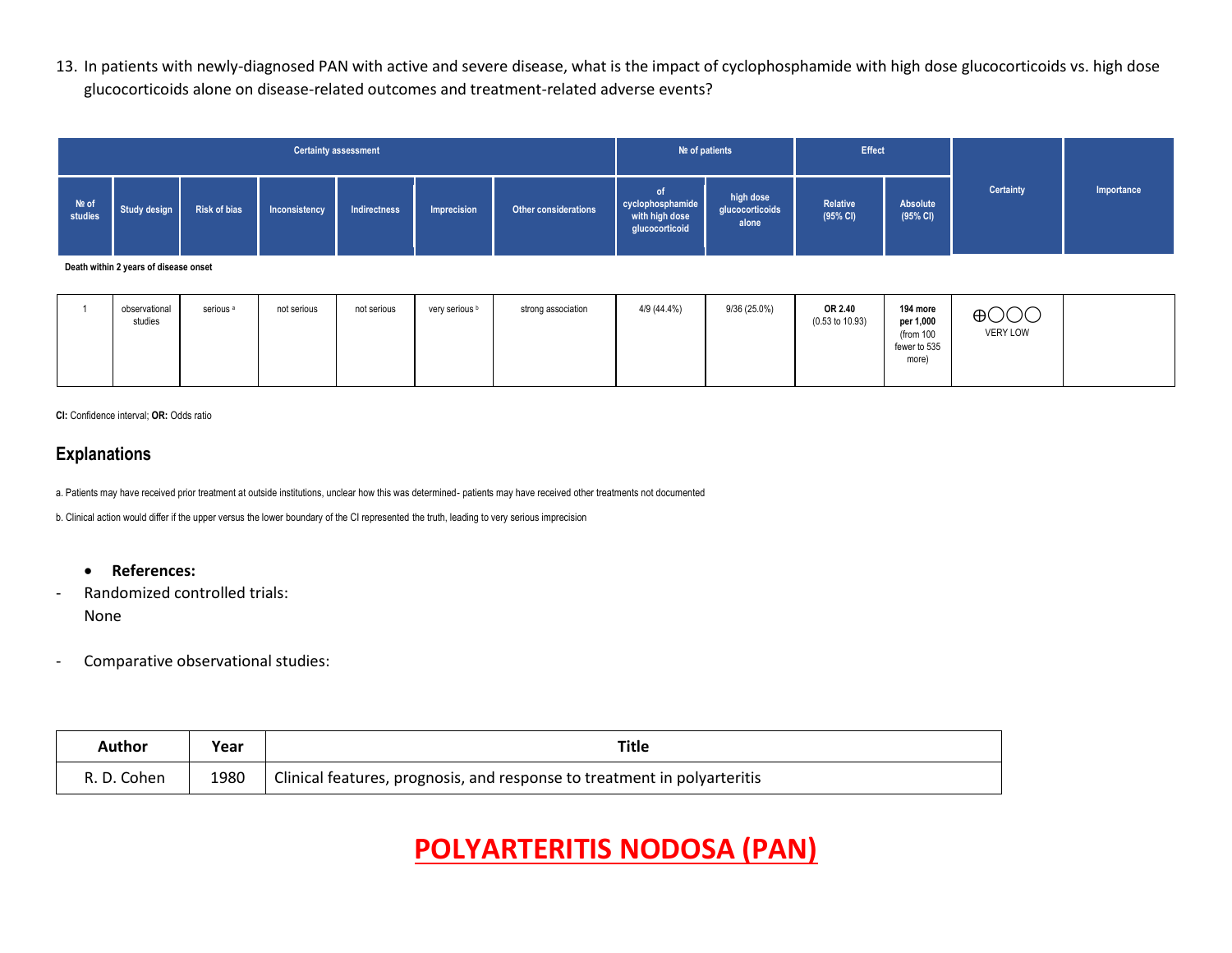13. In patients with newly-diagnosed PAN with active and severe disease, what is the impact of cyclophosphamide with high dose glucocorticoids vs. high dose glucocorticoids alone on disease-related outcomes and treatment-related adverse events?

| Certainty assessment | | | | | | | № of patients | | Effect | | Certainty | Importance |
|---|---|---|---|---|---|---|---|---|---|---|---|---|
| № of studies | Study design | Risk of bias | Inconsistency | Indirectness | Imprecision | Other considerations | of cyclophosphamide with high dose glucocorticoid | high dose glucocorticoids alone | Relative (95% CI) | Absolute (95% CI) | | |
| **Death within 2 years of disease onset** | | | | | | | | | | | | |
| 1 | observational studies | serious [a] | not serious | not serious | very serious [b] | strong association | 4/9 (44.4%) | 9/36 (25.0%) | **OR 2.40** (0.53 to 10.93) | **194 more per 1,000** (from 100 fewer to 535 more) | ⊕◯◯◯ VERY LOW | |

**CI:** Confidence interval; **OR:** Odds ratio

## Explanations

a. Patients may have received prior treatment at outside institutions, unclear how this was determined- patients may have received other treatments not documented

b. Clinical action would differ if the upper versus the lower boundary of the CI represented the truth, leading to very serious imprecision

- **References:**

- Randomized controlled trials:
  None

- Comparative observational studies:

| Author | Year | Title |
|---|---|---|
| R. D. Cohen | 1980 | Clinical features, prognosis, and response to treatment in polyarteritis |

# POLYARTERITIS NODOSA (PAN)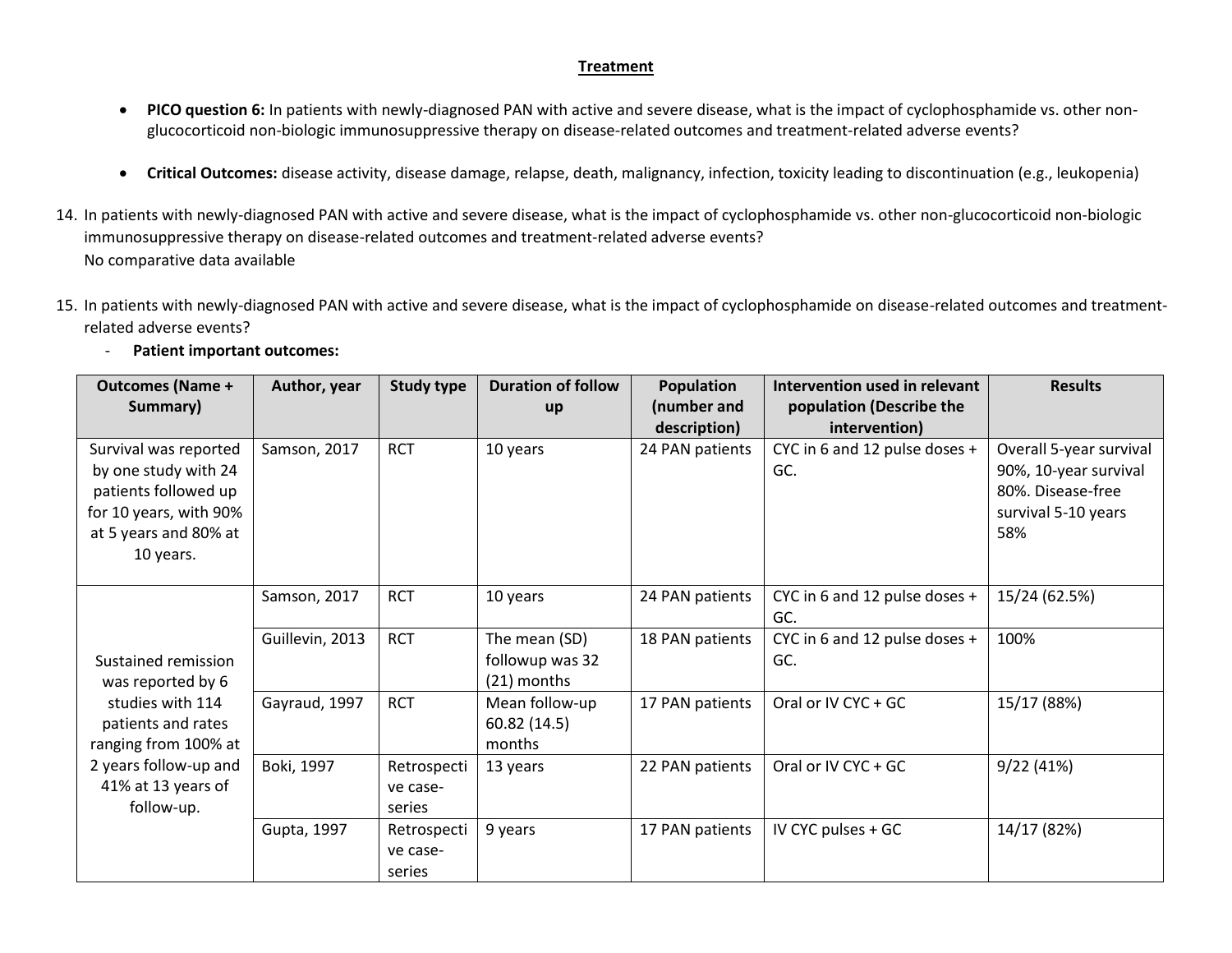## Treatment

- **PICO question 6:** In patients with newly-diagnosed PAN with active and severe disease, what is the impact of cyclophosphamide vs. other non-glucocorticoid non-biologic immunosuppressive therapy on disease-related outcomes and treatment-related adverse events?

- **Critical Outcomes:** disease activity, disease damage, relapse, death, malignancy, infection, toxicity leading to discontinuation (e.g., leukopenia)

14. In patients with newly-diagnosed PAN with active and severe disease, what is the impact of cyclophosphamide vs. other non-glucocorticoid non-biologic immunosuppressive therapy on disease-related outcomes and treatment-related adverse events?
    No comparative data available

15. In patients with newly-diagnosed PAN with active and severe disease, what is the impact of cyclophosphamide on disease-related outcomes and treatment-related adverse events?
    - **Patient important outcomes:**

| Outcomes (Name + Summary) | Author, year | Study type | Duration of follow up | Population (number and description) | Intervention used in relevant population (Describe the intervention) | Results |
|---|---|---|---|---|---|---|
| Survival was reported by one study with 24 patients followed up for 10 years, with 90% at 5 years and 80% at 10 years. | Samson, 2017 | RCT | 10 years | 24 PAN patients | CYC in 6 and 12 pulse doses + GC. | Overall 5-year survival 90%, 10-year survival 80%. Disease-free survival 5-10 years 58% |
| Sustained remission was reported by 6 studies with 114 patients and rates ranging from 100% at 2 years follow-up and 41% at 13 years of follow-up. | Samson, 2017 | RCT | 10 years | 24 PAN patients | CYC in 6 and 12 pulse doses + GC. | 15/24 (62.5%) |
| | Guillevin, 2013 | RCT | The mean (SD) followup was 32 (21) months | 18 PAN patients | CYC in 6 and 12 pulse doses + GC. | 100% |
| | Gayraud, 1997 | RCT | Mean follow-up 60.82 (14.5) months | 17 PAN patients | Oral or IV CYC + GC | 15/17 (88%) |
| | Boki, 1997 | Retrospective case-series | 13 years | 22 PAN patients | Oral or IV CYC + GC | 9/22 (41%) |
| | Gupta, 1997 | Retrospective case-series | 9 years | 17 PAN patients | IV CYC pulses + GC | 14/17 (82%) |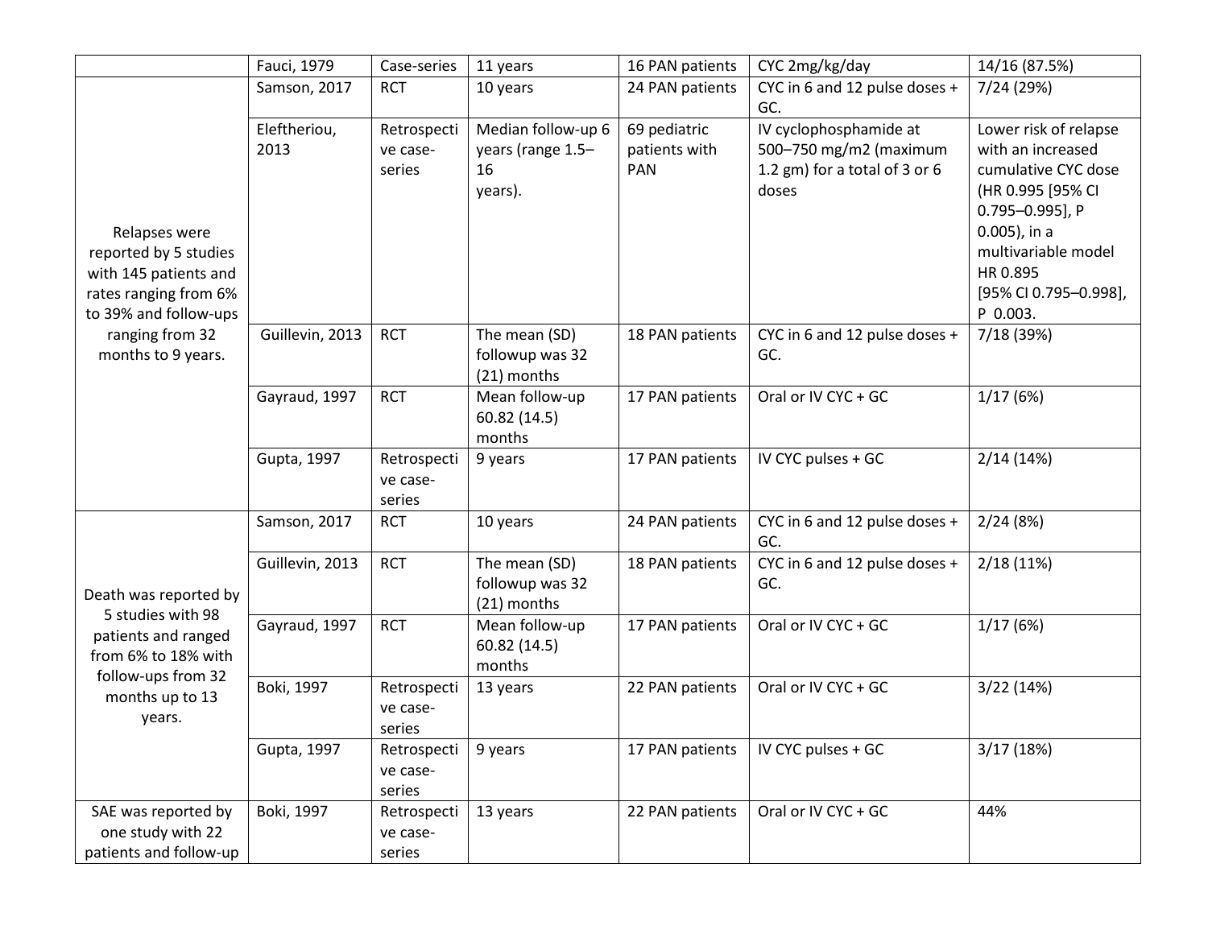| | | | | | | |
|---|---|---|---|---|---|---|
| | Fauci, 1979 | Case-series | 11 years | 16 PAN patients | CYC 2mg/kg/day | 14/16 (87.5%) |
| Relapses were reported by 5 studies with 145 patients and rates ranging from 6% to 39% and follow-ups ranging from 32 months to 9 years. | Samson, 2017 | RCT | 10 years | 24 PAN patients | CYC in 6 and 12 pulse doses + GC. | 7/24 (29%) |
| | Eleftheriou, 2013 | Retrospective case-series | Median follow-up 6 years (range 1.5–16 years). | 69 pediatric patients with PAN | IV cyclophosphamide at 500–750 mg/m2 (maximum 1.2 gm) for a total of 3 or 6 doses | Lower risk of relapse with an increased cumulative CYC dose (HR 0.995 [95% CI 0.795–0.995], P 0.005), in a multivariable model HR 0.895 [95% CI 0.795–0.998], P 0.003. |
| | Guillevin, 2013 | RCT | The mean (SD) followup was 32 (21) months | 18 PAN patients | CYC in 6 and 12 pulse doses + GC. | 7/18 (39%) |
| | Gayraud, 1997 | RCT | Mean follow-up 60.82 (14.5) months | 17 PAN patients | Oral or IV CYC + GC | 1/17 (6%) |
| | Gupta, 1997 | Retrospective case-series | 9 years | 17 PAN patients | IV CYC pulses + GC | 2/14 (14%) |
| Death was reported by 5 studies with 98 patients and ranged from 6% to 18% with follow-ups from 32 months up to 13 years. | Samson, 2017 | RCT | 10 years | 24 PAN patients | CYC in 6 and 12 pulse doses + GC. | 2/24 (8%) |
| | Guillevin, 2013 | RCT | The mean (SD) followup was 32 (21) months | 18 PAN patients | CYC in 6 and 12 pulse doses + GC. | 2/18 (11%) |
| | Gayraud, 1997 | RCT | Mean follow-up 60.82 (14.5) months | 17 PAN patients | Oral or IV CYC + GC | 1/17 (6%) |
| | Boki, 1997 | Retrospective case-series | 13 years | 22 PAN patients | Oral or IV CYC + GC | 3/22 (14%) |
| | Gupta, 1997 | Retrospective case-series | 9 years | 17 PAN patients | IV CYC pulses + GC | 3/17 (18%) |
| SAE was reported by one study with 22 patients and follow-up | Boki, 1997 | Retrospective case-series | 13 years | 22 PAN patients | Oral or IV CYC + GC | 44% |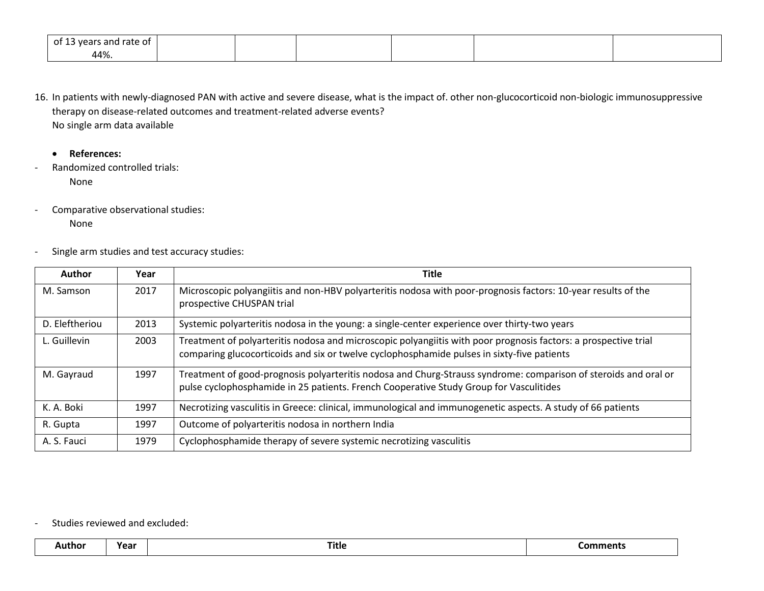| of 13 years and rate of 44%. | | | | | | |
|---|---|---|---|---|---|---|

16. In patients with newly-diagnosed PAN with active and severe disease, what is the impact of. other non-glucocorticoid non-biologic immunosuppressive therapy on disease-related outcomes and treatment-related adverse events?
    No single arm data available

    - **References:**

- Randomized controlled trials:
  None

- Comparative observational studies:
  None

- Single arm studies and test accuracy studies:

| Author | Year | Title |
|---|---|---|
| M. Samson | 2017 | Microscopic polyangiitis and non-HBV polyarteritis nodosa with poor-prognosis factors: 10-year results of the prospective CHUSPAN trial |
| D. Eleftheriou | 2013 | Systemic polyarteritis nodosa in the young: a single-center experience over thirty-two years |
| L. Guillevin | 2003 | Treatment of polyarteritis nodosa and microscopic polyangiitis with poor prognosis factors: a prospective trial comparing glucocorticoids and six or twelve cyclophosphamide pulses in sixty-five patients |
| M. Gayraud | 1997 | Treatment of good-prognosis polyarteritis nodosa and Churg-Strauss syndrome: comparison of steroids and oral or pulse cyclophosphamide in 25 patients. French Cooperative Study Group for Vasculitides |
| K. A. Boki | 1997 | Necrotizing vasculitis in Greece: clinical, immunological and immunogenetic aspects. A study of 66 patients |
| R. Gupta | 1997 | Outcome of polyarteritis nodosa in northern India |
| A. S. Fauci | 1979 | Cyclophosphamide therapy of severe systemic necrotizing vasculitis |

- Studies reviewed and excluded:

| Author | Year | Title | Comments |
|---|---|---|---|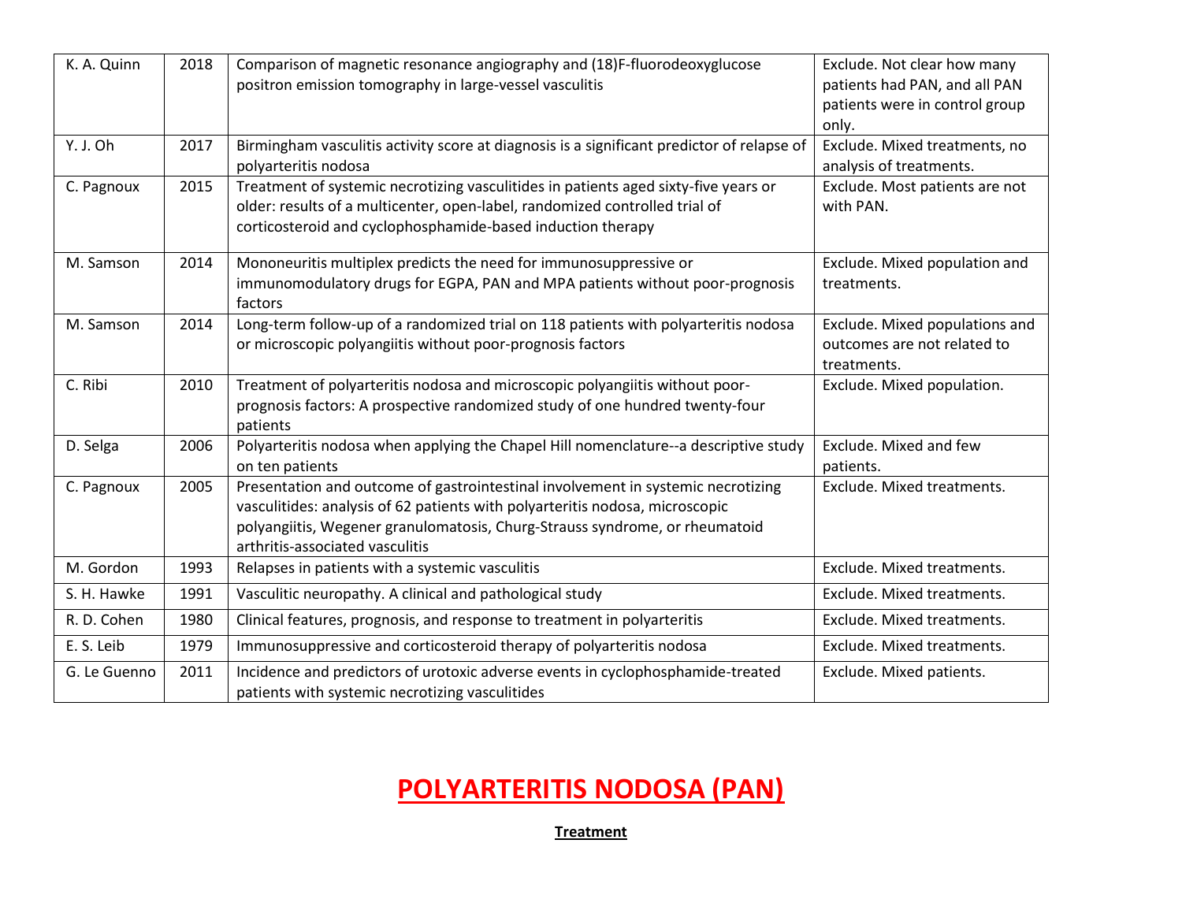| | | | |
|---|---|---|---|
| K. A. Quinn | 2018 | Comparison of magnetic resonance angiography and (18)F-fluorodeoxyglucose positron emission tomography in large-vessel vasculitis | Exclude. Not clear how many patients had PAN, and all PAN patients were in control group only. |
| Y. J. Oh | 2017 | Birmingham vasculitis activity score at diagnosis is a significant predictor of relapse of polyarteritis nodosa | Exclude. Mixed treatments, no analysis of treatments. |
| C. Pagnoux | 2015 | Treatment of systemic necrotizing vasculitides in patients aged sixty-five years or older: results of a multicenter, open-label, randomized controlled trial of corticosteroid and cyclophosphamide-based induction therapy | Exclude. Most patients are not with PAN. |
| M. Samson | 2014 | Mononeuritis multiplex predicts the need for immunosuppressive or immunomodulatory drugs for EGPA, PAN and MPA patients without poor-prognosis factors | Exclude. Mixed population and treatments. |
| M. Samson | 2014 | Long-term follow-up of a randomized trial on 118 patients with polyarteritis nodosa or microscopic polyangiitis without poor-prognosis factors | Exclude. Mixed populations and outcomes are not related to treatments. |
| C. Ribi | 2010 | Treatment of polyarteritis nodosa and microscopic polyangiitis without poor-prognosis factors: A prospective randomized study of one hundred twenty-four patients | Exclude. Mixed population. |
| D. Selga | 2006 | Polyarteritis nodosa when applying the Chapel Hill nomenclature--a descriptive study on ten patients | Exclude. Mixed and few patients. |
| C. Pagnoux | 2005 | Presentation and outcome of gastrointestinal involvement in systemic necrotizing vasculitides: analysis of 62 patients with polyarteritis nodosa, microscopic polyangiitis, Wegener granulomatosis, Churg-Strauss syndrome, or rheumatoid arthritis-associated vasculitis | Exclude. Mixed treatments. |
| M. Gordon | 1993 | Relapses in patients with a systemic vasculitis | Exclude. Mixed treatments. |
| S. H. Hawke | 1991 | Vasculitic neuropathy. A clinical and pathological study | Exclude. Mixed treatments. |
| R. D. Cohen | 1980 | Clinical features, prognosis, and response to treatment in polyarteritis | Exclude. Mixed treatments. |
| E. S. Leib | 1979 | Immunosuppressive and corticosteroid therapy of polyarteritis nodosa | Exclude. Mixed treatments. |
| G. Le Guenno | 2011 | Incidence and predictors of urotoxic adverse events in cyclophosphamide-treated patients with systemic necrotizing vasculitides | Exclude. Mixed patients. |

# POLYARTERITIS NODOSA (PAN)

## Treatment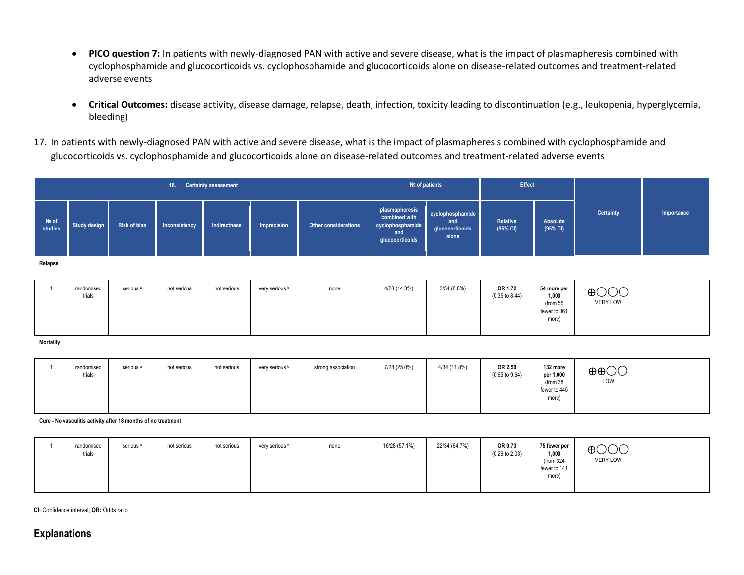- **PICO question 7:** In patients with newly-diagnosed PAN with active and severe disease, what is the impact of plasmapheresis combined with cyclophosphamide and glucocorticoids vs. cyclophosphamide and glucocorticoids alone on disease-related outcomes and treatment-related adverse events

- **Critical Outcomes:** disease activity, disease damage, relapse, death, infection, toxicity leading to discontinuation (e.g., leukopenia, hyperglycemia, bleeding)

17. In patients with newly-diagnosed PAN with active and severe disease, what is the impact of plasmapheresis combined with cyclophosphamide and glucocorticoids vs. cyclophosphamide and glucocorticoids alone on disease-related outcomes and treatment-related adverse events

| 18. Certainty assessment | | | | | | | № of patients | | Effect | | Certainty | Importance |
|---|---|---|---|---|---|---|---|---|---|---|---|---|
| № of studies | Study design | Risk of bias | Inconsistency | Indirectness | Imprecision | Other considerations | plasmapheresis combined with cyclophosphamide and glucocorticoids | cyclophosphamide and glucocorticoids alone | Relative (95% CI) | Absolute (95% CI) | | |
| **Relapse** | | | | | | | | | | | | |
| 1 | randomised trials | serious [a] | not serious | not serious | very serious [b] | none | 4/28 (14.3%) | 3/34 (8.8%) | **OR 1.72** (0.35 to 8.44) | **54 more per 1,000** (from 55 fewer to 361 more) | ⊕◯◯◯ VERY LOW | |
| **Mortality** | | | | | | | | | | | | |
| 1 | randomised trials | serious [a] | not serious | not serious | very serious [b] | strong association | 7/28 (25.0%) | 4/34 (11.8%) | **OR 2.50** (0.65 to 9.64) | **132 more per 1,000** (from 38 fewer to 445 more) | ⊕⊕◯◯ LOW | |
| **Cure - No vasculitis activity after 18 months of no treatment** | | | | | | | | | | | | |
| 1 | randomised trials | serious [a] | not serious | not serious | very serious [b] | none | 16/28 (57.1%) | 22/34 (64.7%) | **OR 0.73** (0.26 to 2.03) | **75 fewer per 1,000** (from 324 fewer to 141 more) | ⊕◯◯◯ VERY LOW | |

**CI:** Confidence interval; **OR:** Odds ratio

## Explanations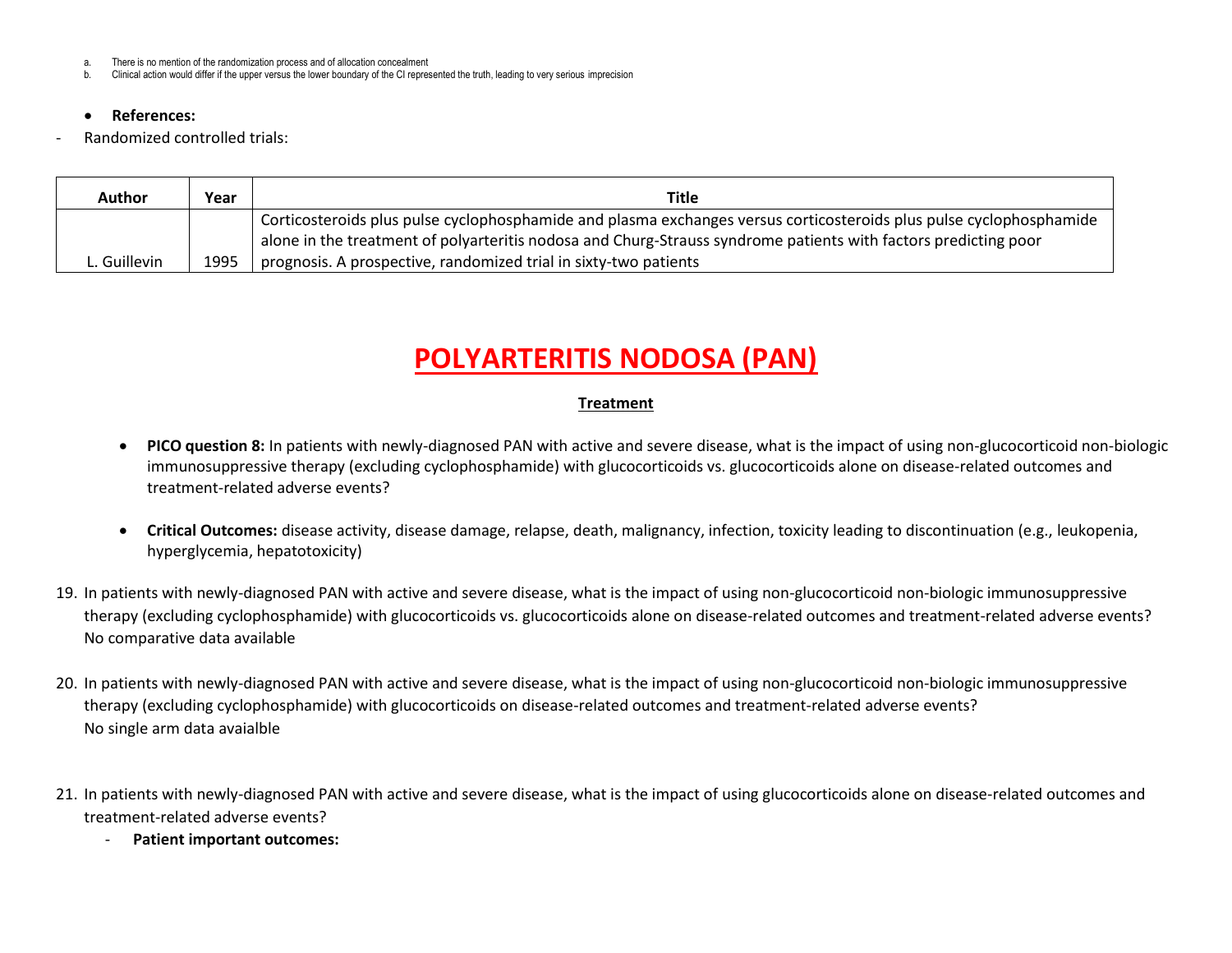a. There is no mention of the randomization process and of allocation concealment
b. Clinical action would differ if the upper versus the lower boundary of the CI represented the truth, leading to very serious imprecision

- **References:**

- Randomized controlled trials:

| Author | Year | Title |
|---|---|---|
| L. Guillevin | 1995 | Corticosteroids plus pulse cyclophosphamide and plasma exchanges versus corticosteroids plus pulse cyclophosphamide alone in the treatment of polyarteritis nodosa and Churg-Strauss syndrome patients with factors predicting poor prognosis. A prospective, randomized trial in sixty-two patients |

# POLYARTERITIS NODOSA (PAN)

## Treatment

- **PICO question 8:** In patients with newly-diagnosed PAN with active and severe disease, what is the impact of using non-glucocorticoid non-biologic immunosuppressive therapy (excluding cyclophosphamide) with glucocorticoids vs. glucocorticoids alone on disease-related outcomes and treatment-related adverse events?

- **Critical Outcomes:** disease activity, disease damage, relapse, death, malignancy, infection, toxicity leading to discontinuation (e.g., leukopenia, hyperglycemia, hepatotoxicity)

19. In patients with newly-diagnosed PAN with active and severe disease, what is the impact of using non-glucocorticoid non-biologic immunosuppressive therapy (excluding cyclophosphamide) with glucocorticoids vs. glucocorticoids alone on disease-related outcomes and treatment-related adverse events?
    No comparative data available

20. In patients with newly-diagnosed PAN with active and severe disease, what is the impact of using non-glucocorticoid non-biologic immunosuppressive therapy (excluding cyclophosphamide) with glucocorticoids on disease-related outcomes and treatment-related adverse events?
    No single arm data avaialble

21. In patients with newly-diagnosed PAN with active and severe disease, what is the impact of using glucocorticoids alone on disease-related outcomes and treatment-related adverse events?
    - **Patient important outcomes:**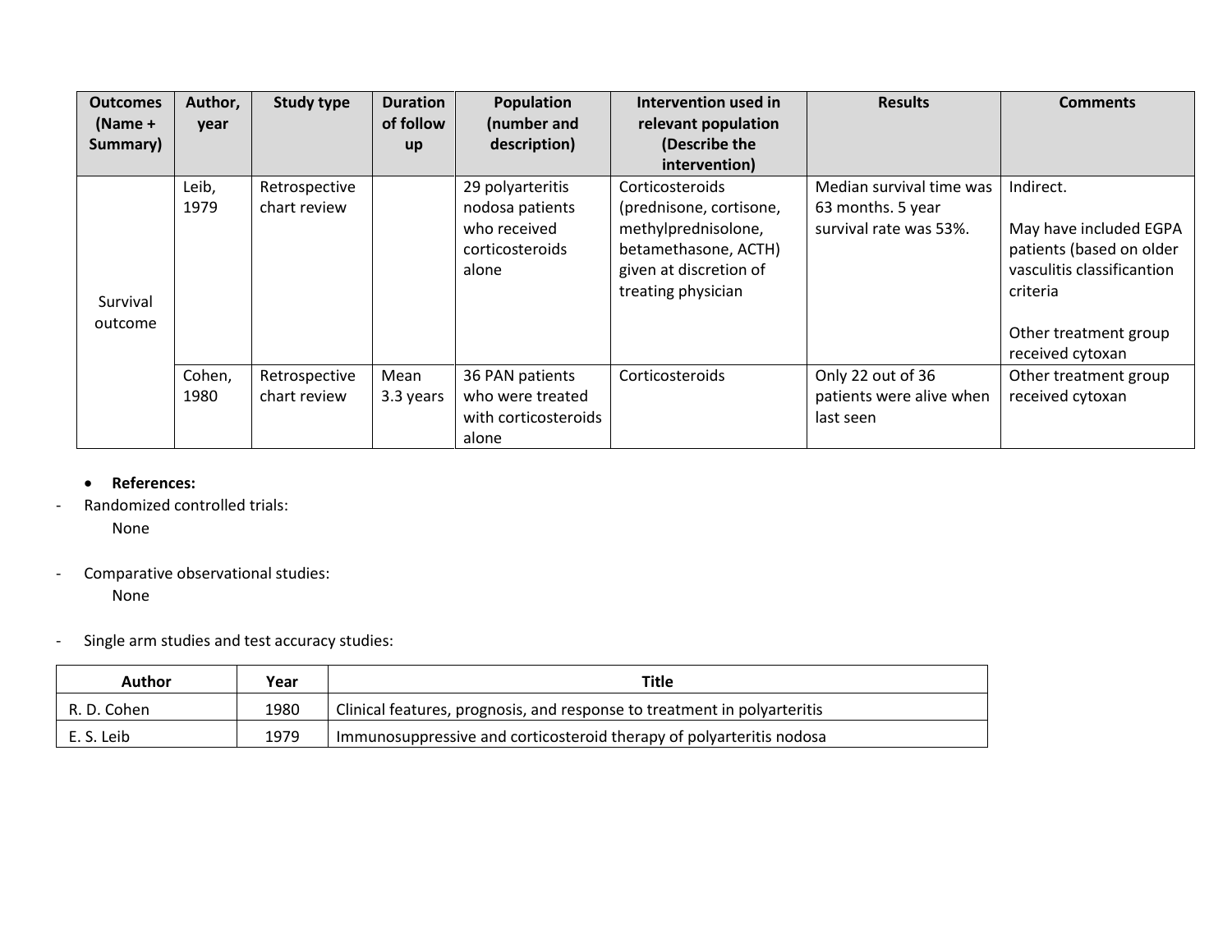| Outcomes (Name + Summary) | Author, year | Study type | Duration of follow up | Population (number and description) | Intervention used in relevant population (Describe the intervention) | Results | Comments |
|---|---|---|---|---|---|---|---|
| Survival outcome | Leib, 1979 | Retrospective chart review | | 29 polyarteritis nodosa patients who received corticosteroids alone | Corticosteroids (prednisone, cortisone, methylprednisolone, betamethasone, ACTH) given at discretion of treating physician | Median survival time was 63 months. 5 year survival rate was 53%. | Indirect.<br><br>May have included EGPA patients (based on older vasculitis classificantion criteria<br><br>Other treatment group received cytoxan |
| | Cohen, 1980 | Retrospective chart review | Mean 3.3 years | 36 PAN patients who were treated with corticosteroids alone | Corticosteroids | Only 22 out of 36 patients were alive when last seen | Other treatment group received cytoxan |

- **References:**

- Randomized controlled trials:
  None

- Comparative observational studies:
  None

- Single arm studies and test accuracy studies:

| Author | Year | Title |
|---|---|---|
| R. D. Cohen | 1980 | Clinical features, prognosis, and response to treatment in polyarteritis |
| E. S. Leib | 1979 | Immunosuppressive and corticosteroid therapy of polyarteritis nodosa |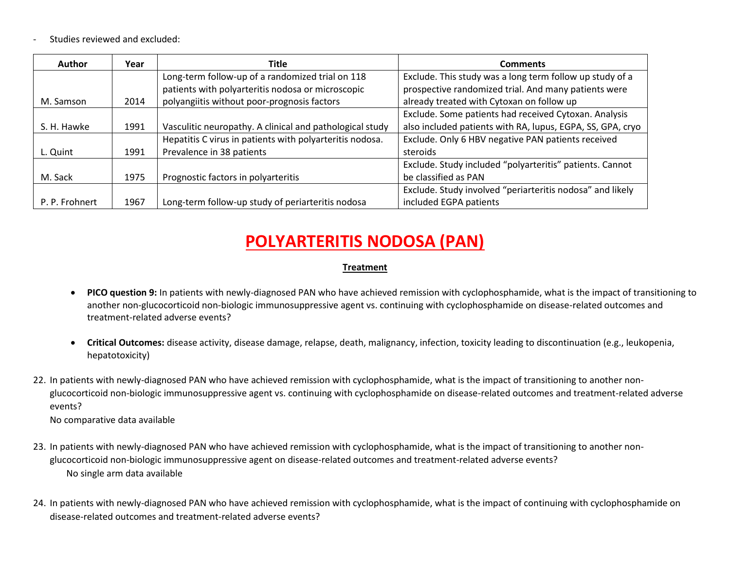- Studies reviewed and excluded:

| Author | Year | Title | Comments |
| --- | --- | --- | --- |
| M. Samson | 2014 | Long-term follow-up of a randomized trial on 118 patients with polyarteritis nodosa or microscopic polyangiitis without poor-prognosis factors | Exclude. This study was a long term follow up study of a prospective randomized trial. And many patients were already treated with Cytoxan on follow up |
| S. H. Hawke | 1991 | Vasculitic neuropathy. A clinical and pathological study | Exclude. Some patients had received Cytoxan. Analysis also included patients with RA, lupus, EGPA, SS, GPA, cryo |
| L. Quint | 1991 | Hepatitis C virus in patients with polyarteritis nodosa. Prevalence in 38 patients | Exclude. Only 6 HBV negative PAN patients received steroids |
| M. Sack | 1975 | Prognostic factors in polyarteritis | Exclude. Study included "polyarteritis" patients. Cannot be classified as PAN |
| P. P. Frohnert | 1967 | Long-term follow-up study of periarteritis nodosa | Exclude. Study involved "periarteritis nodosa" and likely included EGPA patients |

# POLYARTERITIS NODOSA (PAN)

## Treatment

- **PICO question 9:** In patients with newly-diagnosed PAN who have achieved remission with cyclophosphamide, what is the impact of transitioning to another non-glucocorticoid non-biologic immunosuppressive agent vs. continuing with cyclophosphamide on disease-related outcomes and treatment-related adverse events?

- **Critical Outcomes:** disease activity, disease damage, relapse, death, malignancy, infection, toxicity leading to discontinuation (e.g., leukopenia, hepatotoxicity)

22. In patients with newly-diagnosed PAN who have achieved remission with cyclophosphamide, what is the impact of transitioning to another non-glucocorticoid non-biologic immunosuppressive agent vs. continuing with cyclophosphamide on disease-related outcomes and treatment-related adverse events?

    No comparative data available

23. In patients with newly-diagnosed PAN who have achieved remission with cyclophosphamide, what is the impact of transitioning to another non-glucocorticoid non-biologic immunosuppressive agent on disease-related outcomes and treatment-related adverse events?

    No single arm data available

24. In patients with newly-diagnosed PAN who have achieved remission with cyclophosphamide, what is the impact of continuing with cyclophosphamide on disease-related outcomes and treatment-related adverse events?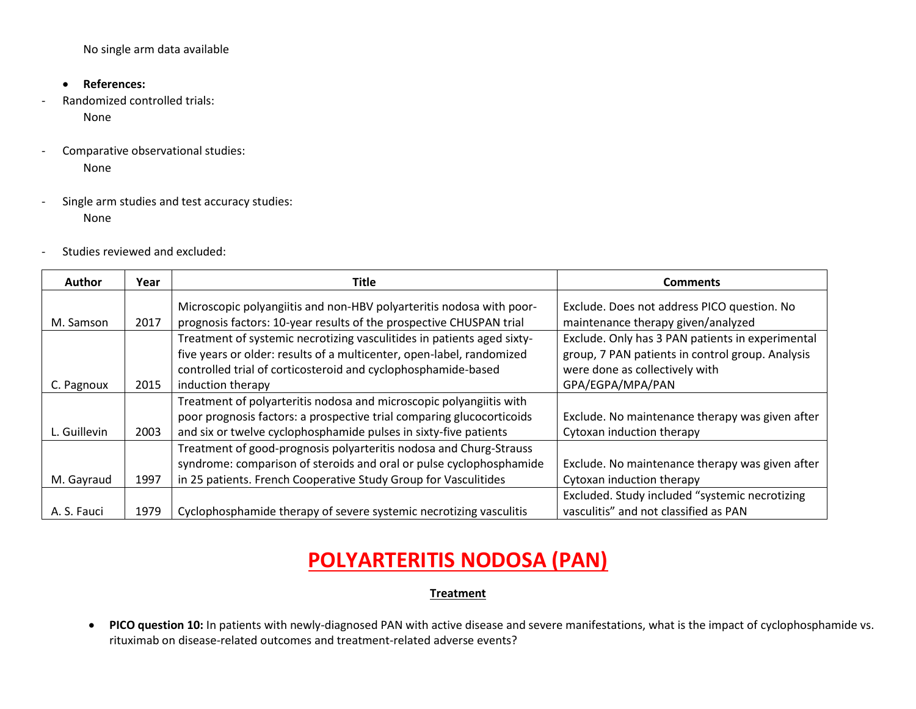No single arm data available

- **References:**

- Randomized controlled trials:

  None

- Comparative observational studies:

  None

- Single arm studies and test accuracy studies:

  None

- Studies reviewed and excluded:

| Author | Year | Title | Comments |
|---|---|---|---|
| M. Samson | 2017 | Microscopic polyangiitis and non-HBV polyarteritis nodosa with poor-prognosis factors: 10-year results of the prospective CHUSPAN trial | Exclude. Does not address PICO question. No maintenance therapy given/analyzed |
| C. Pagnoux | 2015 | Treatment of systemic necrotizing vasculitides in patients aged sixty-five years or older: results of a multicenter, open-label, randomized controlled trial of corticosteroid and cyclophosphamide-based induction therapy | Exclude. Only has 3 PAN patients in experimental group, 7 PAN patients in control group. Analysis were done as collectively with GPA/EGPA/MPA/PAN |
| L. Guillevin | 2003 | Treatment of polyarteritis nodosa and microscopic polyangiitis with poor prognosis factors: a prospective trial comparing glucocorticoids and six or twelve cyclophosphamide pulses in sixty-five patients | Exclude. No maintenance therapy was given after Cytoxan induction therapy |
| M. Gayraud | 1997 | Treatment of good-prognosis polyarteritis nodosa and Churg-Strauss syndrome: comparison of steroids and oral or pulse cyclophosphamide in 25 patients. French Cooperative Study Group for Vasculitides | Exclude. No maintenance therapy was given after Cytoxan induction therapy |
| A. S. Fauci | 1979 | Cyclophosphamide therapy of severe systemic necrotizing vasculitis | Excluded. Study included "systemic necrotizing vasculitis" and not classified as PAN |

# POLYARTERITIS NODOSA (PAN)

## Treatment

- **PICO question 10:** In patients with newly-diagnosed PAN with active disease and severe manifestations, what is the impact of cyclophosphamide vs. rituximab on disease-related outcomes and treatment-related adverse events?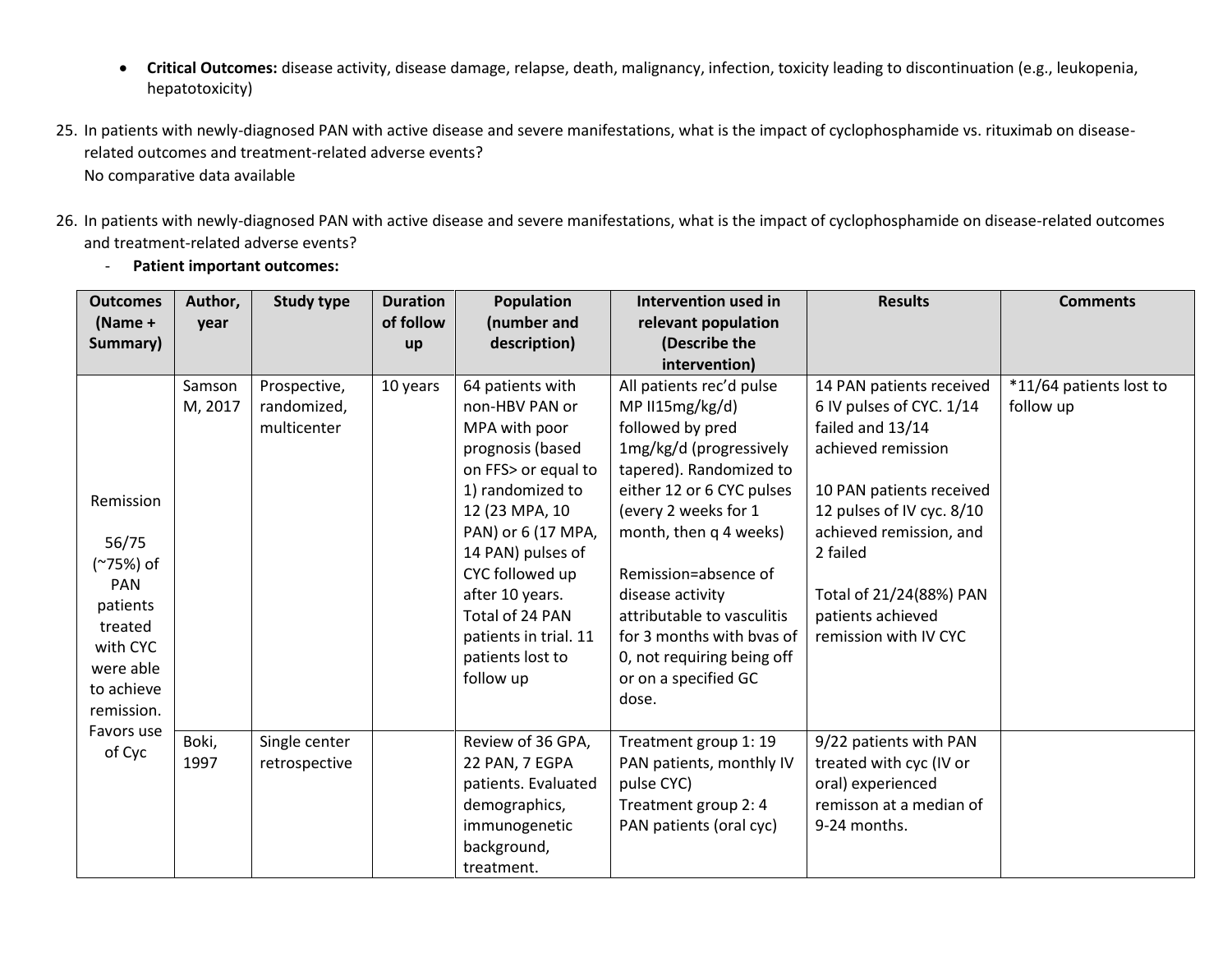- **Critical Outcomes:** disease activity, disease damage, relapse, death, malignancy, infection, toxicity leading to discontinuation (e.g., leukopenia, hepatotoxicity)

25. In patients with newly-diagnosed PAN with active disease and severe manifestations, what is the impact of cyclophosphamide vs. rituximab on disease-related outcomes and treatment-related adverse events?
    No comparative data available

26. In patients with newly-diagnosed PAN with active disease and severe manifestations, what is the impact of cyclophosphamide on disease-related outcomes and treatment-related adverse events?
    - **Patient important outcomes:**

| Outcomes (Name + Summary) | Author, year | Study type | Duration of follow up | Population (number and description) | Intervention used in relevant population (Describe the intervention) | Results | Comments |
|---|---|---|---|---|---|---|---|
| Remission<br><br>56/75 (~75%) of PAN patients treated with CYC were able to achieve remission. Favors use of Cyc | Samson M, 2017 | Prospective, randomized, multicenter | 10 years | 64 patients with non-HBV PAN or MPA with poor prognosis (based on FFS> or equal to 1) randomized to 12 (23 MPA, 10 PAN) or 6 (17 MPA, 14 PAN) pulses of CYC followed up after 10 years. Total of 24 PAN patients in trial. 11 patients lost to follow up | All patients rec'd pulse MP II15mg/kg/d) followed by pred 1mg/kg/d (progressively tapered). Randomized to either 12 or 6 CYC pulses (every 2 weeks for 1 month, then q 4 weeks)<br><br>Remission=absence of disease activity attributable to vasculitis for 3 months with bvas of 0, not requiring being off or on a specified GC dose. | 14 PAN patients received 6 IV pulses of CYC. 1/14 failed and 13/14 achieved remission<br><br>10 PAN patients received 12 pulses of IV cyc. 8/10 achieved remission, and 2 failed<br><br>Total of 21/24(88%) PAN patients achieved remission with IV CYC | *11/64 patients lost to follow up |
| | Boki, 1997 | Single center retrospective | | Review of 36 GPA, 22 PAN, 7 EGPA patients. Evaluated demographics, immunogenetic background, treatment. | Treatment group 1: 19 PAN patients, monthly IV pulse CYC)<br>Treatment group 2: 4 PAN patients (oral cyc) | 9/22 patients with PAN treated with cyc (IV or oral) experienced remisson at a median of 9-24 months. | |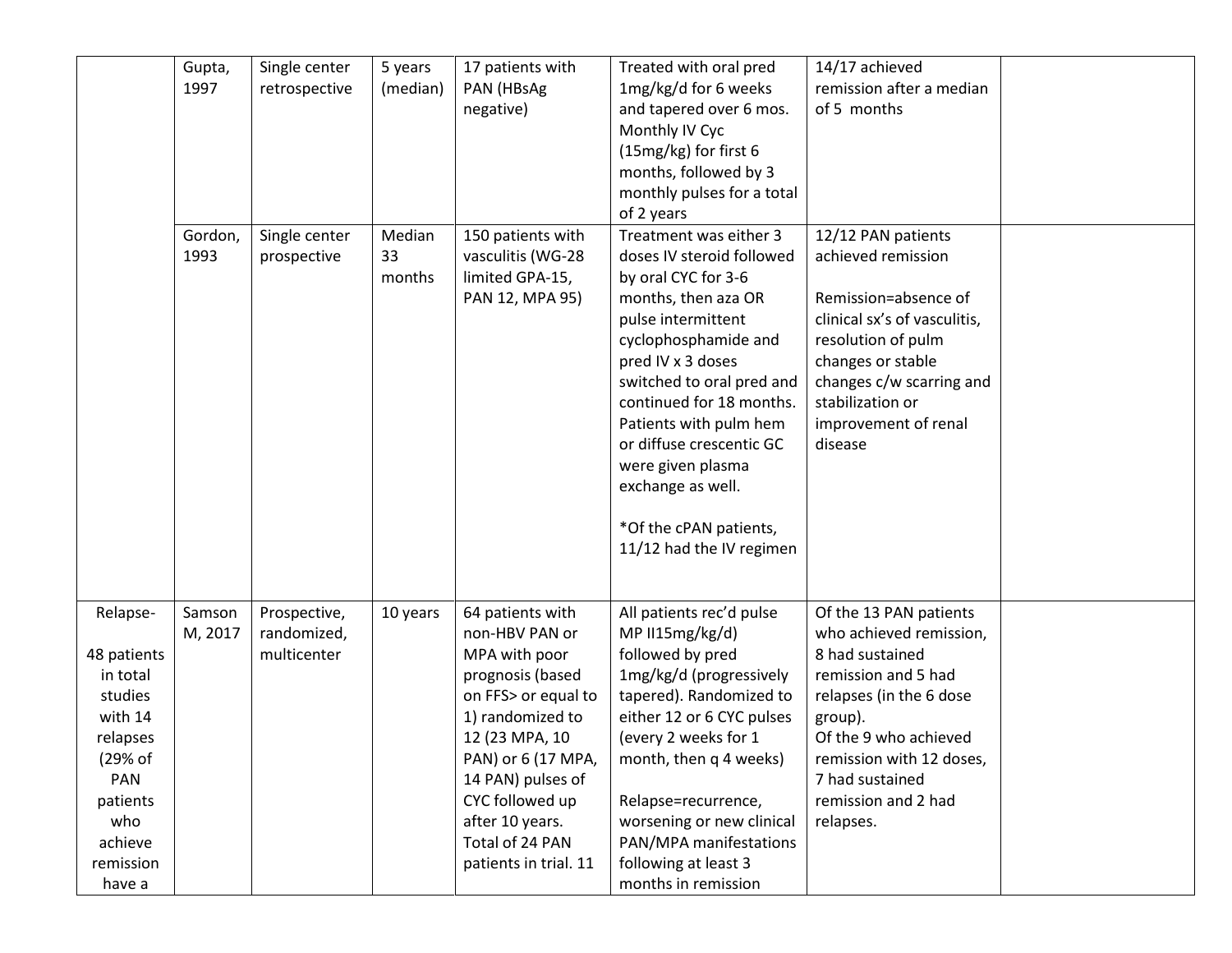| | | | | | | | |
|---|---|---|---|---|---|---|---|
| | Gupta, 1997 | Single center retrospective | 5 years (median) | 17 patients with PAN (HBsAg negative) | Treated with oral pred 1mg/kg/d for 6 weeks and tapered over 6 mos. Monthly IV Cyc (15mg/kg) for first 6 months, followed by 3 monthly pulses for a total of 2 years | 14/17 achieved remission after a median of 5 months | |
| | Gordon, 1993 | Single center prospective | Median 33 months | 150 patients with vasculitis (WG-28 limited GPA-15, PAN 12, MPA 95) | Treatment was either 3 doses IV steroid followed by oral CYC for 3-6 months, then aza OR pulse intermittent cyclophosphamide and pred IV x 3 doses switched to oral pred and continued for 18 months. Patients with pulm hem or diffuse crescentic GC were given plasma exchange as well.<br><br>*Of the cPAN patients, 11/12 had the IV regimen | 12/12 PAN patients achieved remission<br><br>Remission=absence of clinical sx's of vasculitis, resolution of pulm changes or stable changes c/w scarring and stabilization or improvement of renal disease | |
| Relapse-<br><br>48 patients in total studies with 14 relapses (29% of PAN patients who achieve remission have a | Samson M, 2017 | Prospective, randomized, multicenter | 10 years | 64 patients with non-HBV PAN or MPA with poor prognosis (based on FFS> or equal to 1) randomized to 12 (23 MPA, 10 PAN) or 6 (17 MPA, 14 PAN) pulses of CYC followed up after 10 years. Total of 24 PAN patients in trial. 11 | All patients rec'd pulse MP II15mg/kg/d) followed by pred 1mg/kg/d (progressively tapered). Randomized to either 12 or 6 CYC pulses (every 2 weeks for 1 month, then q 4 weeks)<br><br>Relapse=recurrence, worsening or new clinical PAN/MPA manifestations following at least 3 months in remission | Of the 13 PAN patients who achieved remission, 8 had sustained remission and 5 had relapses (in the 6 dose group).<br>Of the 9 who achieved remission with 12 doses, 7 had sustained remission and 2 had relapses. | |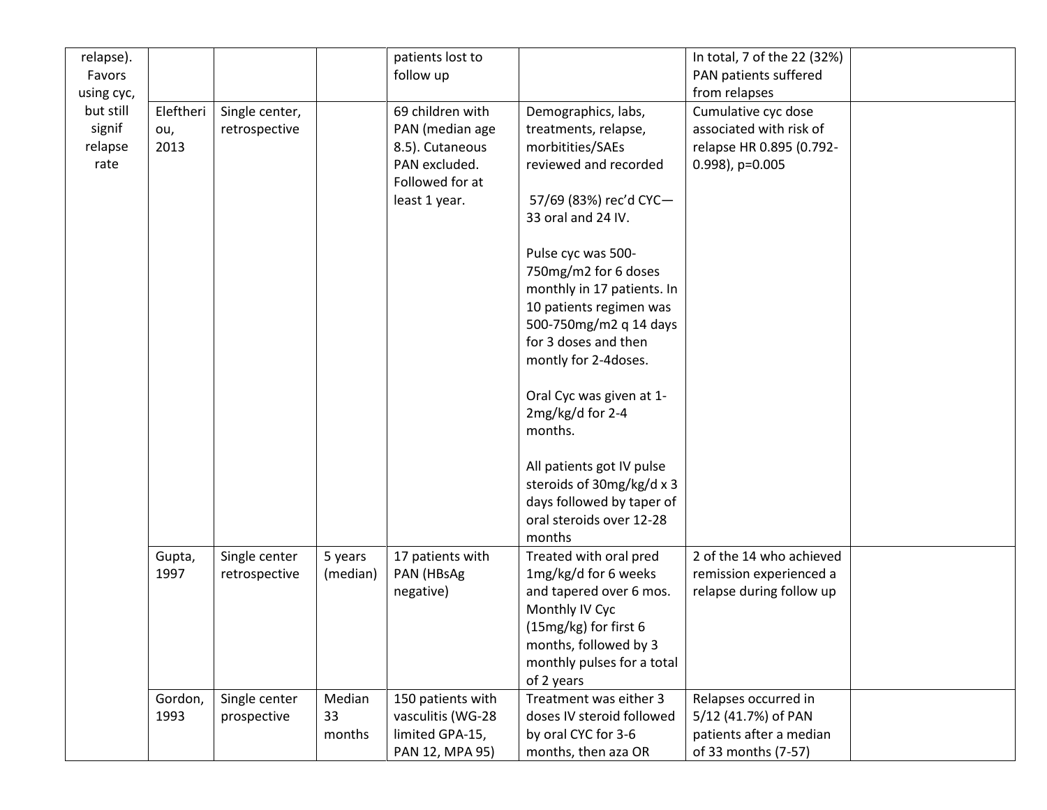| | | | | | | | |
|---|---|---|---|---|---|---|---|
| relapse). Favors using cyc, but still signif relapse rate | | | | patients lost to follow up | | In total, 7 of the 22 (32%) PAN patients suffered from relapses | |
| | Eleftheriou, 2013 | Single center, retrospective | | 69 children with PAN (median age 8.5). Cutaneous PAN excluded. Followed for at least 1 year. | Demographics, labs, treatments, relapse, morbitities/SAEs reviewed and recorded<br><br>57/69 (83%) rec'd CYC—33 oral and 24 IV.<br><br>Pulse cyc was 500-750mg/m2 for 6 doses monthly in 17 patients. In 10 patients regimen was 500-750mg/m2 q 14 days for 3 doses and then montly for 2-4doses.<br><br>Oral Cyc was given at 1-2mg/kg/d for 2-4 months.<br><br>All patients got IV pulse steroids of 30mg/kg/d x 3 days followed by taper of oral steroids over 12-28 months | Cumulative cyc dose associated with risk of relapse HR 0.895 (0.792-0.998), p=0.005 | |
| | Gupta, 1997 | Single center retrospective | 5 years (median) | 17 patients with PAN (HBsAg negative) | Treated with oral pred 1mg/kg/d for 6 weeks and tapered over 6 mos. Monthly IV Cyc (15mg/kg) for first 6 months, followed by 3 monthly pulses for a total of 2 years | 2 of the 14 who achieved remission experienced a relapse during follow up | |
| | Gordon, 1993 | Single center prospective | Median 33 months | 150 patients with vasculitis (WG-28 limited GPA-15, PAN 12, MPA 95) | Treatment was either 3 doses IV steroid followed by oral CYC for 3-6 months, then aza OR | Relapses occurred in 5/12 (41.7%) of PAN patients after a median of 33 months (7-57) | |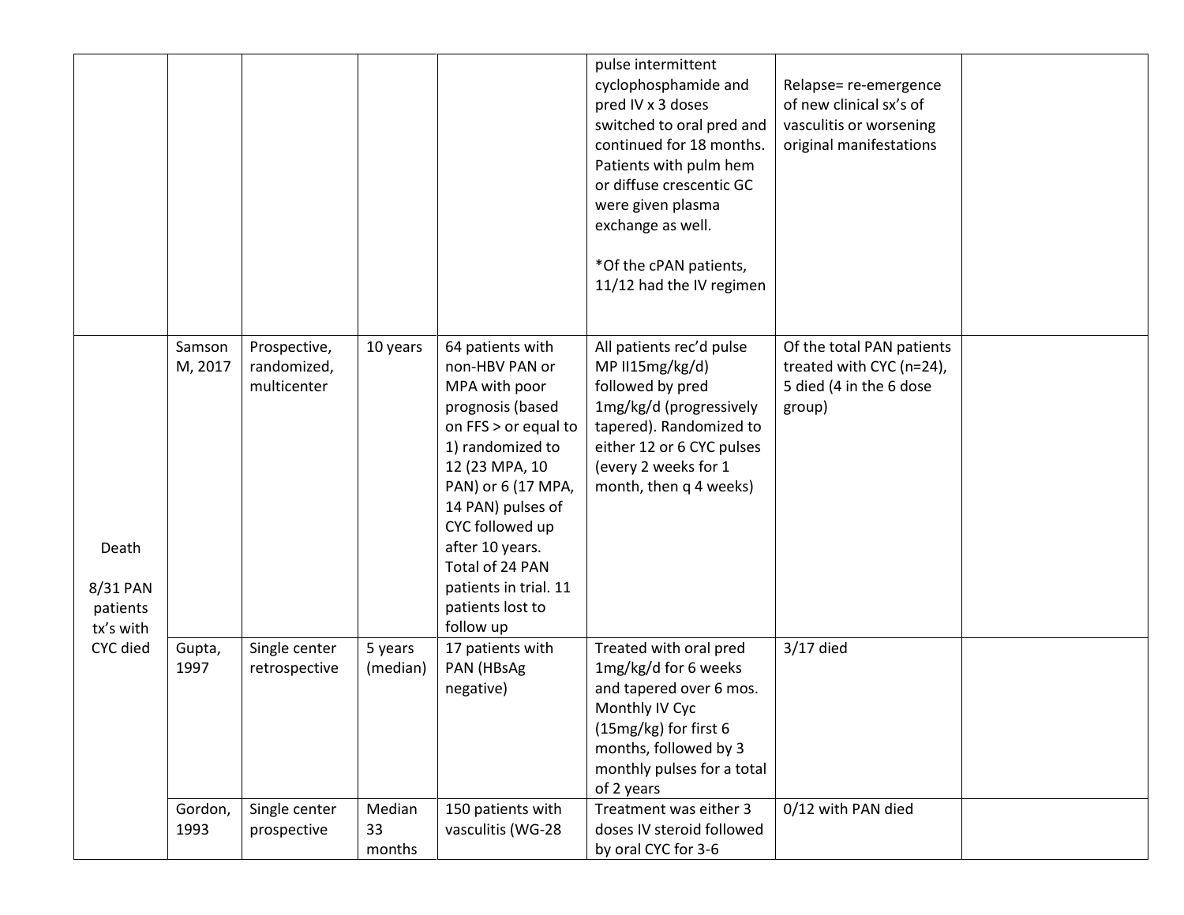| | | | | | | | |
|---|---|---|---|---|---|---|---|
| | | | | | pulse intermittent cyclophosphamide and pred IV x 3 doses switched to oral pred and continued for 18 months. Patients with pulm hem or diffuse crescentic GC were given plasma exchange as well.<br><br>*Of the cPAN patients, 11/12 had the IV regimen | Relapse= re-emergence of new clinical sx's of vasculitis or worsening original manifestations | |
| Death<br><br>8/31 PAN patients tx's with CYC died | Samson M, 2017 | Prospective, randomized, multicenter | 10 years | 64 patients with non-HBV PAN or MPA with poor prognosis (based on FFS > or equal to 1) randomized to 12 (23 MPA, 10 PAN) or 6 (17 MPA, 14 PAN) pulses of CYC followed up after 10 years. Total of 24 PAN patients in trial. 11 patients lost to follow up | All patients rec'd pulse MP II15mg/kg/d) followed by pred 1mg/kg/d (progressively tapered). Randomized to either 12 or 6 CYC pulses (every 2 weeks for 1 month, then q 4 weeks) | Of the total PAN patients treated with CYC (n=24), 5 died (4 in the 6 dose group) | |
| | Gupta, 1997 | Single center retrospective | 5 years (median) | 17 patients with PAN (HBsAg negative) | Treated with oral pred 1mg/kg/d for 6 weeks and tapered over 6 mos. Monthly IV Cyc (15mg/kg) for first 6 months, followed by 3 monthly pulses for a total of 2 years | 3/17 died | |
| | Gordon, 1993 | Single center prospective | Median 33 months | 150 patients with vasculitis (WG-28 | Treatment was either 3 doses IV steroid followed by oral CYC for 3-6 | 0/12 with PAN died | |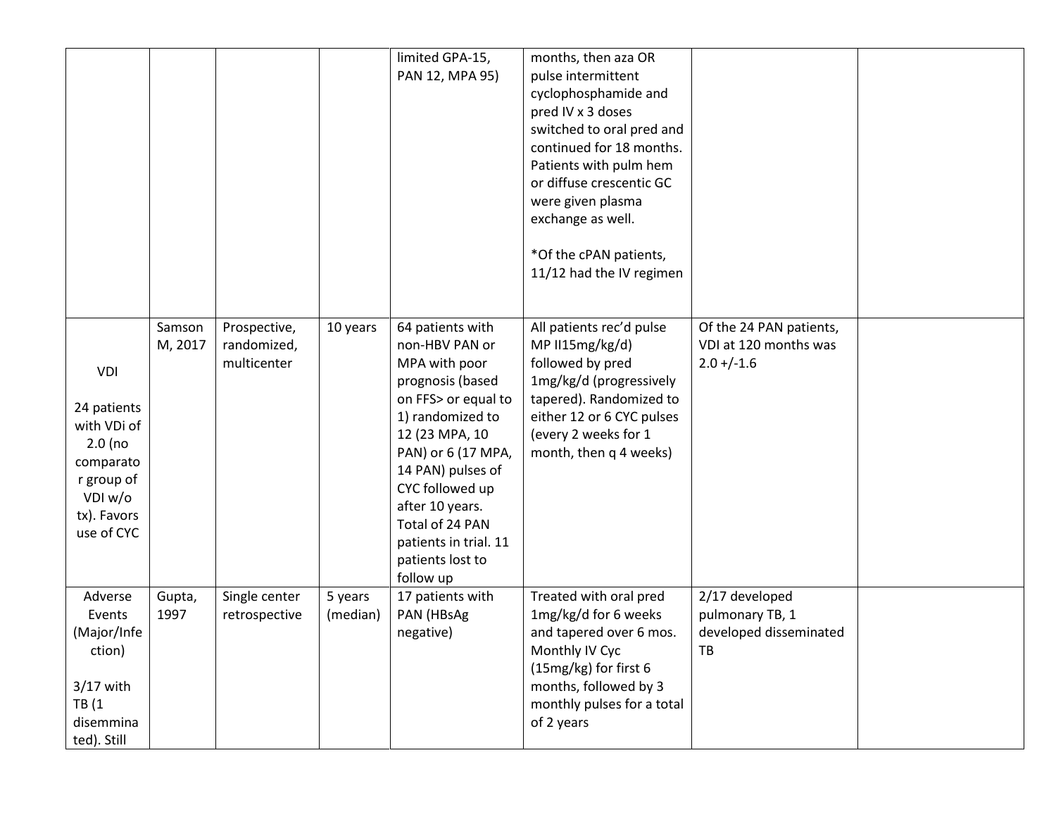| | | | | | | | |
|---|---|---|---|---|---|---|---|
| | | | | limited GPA-15, PAN 12, MPA 95) | months, then aza OR pulse intermittent cyclophosphamide and pred IV x 3 doses switched to oral pred and continued for 18 months. Patients with pulm hem or diffuse crescentic GC were given plasma exchange as well.<br><br>*Of the cPAN patients, 11/12 had the IV regimen | | |
| VDI<br><br>24 patients with VDi of 2.0 (no comparator group of VDI w/o tx). Favors use of CYC | Samson M, 2017 | Prospective, randomized, multicenter | 10 years | 64 patients with non-HBV PAN or MPA with poor prognosis (based on FFS> or equal to 1) randomized to 12 (23 MPA, 10 PAN) or 6 (17 MPA, 14 PAN) pulses of CYC followed up after 10 years. Total of 24 PAN patients in trial. 11 patients lost to follow up | All patients rec'd pulse MP II15mg/kg/d) followed by pred 1mg/kg/d (progressively tapered). Randomized to either 12 or 6 CYC pulses (every 2 weeks for 1 month, then q 4 weeks) | Of the 24 PAN patients, VDI at 120 months was 2.0 +/-1.6 | |
| Adverse Events (Major/Infection)<br><br>3/17 with TB (1 dissemminated). Still | Gupta, 1997 | Single center retrospective | 5 years (median) | 17 patients with PAN (HBsAg negative) | Treated with oral pred 1mg/kg/d for 6 weeks and tapered over 6 mos. Monthly IV Cyc (15mg/kg) for first 6 months, followed by 3 monthly pulses for a total of 2 years | 2/17 developed pulmonary TB, 1 developed disseminated TB | |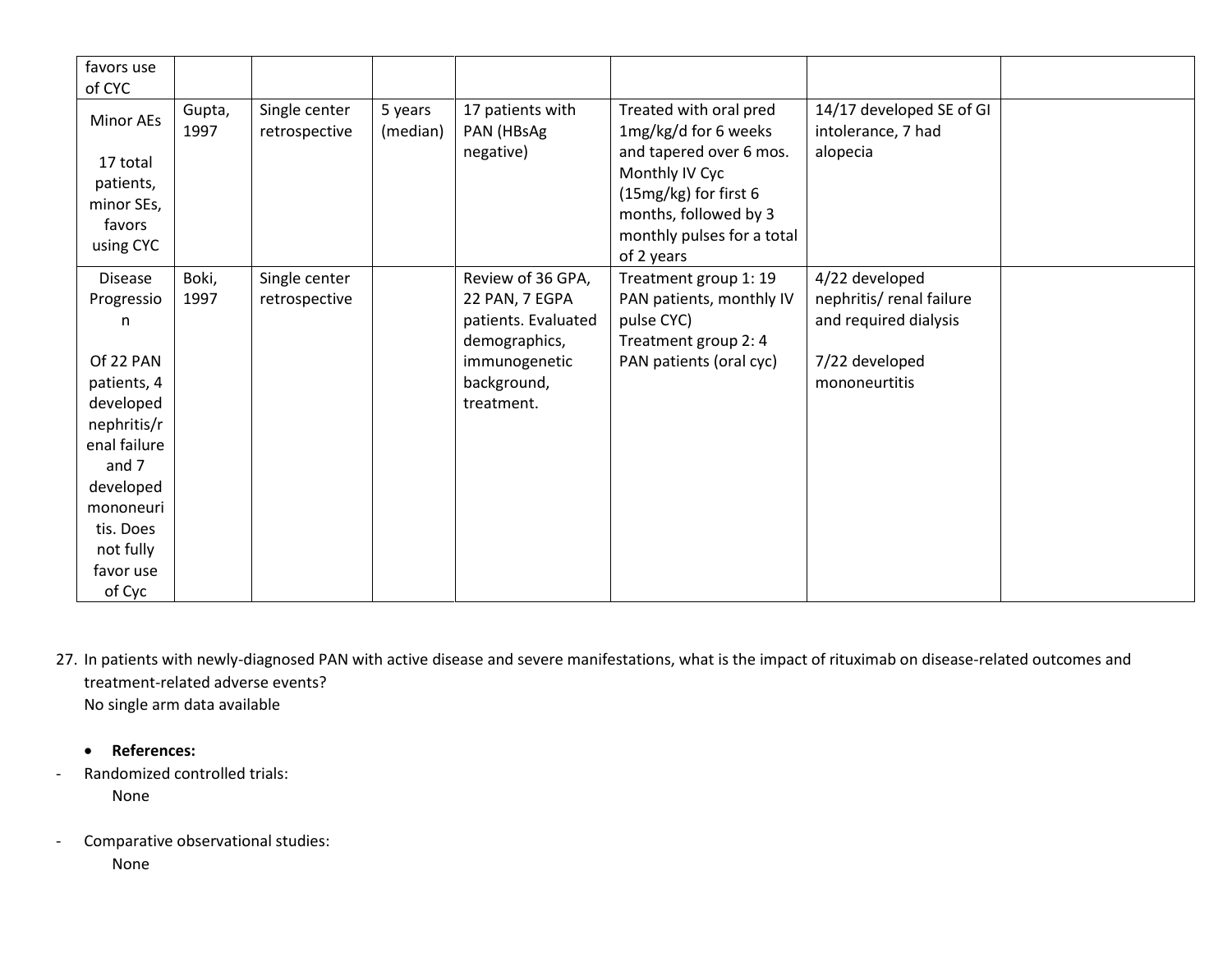| | | | | | | | |
|---|---|---|---|---|---|---|---|
| favors use of CYC | | | | | | | |
| Minor AEs<br><br>17 total patients, minor SEs, favors using CYC | Gupta, 1997 | Single center retrospective | 5 years (median) | 17 patients with PAN (HBsAg negative) | Treated with oral pred 1mg/kg/d for 6 weeks and tapered over 6 mos. Monthly IV Cyc (15mg/kg) for first 6 months, followed by 3 monthly pulses for a total of 2 years | 14/17 developed SE of GI intolerance, 7 had alopecia | |
| Disease Progression<br><br>Of 22 PAN patients, 4 developed nephritis/renal failure and 7 developed mononeuritis. Does not fully favor use of Cyc | Boki, 1997 | Single center retrospective | | Review of 36 GPA, 22 PAN, 7 EGPA patients. Evaluated demographics, immunogenetic background, treatment. | Treatment group 1: 19 PAN patients, monthly IV pulse CYC)<br>Treatment group 2: 4 PAN patients (oral cyc) | 4/22 developed nephritis/ renal failure and required dialysis<br><br>7/22 developed mononeurtitis | |

27. In patients with newly-diagnosed PAN with active disease and severe manifestations, what is the impact of rituximab on disease-related outcomes and treatment-related adverse events?
    No single arm data available

- **References:**

- Randomized controlled trials:
    None

- Comparative observational studies:
    None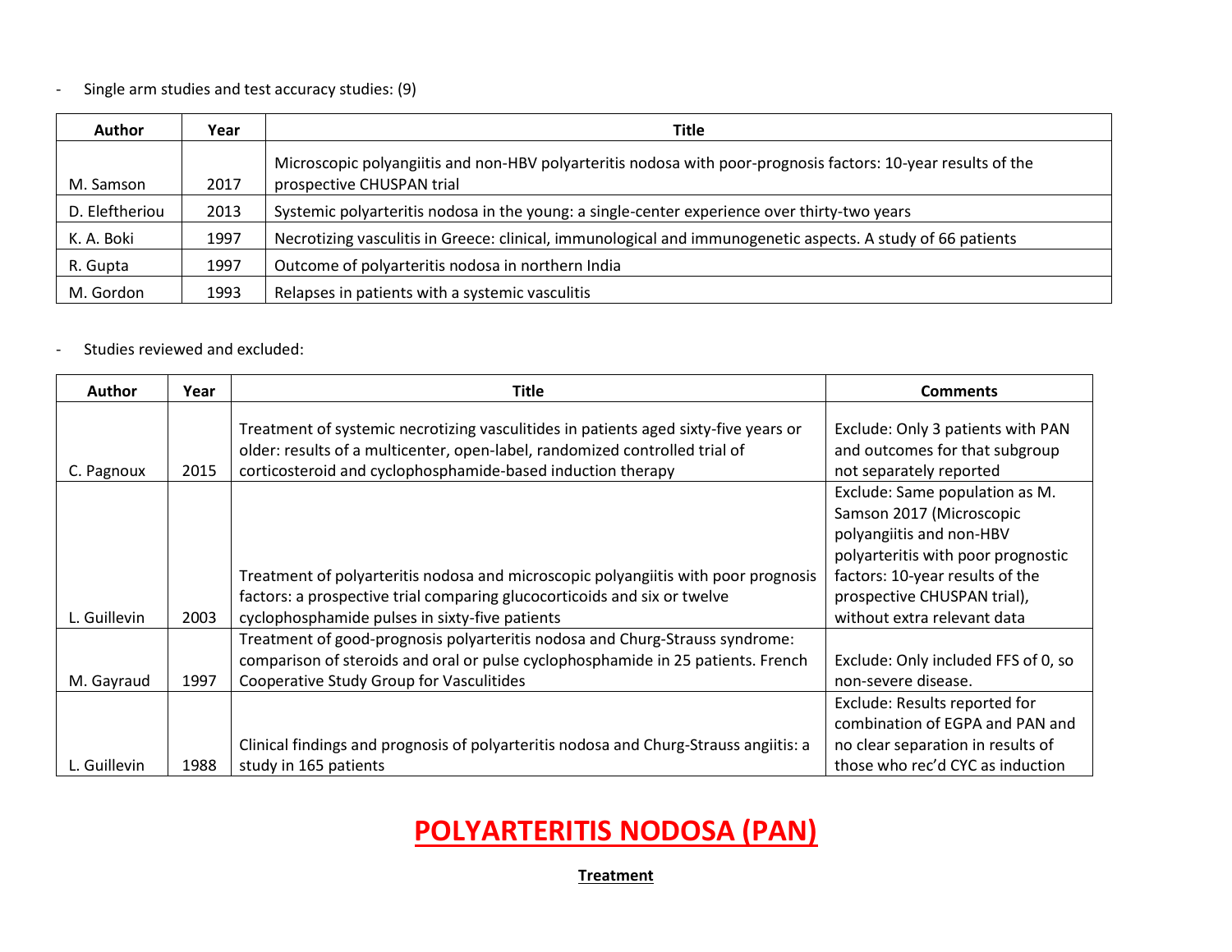- Single arm studies and test accuracy studies: (9)

| Author | Year | Title |
|---|---|---|
| M. Samson | 2017 | Microscopic polyangiitis and non-HBV polyarteritis nodosa with poor-prognosis factors: 10-year results of the prospective CHUSPAN trial |
| D. Eleftheriou | 2013 | Systemic polyarteritis nodosa in the young: a single-center experience over thirty-two years |
| K. A. Boki | 1997 | Necrotizing vasculitis in Greece: clinical, immunological and immunogenetic aspects. A study of 66 patients |
| R. Gupta | 1997 | Outcome of polyarteritis nodosa in northern India |
| M. Gordon | 1993 | Relapses in patients with a systemic vasculitis |

- Studies reviewed and excluded:

| Author | Year | Title | Comments |
|---|---|---|---|
| C. Pagnoux | 2015 | Treatment of systemic necrotizing vasculitides in patients aged sixty-five years or older: results of a multicenter, open-label, randomized controlled trial of corticosteroid and cyclophosphamide-based induction therapy | Exclude: Only 3 patients with PAN and outcomes for that subgroup not separately reported |
| L. Guillevin | 2003 | Treatment of polyarteritis nodosa and microscopic polyangiitis with poor prognosis factors: a prospective trial comparing glucocorticoids and six or twelve cyclophosphamide pulses in sixty-five patients | Exclude: Same population as M. Samson 2017 (Microscopic polyangiitis and non-HBV polyarteritis with poor prognostic factors: 10-year results of the prospective CHUSPAN trial), without extra relevant data |
| M. Gayraud | 1997 | Treatment of good-prognosis polyarteritis nodosa and Churg-Strauss syndrome: comparison of steroids and oral or pulse cyclophosphamide in 25 patients. French Cooperative Study Group for Vasculitides | Exclude: Only included FFS of 0, so non-severe disease. |
| L. Guillevin | 1988 | Clinical findings and prognosis of polyarteritis nodosa and Churg-Strauss angiitis: a study in 165 patients | Exclude: Results reported for combination of EGPA and PAN and no clear separation in results of those who rec'd CYC as induction |

# POLYARTERITIS NODOSA (PAN)

**Treatment**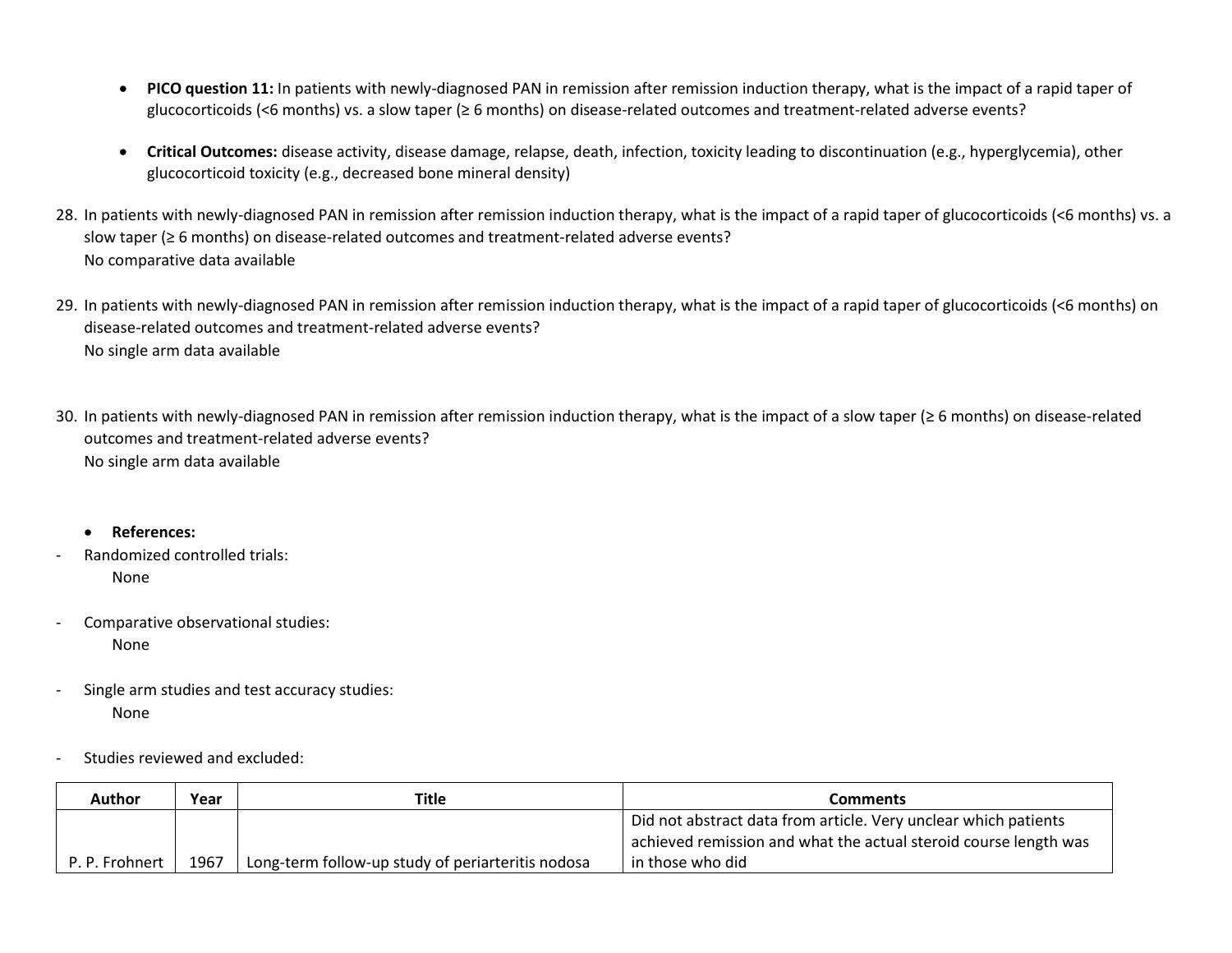- **PICO question 11:** In patients with newly-diagnosed PAN in remission after remission induction therapy, what is the impact of a rapid taper of glucocorticoids (<6 months) vs. a slow taper (≥ 6 months) on disease-related outcomes and treatment-related adverse events?

- **Critical Outcomes:** disease activity, disease damage, relapse, death, infection, toxicity leading to discontinuation (e.g., hyperglycemia), other glucocorticoid toxicity (e.g., decreased bone mineral density)

28. In patients with newly-diagnosed PAN in remission after remission induction therapy, what is the impact of a rapid taper of glucocorticoids (<6 months) vs. a slow taper (≥ 6 months) on disease-related outcomes and treatment-related adverse events?
    No comparative data available

29. In patients with newly-diagnosed PAN in remission after remission induction therapy, what is the impact of a rapid taper of glucocorticoids (<6 months) on disease-related outcomes and treatment-related adverse events?
    No single arm data available

30. In patients with newly-diagnosed PAN in remission after remission induction therapy, what is the impact of a slow taper (≥ 6 months) on disease-related outcomes and treatment-related adverse events?
    No single arm data available

- **References:**

- Randomized controlled trials:
  None

- Comparative observational studies:
  None

- Single arm studies and test accuracy studies:
  None

- Studies reviewed and excluded:

| Author | Year | Title | Comments |
|---|---|---|---|
| P. P. Frohnert | 1967 | Long-term follow-up study of periarteritis nodosa | Did not abstract data from article. Very unclear which patients achieved remission and what the actual steroid course length was in those who did |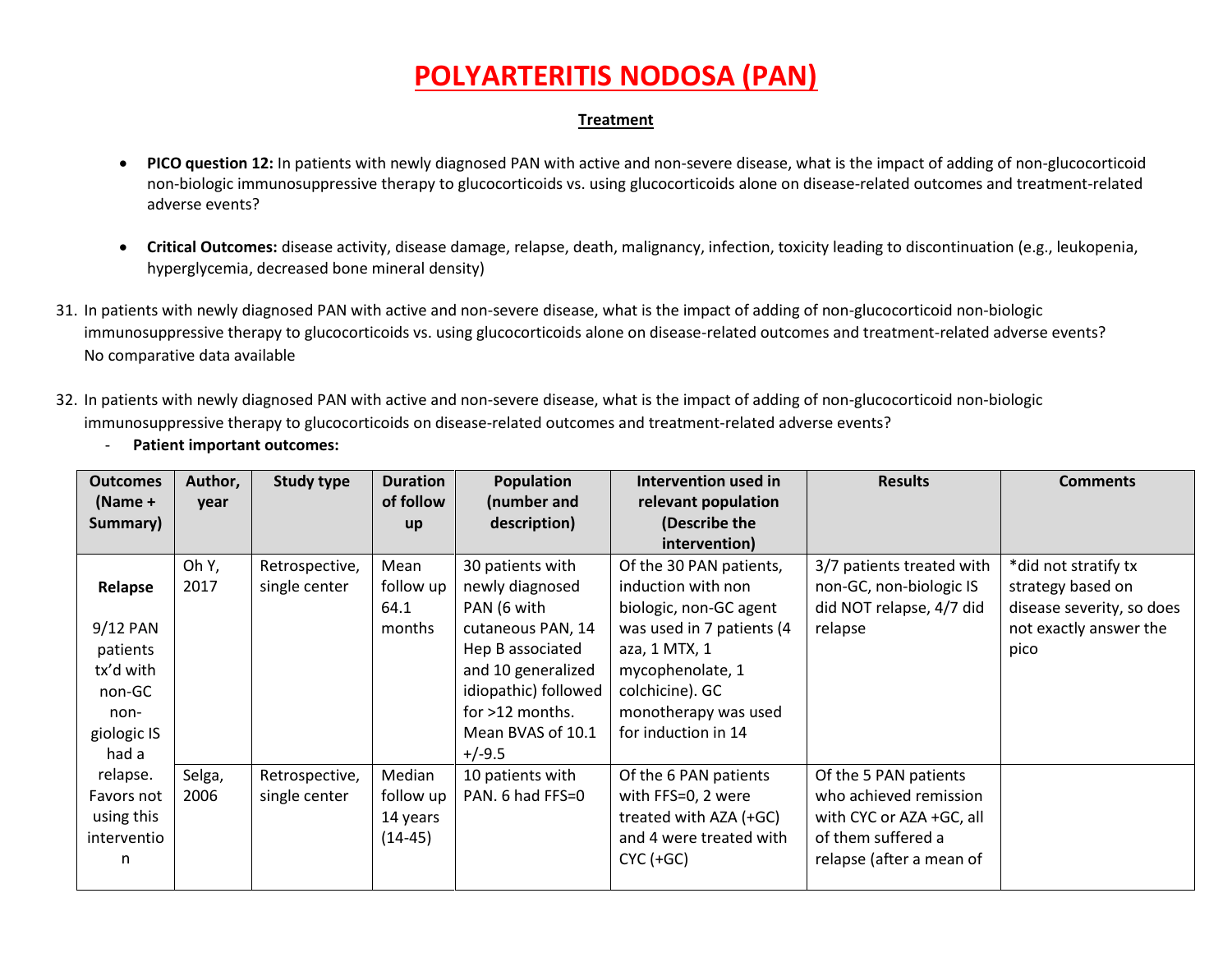# POLYARTERITIS NODOSA (PAN)

## Treatment

- **PICO question 12:** In patients with newly diagnosed PAN with active and non-severe disease, what is the impact of adding of non-glucocorticoid non-biologic immunosuppressive therapy to glucocorticoids vs. using glucocorticoids alone on disease-related outcomes and treatment-related adverse events?

- **Critical Outcomes:** disease activity, disease damage, relapse, death, malignancy, infection, toxicity leading to discontinuation (e.g., leukopenia, hyperglycemia, decreased bone mineral density)

31. In patients with newly diagnosed PAN with active and non-severe disease, what is the impact of adding of non-glucocorticoid non-biologic immunosuppressive therapy to glucocorticoids vs. using glucocorticoids alone on disease-related outcomes and treatment-related adverse events?
    No comparative data available

32. In patients with newly diagnosed PAN with active and non-severe disease, what is the impact of adding of non-glucocorticoid non-biologic immunosuppressive therapy to glucocorticoids on disease-related outcomes and treatment-related adverse events?
    - **Patient important outcomes:**

| Outcomes (Name + Summary) | Author, year | Study type | Duration of follow up | Population (number and description) | Intervention used in relevant population (Describe the intervention) | Results | Comments |
|---|---|---|---|---|---|---|---|
| **Relapse**<br><br>9/12 PAN patients tx'd with non-GC non-giologic IS had a relapse. Favors not using this intervention | Oh Y, 2017 | Retrospective, single center | Mean follow up 64.1 months | 30 patients with newly diagnosed PAN (6 with cutaneous PAN, 14 Hep B associated and 10 generalized idiopathic) followed for >12 months. Mean BVAS of 10.1 +/-9.5 | Of the 30 PAN patients, induction with non biologic, non-GC agent was used in 7 patients (4 aza, 1 MTX, 1 mycophenolate, 1 colchicine). GC monotherapy was used for induction in 14 | 3/7 patients treated with non-GC, non-biologic IS did NOT relapse, 4/7 did relapse | *did not stratify tx strategy based on disease severity, so does not exactly answer the pico |
| | Selga, 2006 | Retrospective, single center | Median follow up 14 years (14-45) | 10 patients with PAN. 6 had FFS=0 | Of the 6 PAN patients with FFS=0, 2 were treated with AZA (+GC) and 4 were treated with CYC (+GC) | Of the 5 PAN patients who achieved remission with CYC or AZA +GC, all of them suffered a relapse (after a mean of | |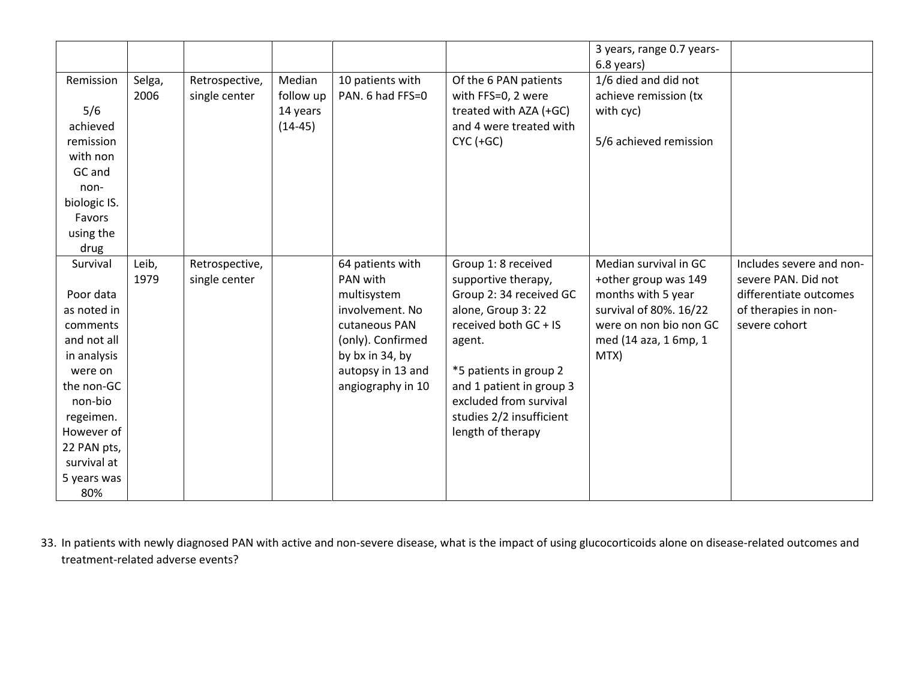|  |  |  |  |  |  | 3 years, range 0.7 years-6.8 years) |  |
|---|---|---|---|---|---|---|---|
| Remission<br><br>5/6 achieved remission with non GC and non-biologic IS. Favors using the drug | Selga, 2006 | Retrospective, single center | Median follow up 14 years (14-45) | 10 patients with PAN. 6 had FFS=0 | Of the 6 PAN patients with FFS=0, 2 were treated with AZA (+GC) and 4 were treated with CYC (+GC) | 1/6 died and did not achieve remission (tx with cyc)<br><br>5/6 achieved remission |  |
| Survival<br><br>Poor data as noted in comments and not all in analysis were on the non-GC non-bio regeimen. However of 22 PAN pts, survival at 5 years was 80% | Leib, 1979 | Retrospective, single center |  | 64 patients with PAN with multisystem involvement. No cutaneous PAN (only). Confirmed by bx in 34, by autopsy in 13 and angiography in 10 | Group 1: 8 received supportive therapy, Group 2: 34 received GC alone, Group 3: 22 received both GC + IS agent.<br><br>*5 patients in group 2 and 1 patient in group 3 excluded from survival studies 2/2 insufficient length of therapy | Median survival in GC +other group was 149 months with 5 year survival of 80%. 16/22 were on non bio non GC med (14 aza, 1 6mp, 1 MTX) | Includes severe and non-severe PAN. Did not differentiate outcomes of therapies in non-severe cohort |

33. In patients with newly diagnosed PAN with active and non-severe disease, what is the impact of using glucocorticoids alone on disease-related outcomes and treatment-related adverse events?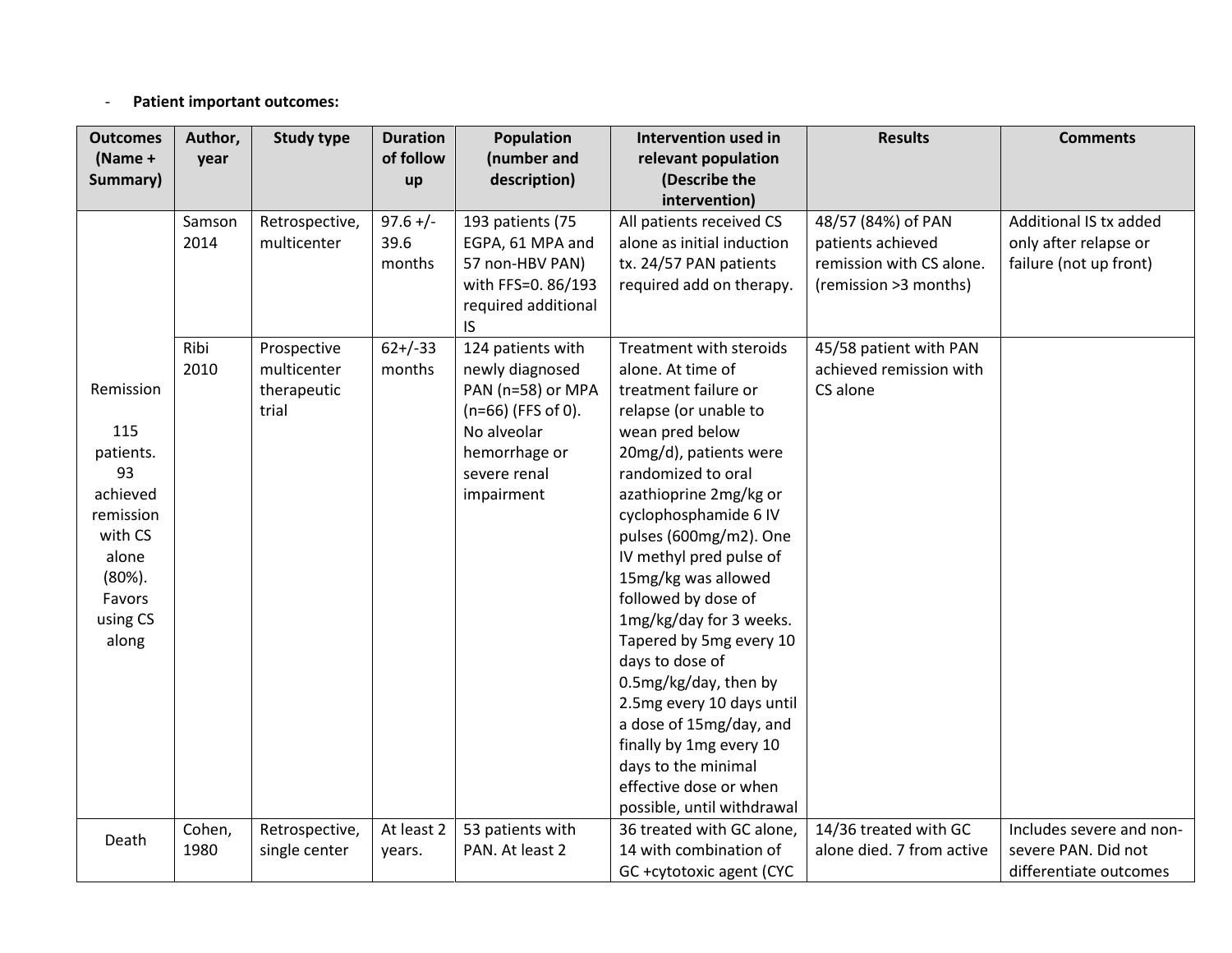- **Patient important outcomes:**

| Outcomes (Name + Summary) | Author, year | Study type | Duration of follow up | Population (number and description) | Intervention used in relevant population (Describe the intervention) | Results | Comments |
|---|---|---|---|---|---|---|---|
| Remission<br><br>115 patients. 93 achieved remission with CS alone (80%). Favors using CS along | Samson 2014 | Retrospective, multicenter | 97.6 +/- 39.6 months | 193 patients (75 EGPA, 61 MPA and 57 non-HBV PAN) with FFS=0. 86/193 required additional IS | All patients received CS alone as initial induction tx. 24/57 PAN patients required add on therapy. | 48/57 (84%) of PAN patients achieved remission with CS alone. (remission >3 months) | Additional IS tx added only after relapse or failure (not up front) |
| | Ribi 2010 | Prospective multicenter therapeutic trial | 62+/-33 months | 124 patients with newly diagnosed PAN (n=58) or MPA (n=66) (FFS of 0). No alveolar hemorrhage or severe renal impairment | Treatment with steroids alone. At time of treatment failure or relapse (or unable to wean pred below 20mg/d), patients were randomized to oral azathioprine 2mg/kg or cyclophosphamide 6 IV pulses (600mg/m2). One IV methyl pred pulse of 15mg/kg was allowed followed by dose of 1mg/kg/day for 3 weeks. Tapered by 5mg every 10 days to dose of 0.5mg/kg/day, then by 2.5mg every 10 days until a dose of 15mg/day, and finally by 1mg every 10 days to the minimal effective dose or when possible, until withdrawal | 45/58 patient with PAN achieved remission with CS alone | |
| Death | Cohen, 1980 | Retrospective, single center | At least 2 years. | 53 patients with PAN. At least 2 | 36 treated with GC alone, 14 with combination of GC +cytotoxic agent (CYC | 14/36 treated with GC alone died. 7 from active | Includes severe and non-severe PAN. Did not differentiate outcomes |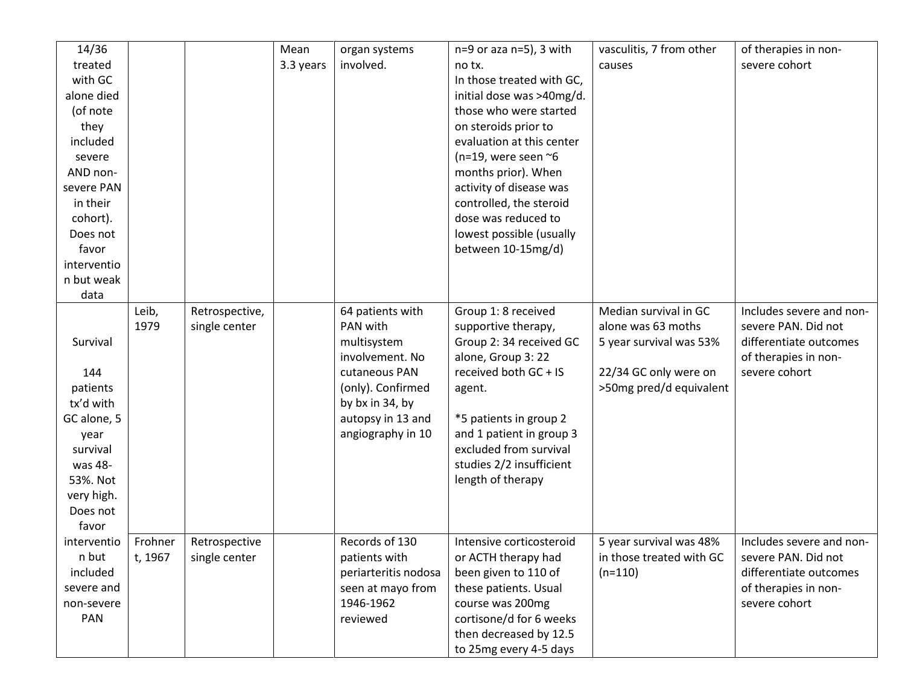| | | | | | | | |
|---|---|---|---|---|---|---|---|
| 14/36 treated with GC alone died (of note they included severe AND non-severe PAN in their cohort). Does not favor intervention but weak data | | | Mean 3.3 years | organ systems involved. | n=9 or aza n=5), 3 with no tx. In those treated with GC, initial dose was >40mg/d. those who were started on steroids prior to evaluation at this center (n=19, were seen ~6 months prior). When activity of disease was controlled, the steroid dose was reduced to lowest possible (usually between 10-15mg/d) | vasculitis, 7 from other causes | of therapies in non-severe cohort |
| Survival<br><br>144 patients tx'd with GC alone, 5 year survival was 48-53%. Not very high. Does not favor intervention but included severe and non-severe PAN | Leib, 1979 | Retrospective, single center | | 64 patients with PAN with multisystem involvement. No cutaneous PAN (only). Confirmed by bx in 34, by autopsy in 13 and angiography in 10 | Group 1: 8 received supportive therapy, Group 2: 34 received GC alone, Group 3: 22 received both GC + IS agent.<br><br>*5 patients in group 2 and 1 patient in group 3 excluded from survival studies 2/2 insufficient length of therapy | Median survival in GC alone was 63 moths<br>5 year survival was 53%<br><br>22/34 GC only were on >50mg pred/d equivalent | Includes severe and non-severe PAN. Did not differentiate outcomes of therapies in non-severe cohort |
| | Frohnert, 1967 | Retrospective single center | | Records of 130 patients with periarteritis nodosa seen at mayo from 1946-1962 reviewed | Intensive corticosteroid or ACTH therapy had been given to 110 of these patients. Usual course was 200mg cortisone/d for 6 weeks then decreased by 12.5 to 25mg every 4-5 days | 5 year survival was 48% in those treated with GC (n=110) | Includes severe and non-severe PAN. Did not differentiate outcomes of therapies in non-severe cohort |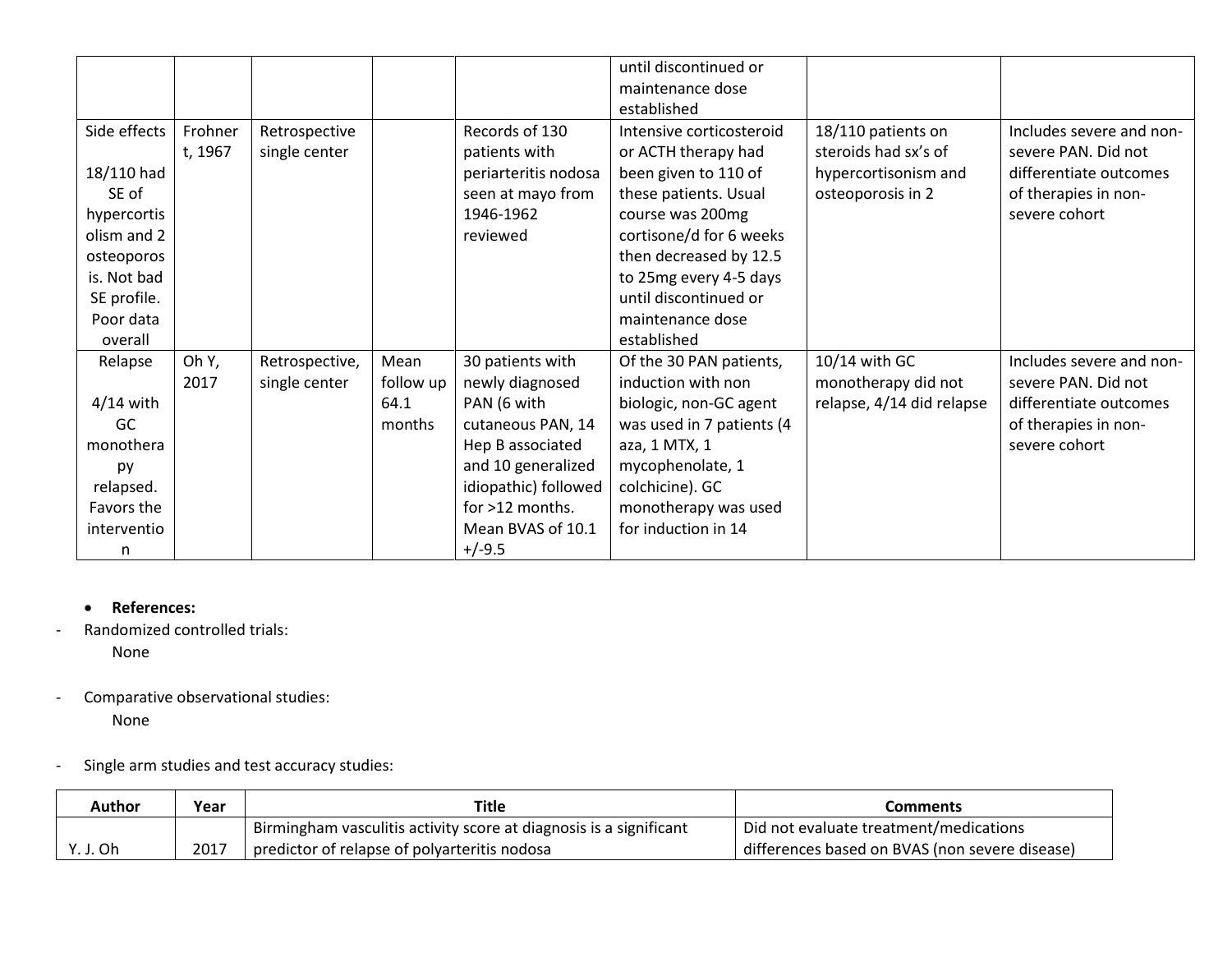| | | | | | until discontinued or maintenance dose established | | |
|---|---|---|---|---|---|---|---|
| Side effects<br><br>18/110 had SE of hypercortisolism and 2 osteoporosis. Not bad SE profile. Poor data overall | Frohnert, 1967 | Retrospective single center | | Records of 130 patients with periarteritis nodosa seen at mayo from 1946-1962 reviewed | Intensive corticosteroid or ACTH therapy had been given to 110 of these patients. Usual course was 200mg cortisone/d for 6 weeks then decreased by 12.5 to 25mg every 4-5 days until discontinued or maintenance dose established | 18/110 patients on steroids had sx's of hypercortisonism and osteoporosis in 2 | Includes severe and non-severe PAN. Did not differentiate outcomes of therapies in non-severe cohort |
| Relapse<br><br>4/14 with GC monotherapy relapsed. Favors the intervention | Oh Y, 2017 | Retrospective, single center | Mean follow up 64.1 months | 30 patients with newly diagnosed PAN (6 with cutaneous PAN, 14 Hep B associated and 10 generalized idiopathic) followed for >12 months. Mean BVAS of 10.1 +/-9.5 | Of the 30 PAN patients, induction with non biologic, non-GC agent was used in 7 patients (4 aza, 1 MTX, 1 mycophenolate, 1 colchicine). GC monotherapy was used for induction in 14 | 10/14 with GC monotherapy did not relapse, 4/14 did relapse | Includes severe and non-severe PAN. Did not differentiate outcomes of therapies in non-severe cohort |

- **References:**

- Randomized controlled trials:

  None

- Comparative observational studies:

  None

- Single arm studies and test accuracy studies:

| Author | Year | Title | Comments |
|---|---|---|---|
| Y. J. Oh | 2017 | Birmingham vasculitis activity score at diagnosis is a significant predictor of relapse of polyarteritis nodosa | Did not evaluate treatment/medications differences based on BVAS (non severe disease) |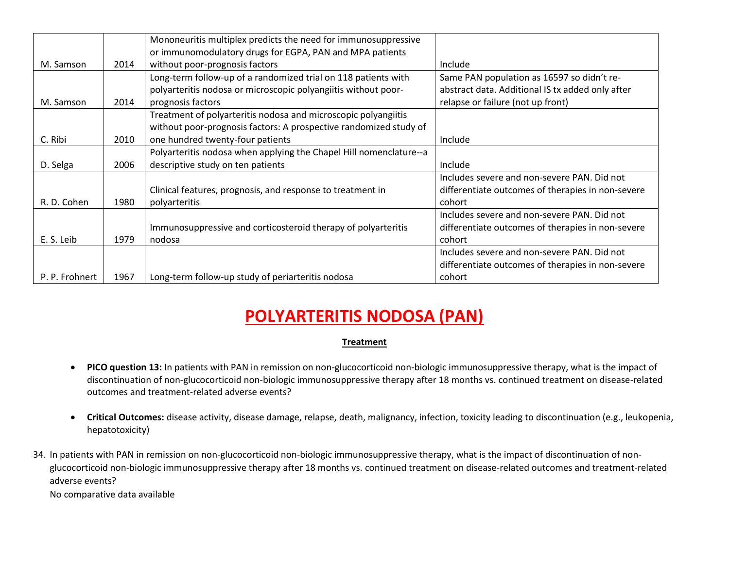| | | | |
|---|---|---|---|
| M. Samson | 2014 | Mononeuritis multiplex predicts the need for immunosuppressive or immunomodulatory drugs for EGPA, PAN and MPA patients without poor-prognosis factors | Include |
| M. Samson | 2014 | Long-term follow-up of a randomized trial on 118 patients with polyarteritis nodosa or microscopic polyangiitis without poor-prognosis factors | Same PAN population as 16597 so didn't re-abstract data. Additional IS tx added only after relapse or failure (not up front) |
| C. Ribi | 2010 | Treatment of polyarteritis nodosa and microscopic polyangiitis without poor-prognosis factors: A prospective randomized study of one hundred twenty-four patients | Include |
| D. Selga | 2006 | Polyarteritis nodosa when applying the Chapel Hill nomenclature--a descriptive study on ten patients | Include |
| R. D. Cohen | 1980 | Clinical features, prognosis, and response to treatment in polyarteritis | Includes severe and non-severe PAN. Did not differentiate outcomes of therapies in non-severe cohort |
| E. S. Leib | 1979 | Immunosuppressive and corticosteroid therapy of polyarteritis nodosa | Includes severe and non-severe PAN. Did not differentiate outcomes of therapies in non-severe cohort |
| P. P. Frohnert | 1967 | Long-term follow-up study of periarteritis nodosa | Includes severe and non-severe PAN. Did not differentiate outcomes of therapies in non-severe cohort |

# POLYARTERITIS NODOSA (PAN)

## Treatment

- **PICO question 13:** In patients with PAN in remission on non-glucocorticoid non-biologic immunosuppressive therapy, what is the impact of discontinuation of non-glucocorticoid non-biologic immunosuppressive therapy after 18 months vs. continued treatment on disease-related outcomes and treatment-related adverse events?

- **Critical Outcomes:** disease activity, disease damage, relapse, death, malignancy, infection, toxicity leading to discontinuation (e.g., leukopenia, hepatotoxicity)

34. In patients with PAN in remission on non-glucocorticoid non-biologic immunosuppressive therapy, what is the impact of discontinuation of non-glucocorticoid non-biologic immunosuppressive therapy after 18 months vs. continued treatment on disease-related outcomes and treatment-related adverse events?
    No comparative data available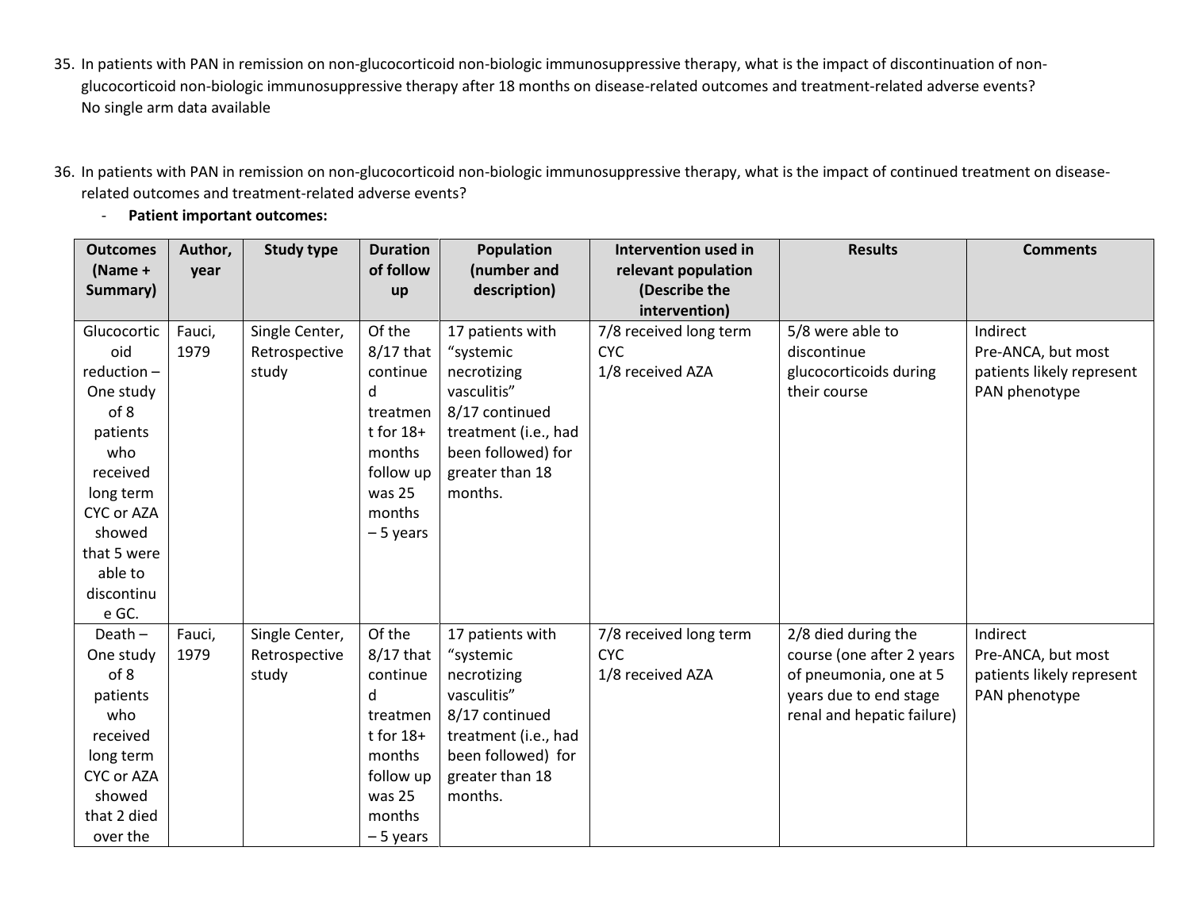35. In patients with PAN in remission on non-glucocorticoid non-biologic immunosuppressive therapy, what is the impact of discontinuation of non-glucocorticoid non-biologic immunosuppressive therapy after 18 months on disease-related outcomes and treatment-related adverse events?
    No single arm data available

36. In patients with PAN in remission on non-glucocorticoid non-biologic immunosuppressive therapy, what is the impact of continued treatment on disease-related outcomes and treatment-related adverse events?
    - **Patient important outcomes:**

| Outcomes (Name + Summary) | Author, year | Study type | Duration of follow up | Population (number and description) | Intervention used in relevant population (Describe the intervention) | Results | Comments |
|---|---|---|---|---|---|---|---|
| Glucocorticoid reduction – One study of 8 patients who received long term CYC or AZA showed that 5 were able to discontinue GC. | Fauci, 1979 | Single Center, Retrospective study | Of the 8/17 that continued treatment for 18+ months follow up was 25 months – 5 years | 17 patients with "systemic necrotizing vasculitis"<br>8/17 continued treatment (i.e., had been followed) for greater than 18 months. | 7/8 received long term CYC<br>1/8 received AZA | 5/8 were able to discontinue glucocorticoids during their course | Indirect<br>Pre-ANCA, but most patients likely represent PAN phenotype |
| Death – One study of 8 patients who received long term CYC or AZA showed that 2 died over the | Fauci, 1979 | Single Center, Retrospective study | Of the 8/17 that continued treatment for 18+ months follow up was 25 months – 5 years | 17 patients with "systemic necrotizing vasculitis"<br>8/17 continued treatment (i.e., had been followed) for greater than 18 months. | 7/8 received long term CYC<br>1/8 received AZA | 2/8 died during the course (one after 2 years of pneumonia, one at 5 years due to end stage renal and hepatic failure) | Indirect<br>Pre-ANCA, but most patients likely represent PAN phenotype |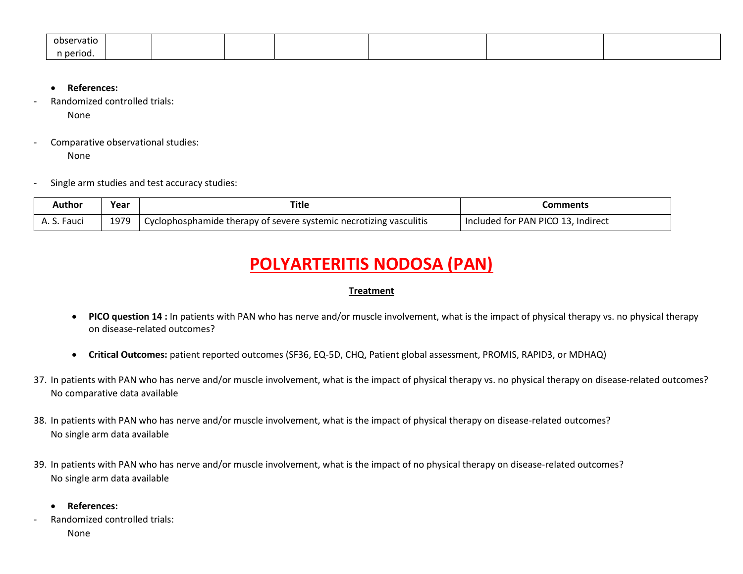| observation period. | | | | | | | |
|---|---|---|---|---|---|---|---|

- **References:**

- Randomized controlled trials:

  None

- Comparative observational studies:

  None

- Single arm studies and test accuracy studies:

| Author | Year | Title | Comments |
|---|---|---|---|
| A. S. Fauci | 1979 | Cyclophosphamide therapy of severe systemic necrotizing vasculitis | Included for PAN PICO 13, Indirect |

# POLYARTERITIS NODOSA (PAN)

## Treatment

- **PICO question 14 :** In patients with PAN who has nerve and/or muscle involvement, what is the impact of physical therapy vs. no physical therapy on disease-related outcomes?

- **Critical Outcomes:** patient reported outcomes (SF36, EQ-5D, CHQ, Patient global assessment, PROMIS, RAPID3, or MDHAQ)

37. In patients with PAN who has nerve and/or muscle involvement, what is the impact of physical therapy vs. no physical therapy on disease-related outcomes?
    No comparative data available

38. In patients with PAN who has nerve and/or muscle involvement, what is the impact of physical therapy on disease-related outcomes?
    No single arm data available

39. In patients with PAN who has nerve and/or muscle involvement, what is the impact of no physical therapy on disease-related outcomes?
    No single arm data available

- **References:**

- Randomized controlled trials:

  None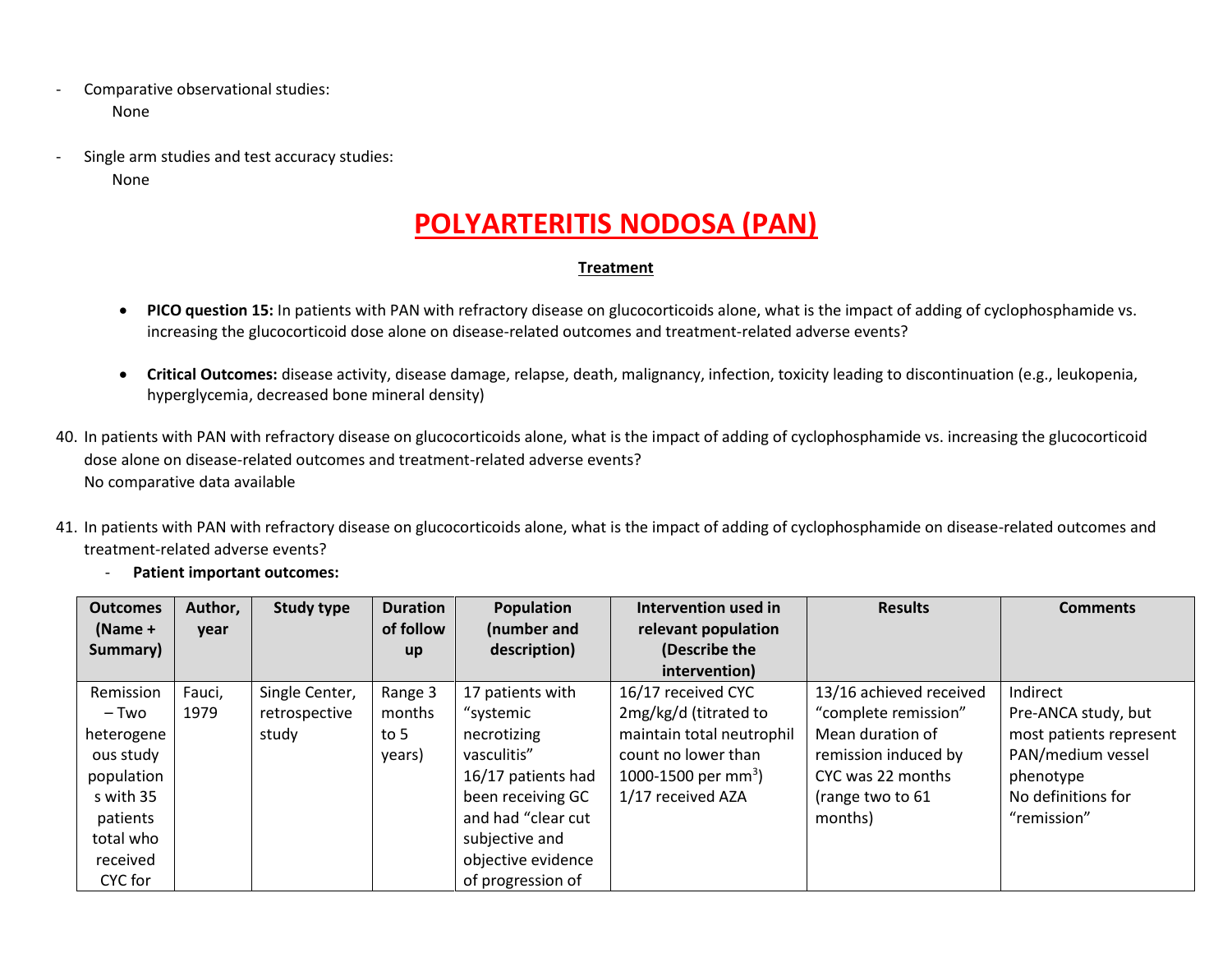- Comparative observational studies:
  None

- Single arm studies and test accuracy studies:
  None

# POLYARTERITIS NODOSA (PAN)

## Treatment

- **PICO question 15:** In patients with PAN with refractory disease on glucocorticoids alone, what is the impact of adding of cyclophosphamide vs. increasing the glucocorticoid dose alone on disease-related outcomes and treatment-related adverse events?

- **Critical Outcomes:** disease activity, disease damage, relapse, death, malignancy, infection, toxicity leading to discontinuation (e.g., leukopenia, hyperglycemia, decreased bone mineral density)

40. In patients with PAN with refractory disease on glucocorticoids alone, what is the impact of adding of cyclophosphamide vs. increasing the glucocorticoid dose alone on disease-related outcomes and treatment-related adverse events?
    No comparative data available

41. In patients with PAN with refractory disease on glucocorticoids alone, what is the impact of adding of cyclophosphamide on disease-related outcomes and treatment-related adverse events?
    - **Patient important outcomes:**

| Outcomes (Name + Summary) | Author, year | Study type | Duration of follow up | Population (number and description) | Intervention used in relevant population (Describe the intervention) | Results | Comments |
|---|---|---|---|---|---|---|---|
| Remission – Two heterogeneous study populations with 35 patients total who received CYC for | Fauci, 1979 | Single Center, retrospective study | Range 3 months to 5 years) | 17 patients with "systemic necrotizing vasculitis" 16/17 patients had been receiving GC and had "clear cut subjective and objective evidence of progression of | 16/17 received CYC 2mg/kg/d (titrated to maintain total neutrophil count no lower than 1000-1500 per mm$^3$) 1/17 received AZA | 13/16 achieved received "complete remission" Mean duration of remission induced by CYC was 22 months (range two to 61 months) | Indirect Pre-ANCA study, but most patients represent PAN/medium vessel phenotype No definitions for "remission" |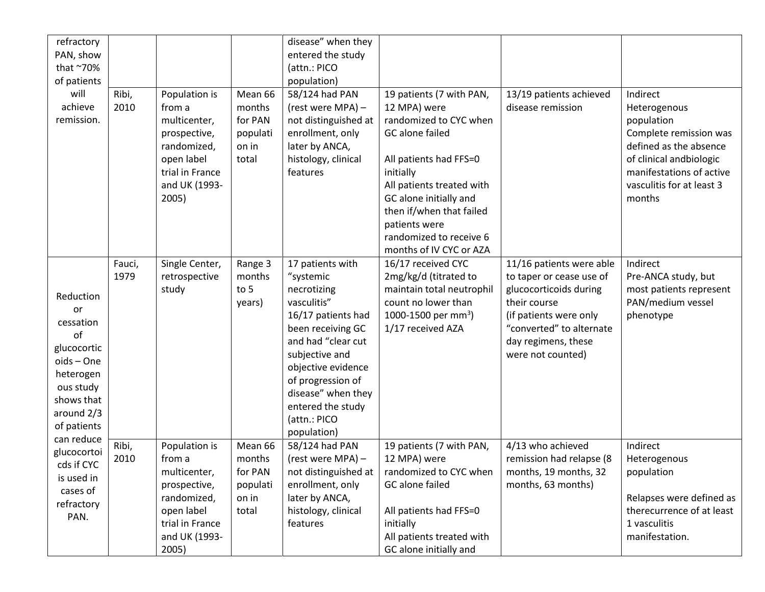| | | | | | | | |
|---|---|---|---|---|---|---|---|
| refractory PAN, show that ~70% of patients will achieve remission. | | | | disease" when they entered the study (attn.: PICO population) | | | |
| | Ribi, 2010 | Population is from a multicenter, prospective, randomized, open label trial in France and UK (1993-2005) | Mean 66 months for PAN population in total | 58/124 had PAN (rest were MPA) – not distinguished at enrollment, only later by ANCA, histology, clinical features | 19 patients (7 with PAN, 12 MPA) were randomized to CYC when GC alone failed<br><br>All patients had FFS=0 initially<br>All patients treated with GC alone initially and then if/when that failed patients were randomized to receive 6 months of IV CYC or AZA | 13/19 patients achieved disease remission | Indirect<br>Heterogenous population<br>Complete remission was defined as the absence of clinical andbiologic manifestations of active vasculitis for at least 3 months |
| Reduction or cessation of glucocorticoids – One heterogenous study shows that around 2/3 of patients can reduce glucocorticoids if CYC is used in cases of refractory PAN. | Fauci, 1979 | Single Center, retrospective study | Range 3 months to 5 years) | 17 patients with "systemic necrotizing vasculitis"<br>16/17 patients had been receiving GC and had "clear cut subjective and objective evidence of progression of disease" when they entered the study (attn.: PICO population) | 16/17 received CYC 2mg/kg/d (titrated to maintain total neutrophil count no lower than 1000-1500 per mm$^3$)<br>1/17 received AZA | 11/16 patients were able to taper or cease use of glucocorticoids during their course<br>(if patients were only "converted" to alternate day regimens, these were not counted) | Indirect<br>Pre-ANCA study, but most patients represent PAN/medium vessel phenotype |
| | Ribi, 2010 | Population is from a multicenter, prospective, randomized, open label trial in France and UK (1993-2005) | Mean 66 months for PAN population in total | 58/124 had PAN (rest were MPA) – not distinguished at enrollment, only later by ANCA, histology, clinical features | 19 patients (7 with PAN, 12 MPA) were randomized to CYC when GC alone failed<br><br>All patients had FFS=0 initially<br>All patients treated with GC alone initially and | 4/13 who achieved remission had relapse (8 months, 19 months, 32 months, 63 months) | Indirect<br>Heterogenous population<br><br>Relapses were defined as therecurrence of at least 1 vasculitis manifestation. |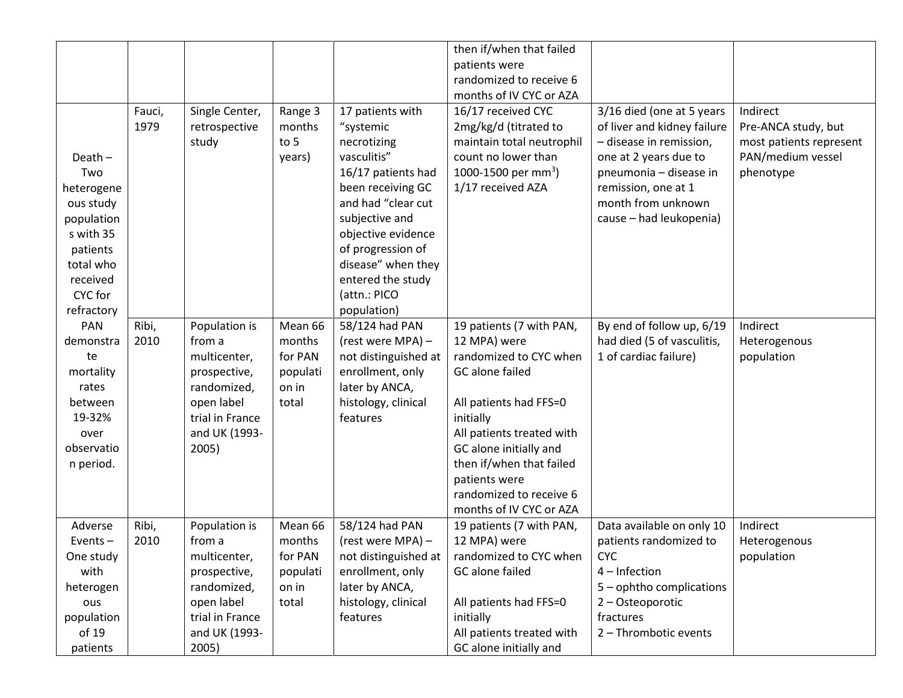| | | | | | | | |
|---|---|---|---|---|---|---|---|
| | | | | | then if/when that failed patients were randomized to receive 6 months of IV CYC or AZA | | |
| Death – Two heterogeneous study populations with 35 patients total who received CYC for refractory PAN demonstrate mortality rates between 19-32% over observation period. | Fauci, 1979 | Single Center, retrospective study | Range 3 months to 5 years) | 17 patients with "systemic necrotizing vasculitis"<br>16/17 patients had been receiving GC and had "clear cut subjective and objective evidence of progression of disease" when they entered the study (attn.: PICO population) | 16/17 received CYC 2mg/kg/d (titrated to maintain total neutrophil count no lower than 1000-1500 per $mm^3$)<br>1/17 received AZA | 3/16 died (one at 5 years of liver and kidney failure – disease in remission, one at 2 years due to pneumonia – disease in remission, one at 1 month from unknown cause – had leukopenia) | Indirect<br>Pre-ANCA study, but most patients represent PAN/medium vessel phenotype |
| | Ribi, 2010 | Population is from a multicenter, prospective, randomized, open label trial in France and UK (1993-2005) | Mean 66 months for PAN population in total | 58/124 had PAN (rest were MPA) – not distinguished at enrollment, only later by ANCA, histology, clinical features | 19 patients (7 with PAN, 12 MPA) were randomized to CYC when GC alone failed<br><br>All patients had FFS=0 initially<br>All patients treated with GC alone initially and then if/when that failed patients were randomized to receive 6 months of IV CYC or AZA | By end of follow up, 6/19 had died (5 of vasculitis, 1 of cardiac failure) | Indirect<br>Heterogenous population |
| Adverse Events – One study with heterogenous population of 19 patients | Ribi, 2010 | Population is from a multicenter, prospective, randomized, open label trial in France and UK (1993-2005) | Mean 66 months for PAN population in total | 58/124 had PAN (rest were MPA) – not distinguished at enrollment, only later by ANCA, histology, clinical features | 19 patients (7 with PAN, 12 MPA) were randomized to CYC when GC alone failed<br><br>All patients had FFS=0 initially<br>All patients treated with GC alone initially and | Data available on only 10 patients randomized to CYC<br>4 – Infection<br>5 – ophtho complications<br>2 – Osteoporotic fractures<br>2 – Thrombotic events | Indirect<br>Heterogenous population |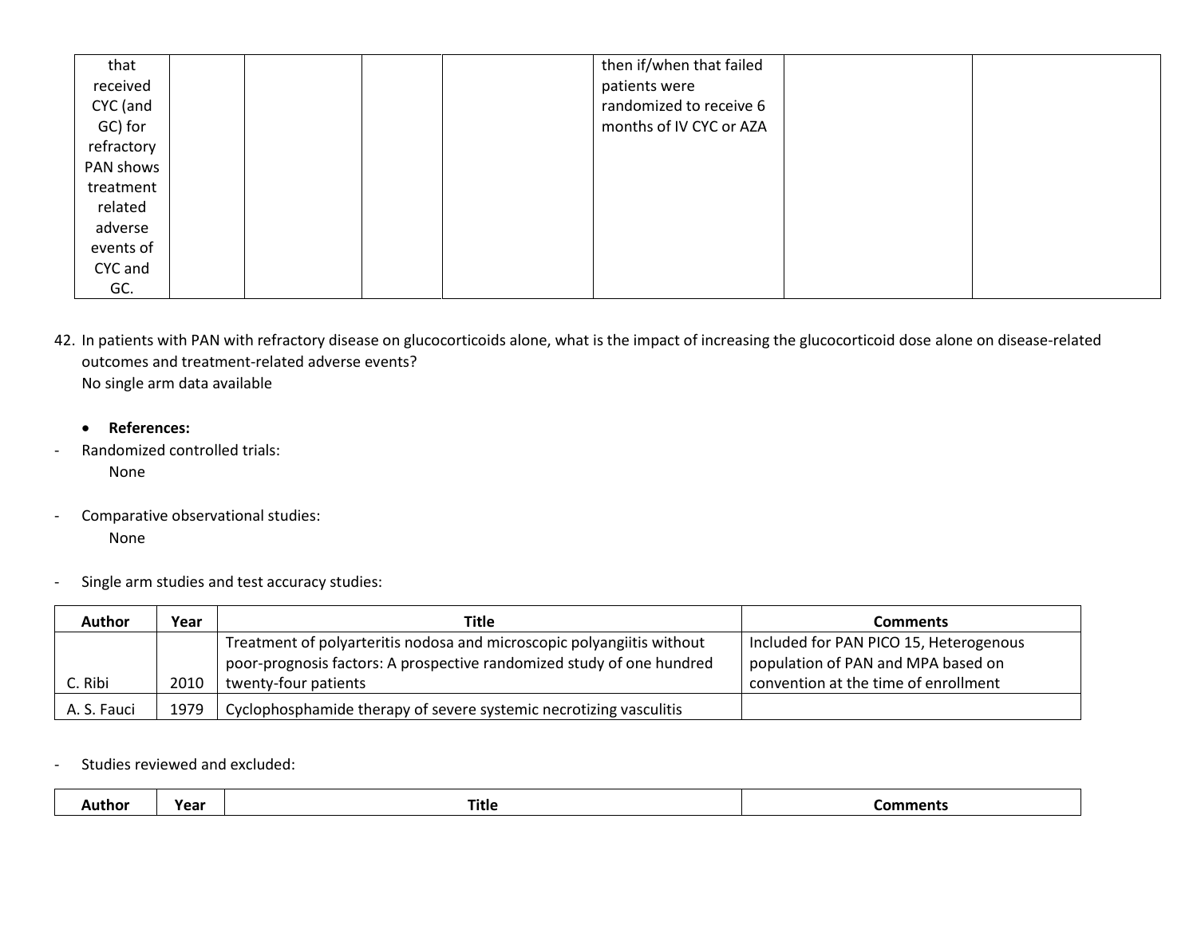| | | | | | | | |
|---|---|---|---|---|---|---|---|
| that received CYC (and GC) for refractory PAN shows treatment related adverse events of CYC and GC. | | | | | then if/when that failed patients were randomized to receive 6 months of IV CYC or AZA | | |

42. In patients with PAN with refractory disease on glucocorticoids alone, what is the impact of increasing the glucocorticoid dose alone on disease-related outcomes and treatment-related adverse events?
    No single arm data available

- **References:**

- Randomized controlled trials:
    None

- Comparative observational studies:
    None

- Single arm studies and test accuracy studies:

| Author | Year | Title | Comments |
|---|---|---|---|
| C. Ribi | 2010 | Treatment of polyarteritis nodosa and microscopic polyangiitis without poor-prognosis factors: A prospective randomized study of one hundred twenty-four patients | Included for PAN PICO 15, Heterogenous population of PAN and MPA based on convention at the time of enrollment |
| A. S. Fauci | 1979 | Cyclophosphamide therapy of severe systemic necrotizing vasculitis | |

- Studies reviewed and excluded:

| Author | Year | Title | Comments |
|---|---|---|---|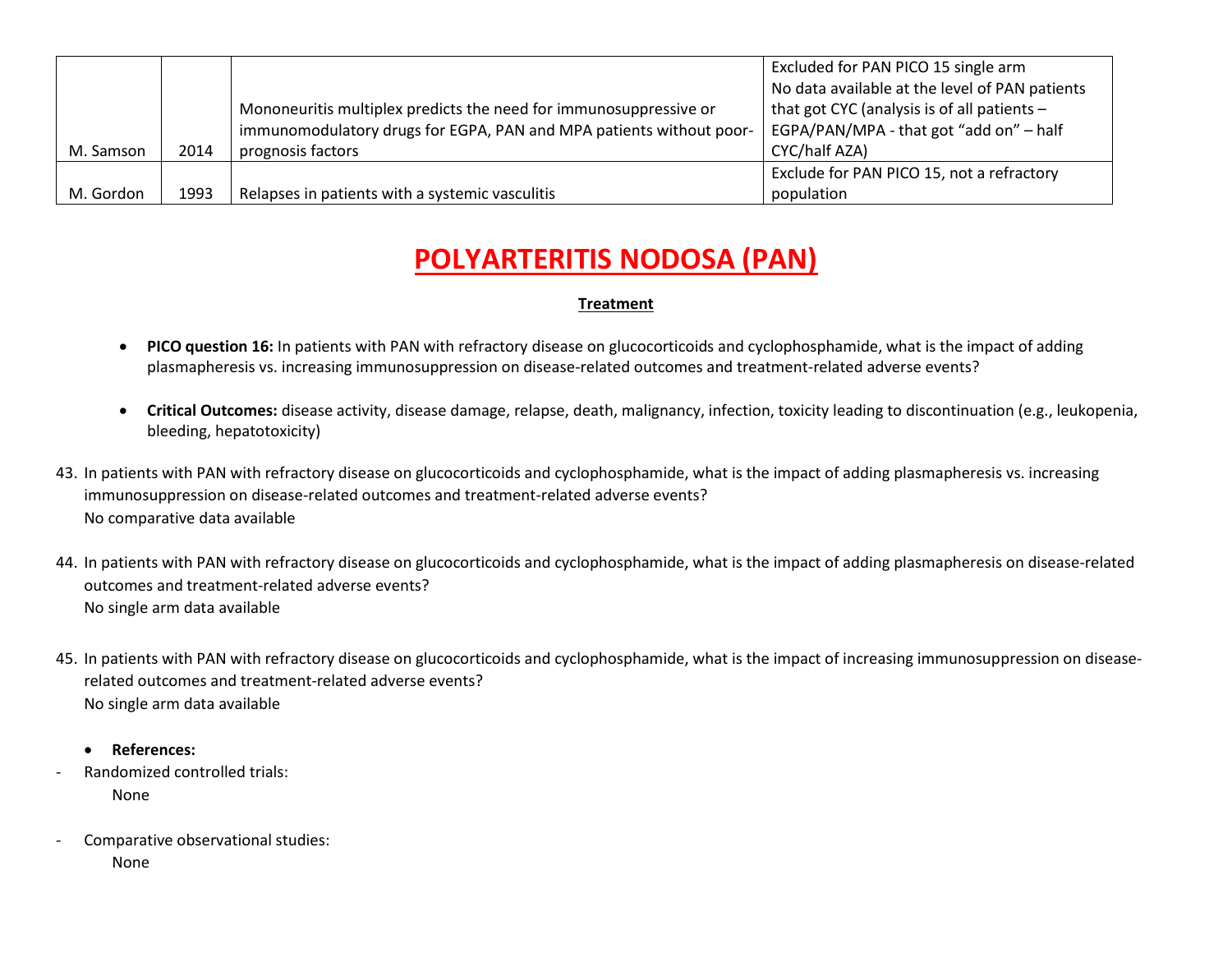| | | | |
|---|---|---|---|
| M. Samson | 2014 | Mononeuritis multiplex predicts the need for immunosuppressive or immunomodulatory drugs for EGPA, PAN and MPA patients without poor-prognosis factors | Excluded for PAN PICO 15 single arm No data available at the level of PAN patients that got CYC (analysis is of all patients – EGPA/PAN/MPA - that got "add on" – half CYC/half AZA) |
| M. Gordon | 1993 | Relapses in patients with a systemic vasculitis | Exclude for PAN PICO 15, not a refractory population |

# POLYARTERITIS NODOSA (PAN)

## Treatment

- **PICO question 16:** In patients with PAN with refractory disease on glucocorticoids and cyclophosphamide, what is the impact of adding plasmapheresis vs. increasing immunosuppression on disease-related outcomes and treatment-related adverse events?

- **Critical Outcomes:** disease activity, disease damage, relapse, death, malignancy, infection, toxicity leading to discontinuation (e.g., leukopenia, bleeding, hepatotoxicity)

43. In patients with PAN with refractory disease on glucocorticoids and cyclophosphamide, what is the impact of adding plasmapheresis vs. increasing immunosuppression on disease-related outcomes and treatment-related adverse events?
    No comparative data available

44. In patients with PAN with refractory disease on glucocorticoids and cyclophosphamide, what is the impact of adding plasmapheresis on disease-related outcomes and treatment-related adverse events?
    No single arm data available

45. In patients with PAN with refractory disease on glucocorticoids and cyclophosphamide, what is the impact of increasing immunosuppression on disease-related outcomes and treatment-related adverse events?
    No single arm data available

- **References:**

- Randomized controlled trials:
  None

- Comparative observational studies:
  None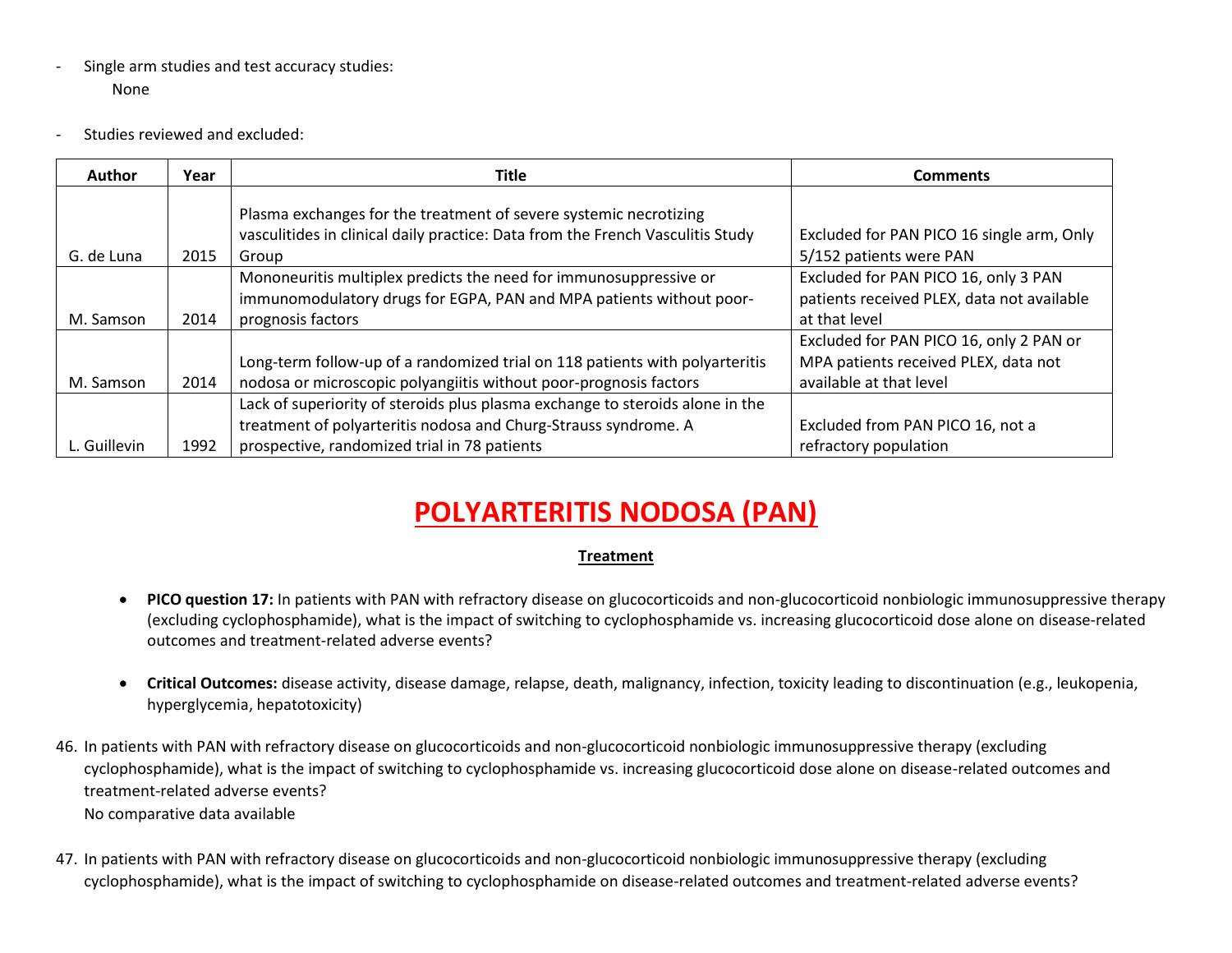- Single arm studies and test accuracy studies:
  None

- Studies reviewed and excluded:

| Author | Year | Title | Comments |
|---|---|---|---|
| G. de Luna | 2015 | Plasma exchanges for the treatment of severe systemic necrotizing vasculitides in clinical daily practice: Data from the French Vasculitis Study Group | Excluded for PAN PICO 16 single arm, Only 5/152 patients were PAN |
| M. Samson | 2014 | Mononeuritis multiplex predicts the need for immunosuppressive or immunomodulatory drugs for EGPA, PAN and MPA patients without poor-prognosis factors | Excluded for PAN PICO 16, only 3 PAN patients received PLEX, data not available at that level |
| M. Samson | 2014 | Long-term follow-up of a randomized trial on 118 patients with polyarteritis nodosa or microscopic polyangiitis without poor-prognosis factors | Excluded for PAN PICO 16, only 2 PAN or MPA patients received PLEX, data not available at that level |
| L. Guillevin | 1992 | Lack of superiority of steroids plus plasma exchange to steroids alone in the treatment of polyarteritis nodosa and Churg-Strauss syndrome. A prospective, randomized trial in 78 patients | Excluded from PAN PICO 16, not a refractory population |

# POLYARTERITIS NODOSA (PAN)

## Treatment

- **PICO question 17:** In patients with PAN with refractory disease on glucocorticoids and non-glucocorticoid nonbiologic immunosuppressive therapy (excluding cyclophosphamide), what is the impact of switching to cyclophosphamide vs. increasing glucocorticoid dose alone on disease-related outcomes and treatment-related adverse events?

- **Critical Outcomes:** disease activity, disease damage, relapse, death, malignancy, infection, toxicity leading to discontinuation (e.g., leukopenia, hyperglycemia, hepatotoxicity)

46. In patients with PAN with refractory disease on glucocorticoids and non-glucocorticoid nonbiologic immunosuppressive therapy (excluding cyclophosphamide), what is the impact of switching to cyclophosphamide vs. increasing glucocorticoid dose alone on disease-related outcomes and treatment-related adverse events?
    No comparative data available

47. In patients with PAN with refractory disease on glucocorticoids and non-glucocorticoid nonbiologic immunosuppressive therapy (excluding cyclophosphamide), what is the impact of switching to cyclophosphamide on disease-related outcomes and treatment-related adverse events?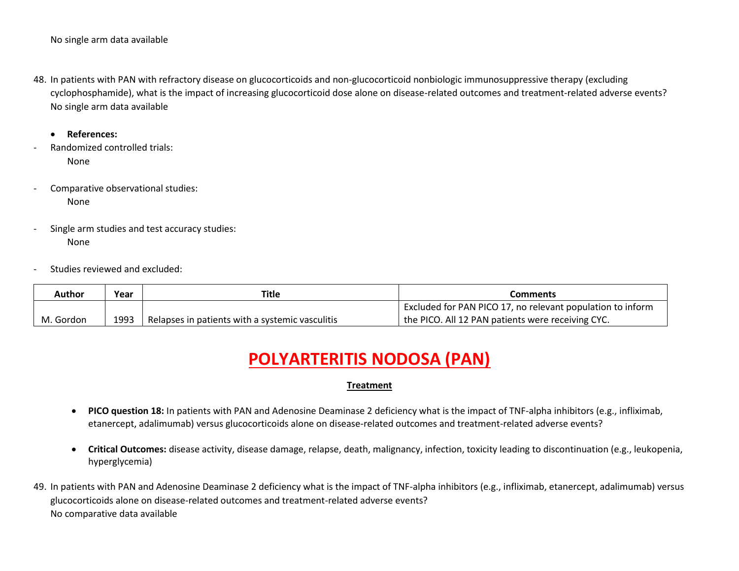No single arm data available

48. In patients with PAN with refractory disease on glucocorticoids and non-glucocorticoid nonbiologic immunosuppressive therapy (excluding cyclophosphamide), what is the impact of increasing glucocorticoid dose alone on disease-related outcomes and treatment-related adverse events?
No single arm data available

- **References:**

- Randomized controlled trials:
  None

- Comparative observational studies:
  None

- Single arm studies and test accuracy studies:
  None

- Studies reviewed and excluded:

| Author | Year | Title | Comments |
|---|---|---|---|
| M. Gordon | 1993 | Relapses in patients with a systemic vasculitis | Excluded for PAN PICO 17, no relevant population to inform the PICO. All 12 PAN patients were receiving CYC. |

# POLYARTERITIS NODOSA (PAN)

## Treatment

- **PICO question 18:** In patients with PAN and Adenosine Deaminase 2 deficiency what is the impact of TNF-alpha inhibitors (e.g., infliximab, etanercept, adalimumab) versus glucocorticoids alone on disease-related outcomes and treatment-related adverse events?

- **Critical Outcomes:** disease activity, disease damage, relapse, death, malignancy, infection, toxicity leading to discontinuation (e.g., leukopenia, hyperglycemia)

49. In patients with PAN and Adenosine Deaminase 2 deficiency what is the impact of TNF-alpha inhibitors (e.g., infliximab, etanercept, adalimumab) versus glucocorticoids alone on disease-related outcomes and treatment-related adverse events?
No comparative data available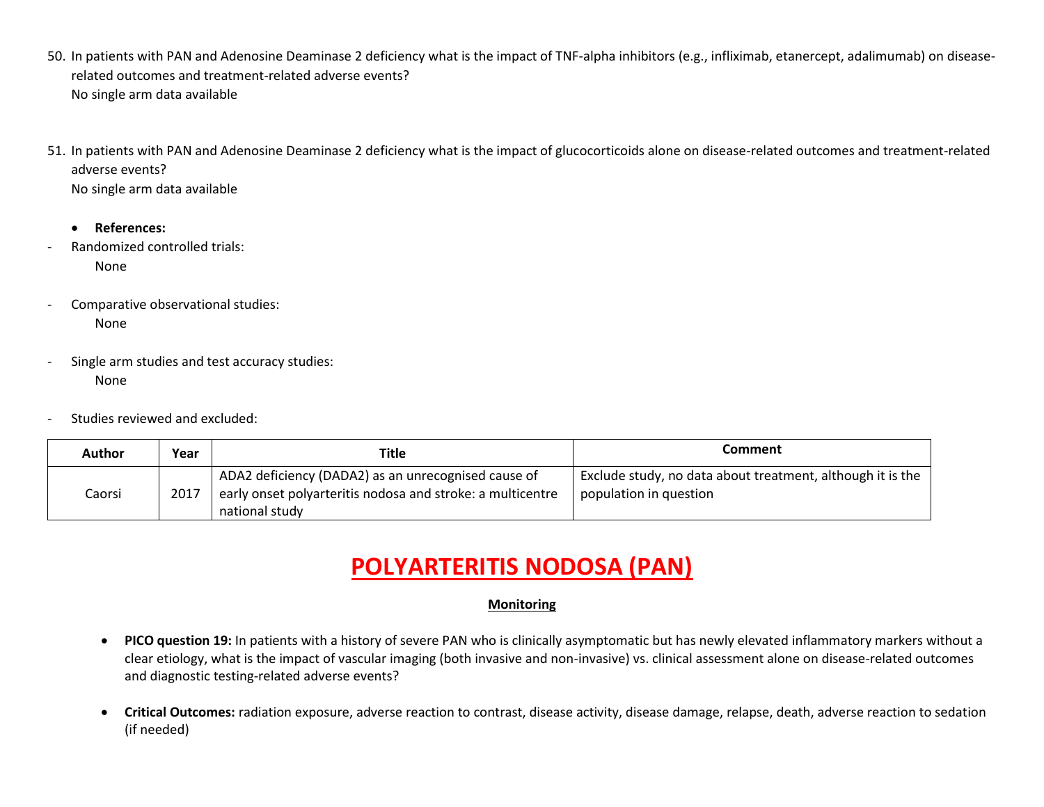50. In patients with PAN and Adenosine Deaminase 2 deficiency what is the impact of TNF-alpha inhibitors (e.g., infliximab, etanercept, adalimumab) on disease-related outcomes and treatment-related adverse events?
    No single arm data available

51. In patients with PAN and Adenosine Deaminase 2 deficiency what is the impact of glucocorticoids alone on disease-related outcomes and treatment-related adverse events?
    No single arm data available

- **References:**

- Randomized controlled trials:
  None

- Comparative observational studies:
  None

- Single arm studies and test accuracy studies:
  None

- Studies reviewed and excluded:

| Author | Year | Title | Comment |
|---|---|---|---|
| Caorsi | 2017 | ADA2 deficiency (DADA2) as an unrecognised cause of early onset polyarteritis nodosa and stroke: a multicentre national study | Exclude study, no data about treatment, although it is the population in question |

# POLYARTERITIS NODOSA (PAN)

## Monitoring

- **PICO question 19:** In patients with a history of severe PAN who is clinically asymptomatic but has newly elevated inflammatory markers without a clear etiology, what is the impact of vascular imaging (both invasive and non-invasive) vs. clinical assessment alone on disease-related outcomes and diagnostic testing-related adverse events?

- **Critical Outcomes:** radiation exposure, adverse reaction to contrast, disease activity, disease damage, relapse, death, adverse reaction to sedation (if needed)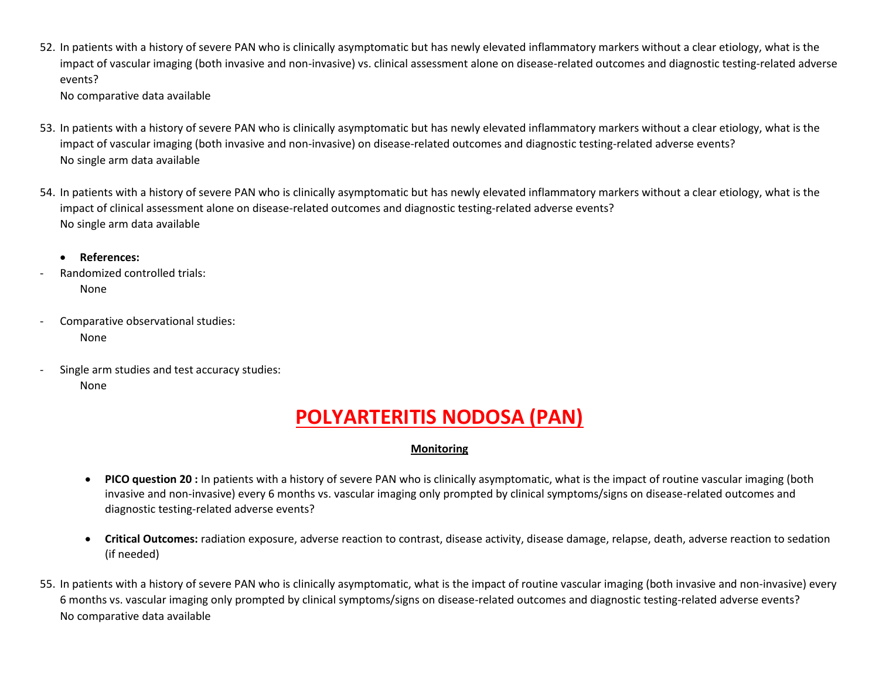52. In patients with a history of severe PAN who is clinically asymptomatic but has newly elevated inflammatory markers without a clear etiology, what is the impact of vascular imaging (both invasive and non-invasive) vs. clinical assessment alone on disease-related outcomes and diagnostic testing-related adverse events?
    No comparative data available

53. In patients with a history of severe PAN who is clinically asymptomatic but has newly elevated inflammatory markers without a clear etiology, what is the impact of vascular imaging (both invasive and non-invasive) on disease-related outcomes and diagnostic testing-related adverse events?
    No single arm data available

54. In patients with a history of severe PAN who is clinically asymptomatic but has newly elevated inflammatory markers without a clear etiology, what is the impact of clinical assessment alone on disease-related outcomes and diagnostic testing-related adverse events?
    No single arm data available

- **References:**

- Randomized controlled trials:
  None

- Comparative observational studies:
  None

- Single arm studies and test accuracy studies:
  None

# POLYARTERITIS NODOSA (PAN)

## Monitoring

- **PICO question 20 :** In patients with a history of severe PAN who is clinically asymptomatic, what is the impact of routine vascular imaging (both invasive and non-invasive) every 6 months vs. vascular imaging only prompted by clinical symptoms/signs on disease-related outcomes and diagnostic testing-related adverse events?

- **Critical Outcomes:** radiation exposure, adverse reaction to contrast, disease activity, disease damage, relapse, death, adverse reaction to sedation (if needed)

55. In patients with a history of severe PAN who is clinically asymptomatic, what is the impact of routine vascular imaging (both invasive and non-invasive) every 6 months vs. vascular imaging only prompted by clinical symptoms/signs on disease-related outcomes and diagnostic testing-related adverse events?
    No comparative data available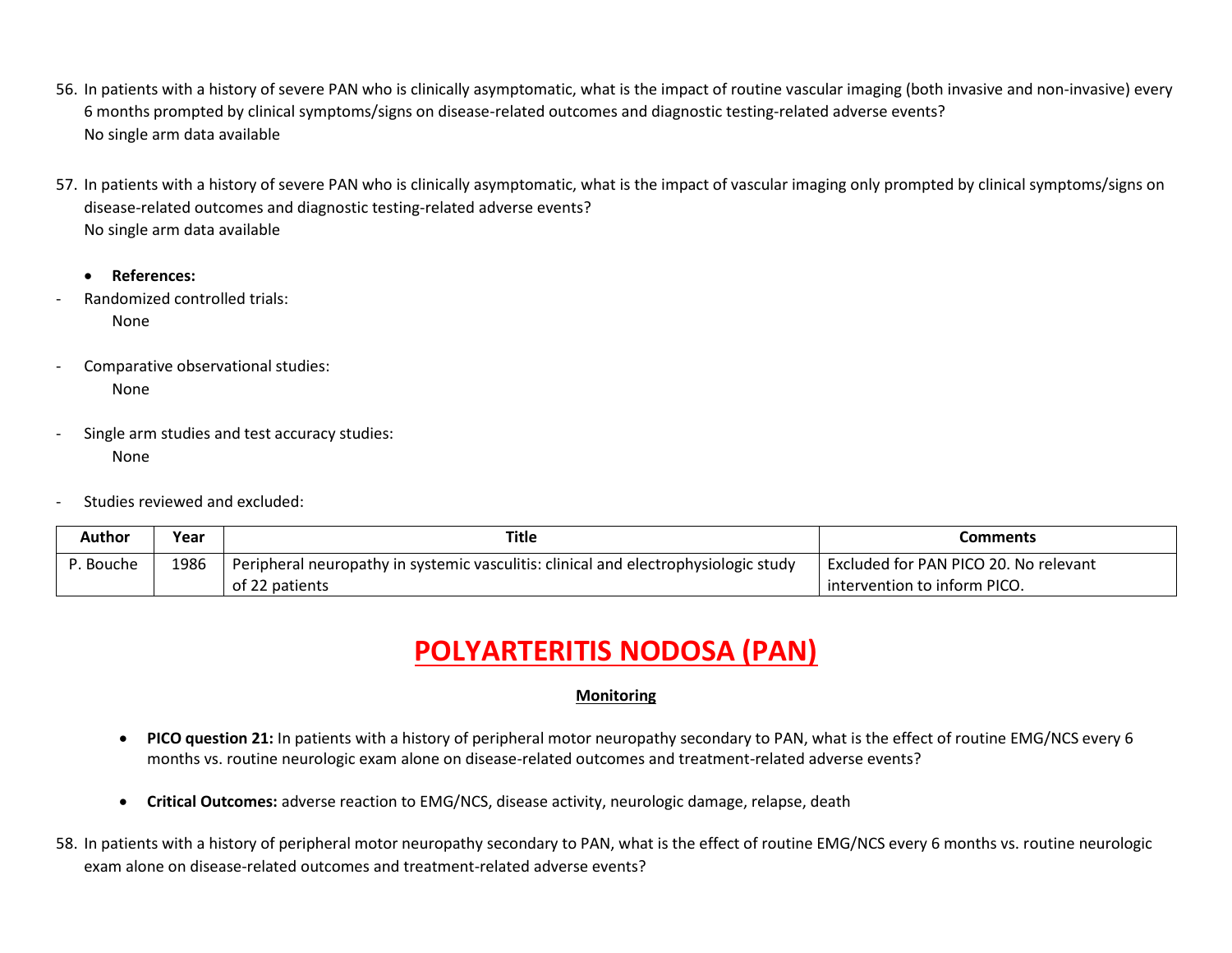56. In patients with a history of severe PAN who is clinically asymptomatic, what is the impact of routine vascular imaging (both invasive and non-invasive) every 6 months prompted by clinical symptoms/signs on disease-related outcomes and diagnostic testing-related adverse events?
    No single arm data available

57. In patients with a history of severe PAN who is clinically asymptomatic, what is the impact of vascular imaging only prompted by clinical symptoms/signs on disease-related outcomes and diagnostic testing-related adverse events?
    No single arm data available

- **References:**

- Randomized controlled trials:
    None

- Comparative observational studies:
    None

- Single arm studies and test accuracy studies:
    None

- Studies reviewed and excluded:

| Author | Year | Title | Comments |
|---|---|---|---|
| P. Bouche | 1986 | Peripheral neuropathy in systemic vasculitis: clinical and electrophysiologic study of 22 patients | Excluded for PAN PICO 20. No relevant intervention to inform PICO. |

# POLYARTERITIS NODOSA (PAN)

## Monitoring

- **PICO question 21:** In patients with a history of peripheral motor neuropathy secondary to PAN, what is the effect of routine EMG/NCS every 6 months vs. routine neurologic exam alone on disease-related outcomes and treatment-related adverse events?

- **Critical Outcomes:** adverse reaction to EMG/NCS, disease activity, neurologic damage, relapse, death

58. In patients with a history of peripheral motor neuropathy secondary to PAN, what is the effect of routine EMG/NCS every 6 months vs. routine neurologic exam alone on disease-related outcomes and treatment-related adverse events?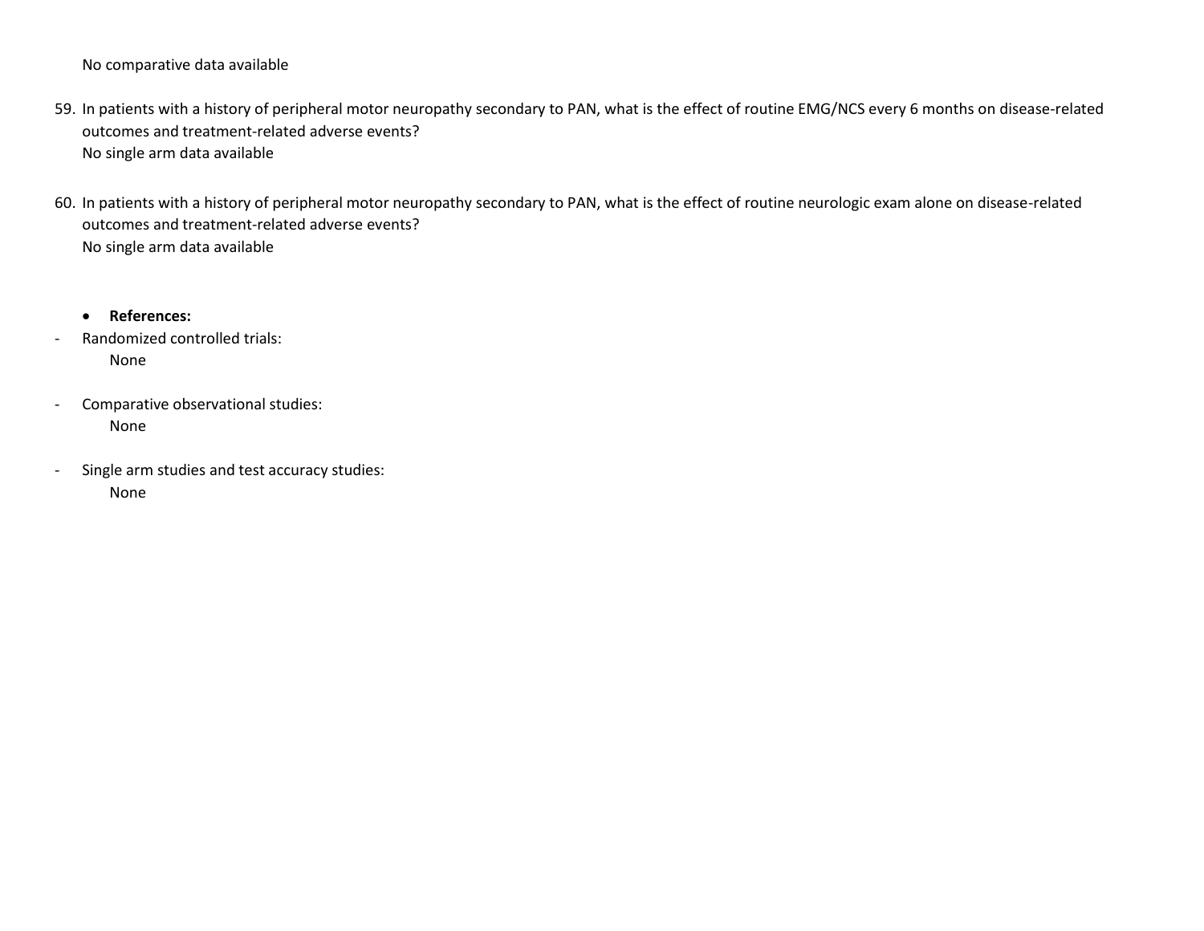No comparative data available

59. In patients with a history of peripheral motor neuropathy secondary to PAN, what is the effect of routine EMG/NCS every 6 months on disease-related outcomes and treatment-related adverse events?
    No single arm data available

60. In patients with a history of peripheral motor neuropathy secondary to PAN, what is the effect of routine neurologic exam alone on disease-related outcomes and treatment-related adverse events?
    No single arm data available

- **References:**

- Randomized controlled trials:
  None

- Comparative observational studies:
  None

- Single arm studies and test accuracy studies:
  None